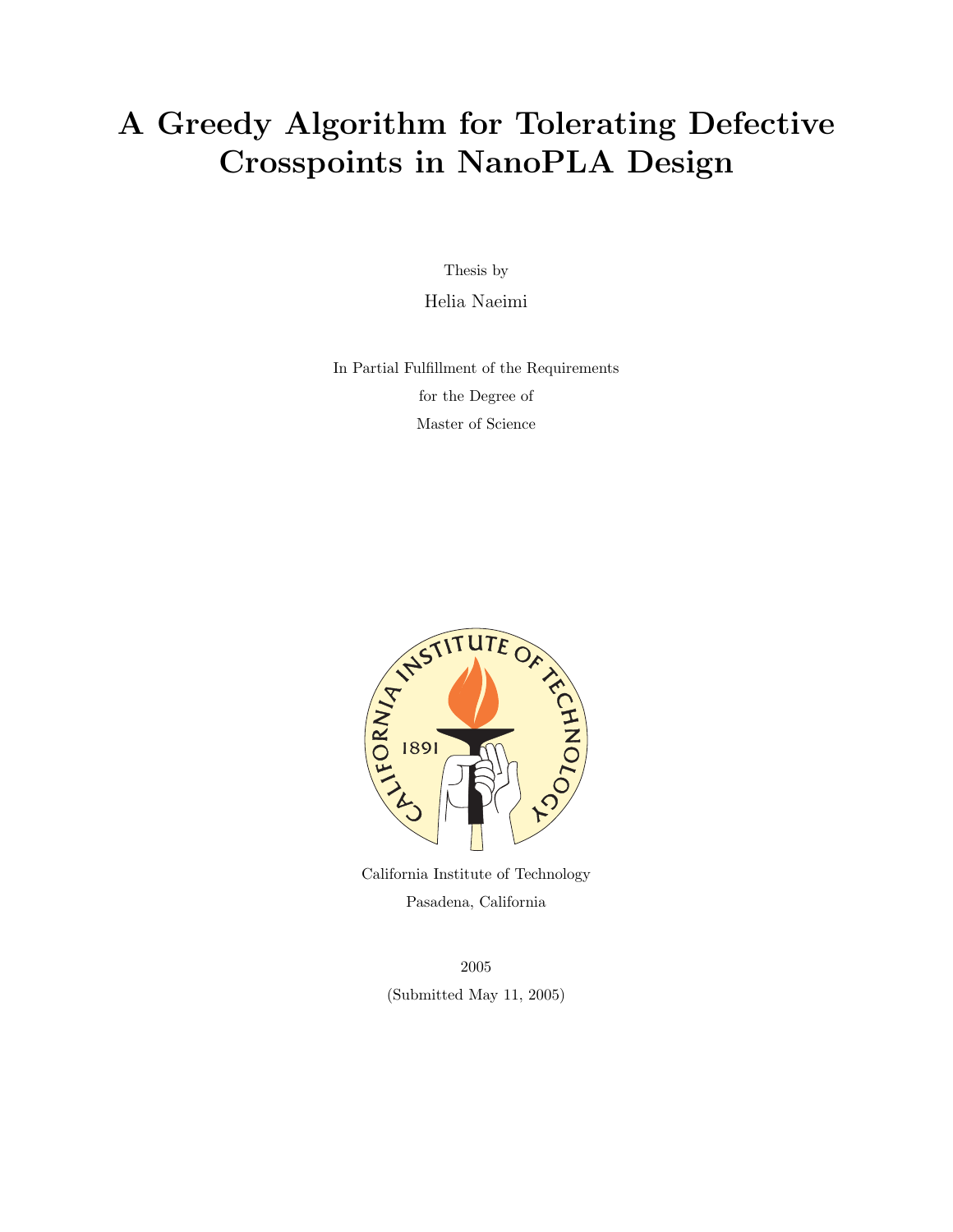# A Greedy Algorithm for Tolerating Defective Crosspoints in NanoPLA Design

Thesis by

Helia Naeimi

In Partial Fulfillment of the Requirements

for the Degree of

Master of Science

California Institute of Technology

Pasadena, California

2005

(Submitted May 11, 2005)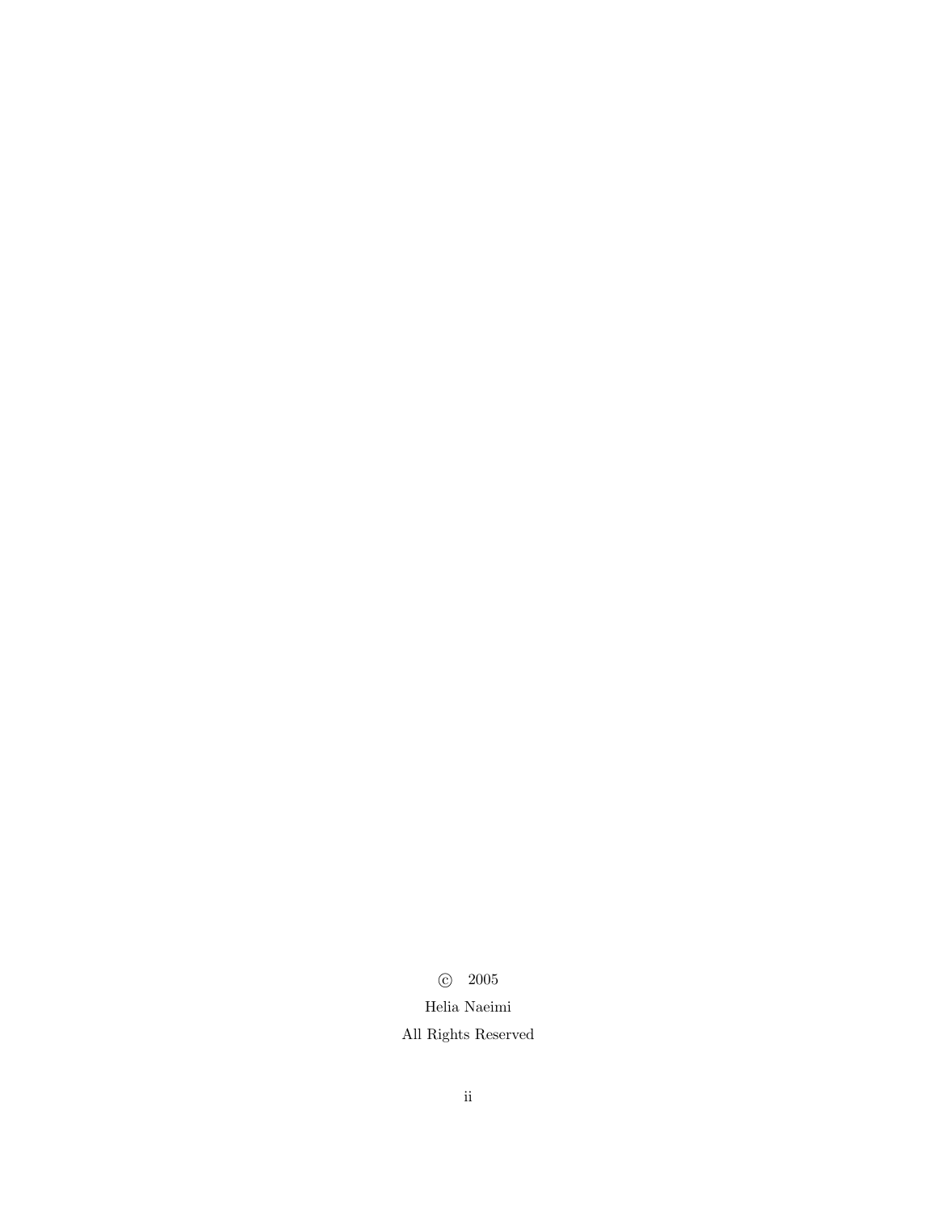© 2005

Helia Naeimi

All Rights Reserved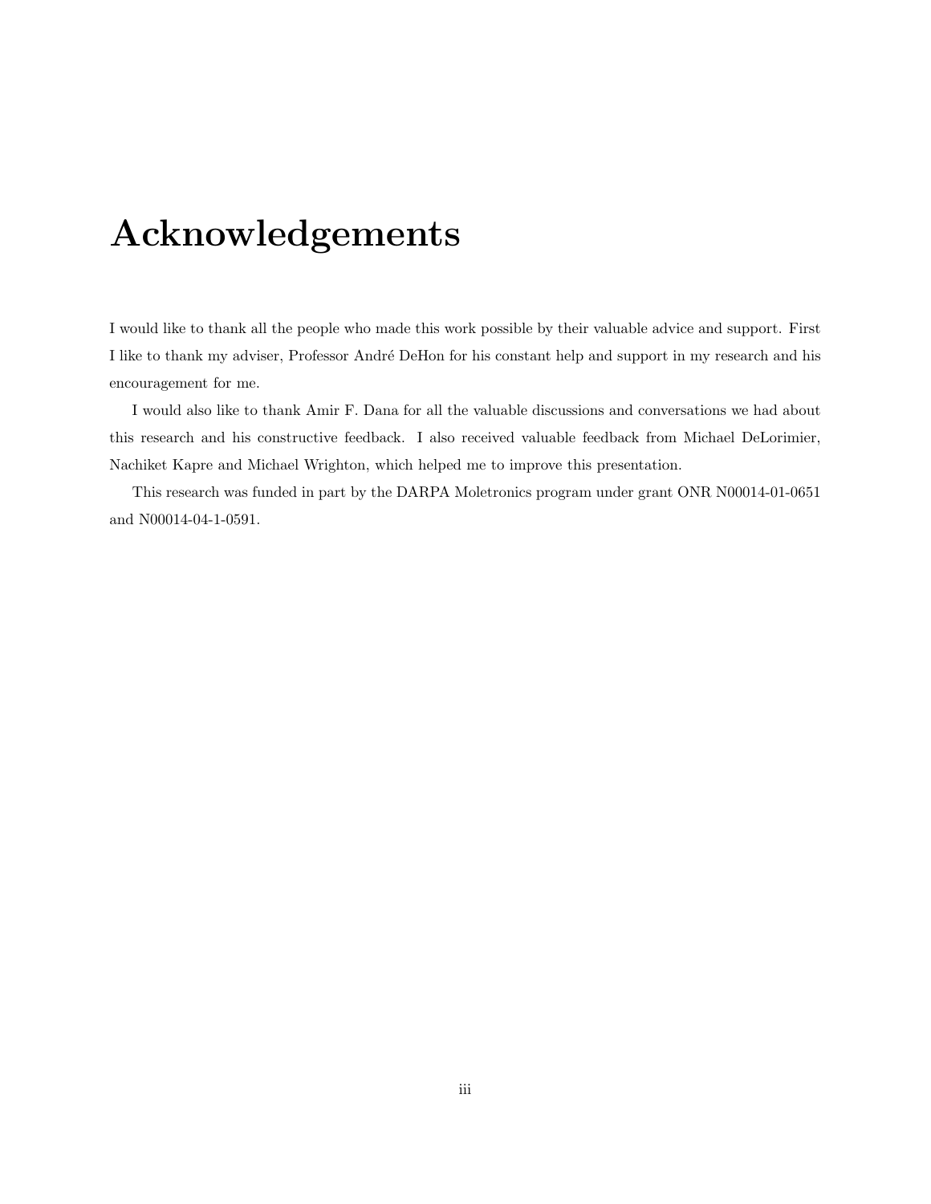# Acknowledgements

I would like to thank all the people who made this work possible by their valuable advice and support. First I like to thank my adviser, Professor André DeHon for his constant help and support in my research and his encouragement for me.

I would also like to thank Amir F. Dana for all the valuable discussions and conversations we had about this research and his constructive feedback. I also received valuable feedback from Michael DeLorimier, Nachiket Kapre and Michael Wrighton, which helped me to improve this presentation.

This research was funded in part by the DARPA Moletronics program under grant ONR N00014-01-0651 and N00014-04-1-0591.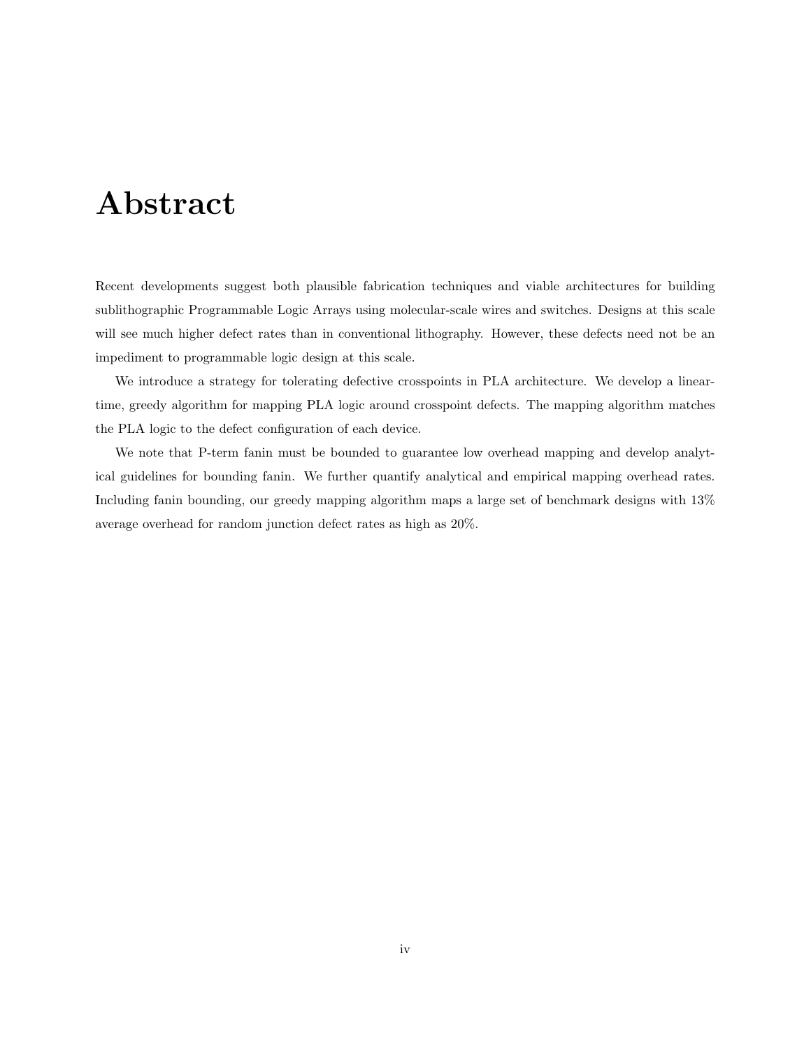# Abstract

Recent developments suggest both plausible fabrication techniques and viable architectures for building sublithographic Programmable Logic Arrays using molecular-scale wires and switches. Designs at this scale will see much higher defect rates than in conventional lithography. However, these defects need not be an impediment to programmable logic design at this scale.

We introduce a strategy for tolerating defective crosspoints in PLA architecture. We develop a linear-time, greedy algorithm for mapping PLA logic around crosspoint defects. The mapping algorithm matches the PLA logic to the defect configuration of each device.

We note that P-term fanin must be bounded to guarantee low overhead mapping and develop analytical guidelines for bounding fanin. We further quantify analytical and empirical mapping overhead rates. Including fanin bounding, our greedy mapping algorithm maps a large set of benchmark designs with 13% average overhead for random junction defect rates as high as 20%.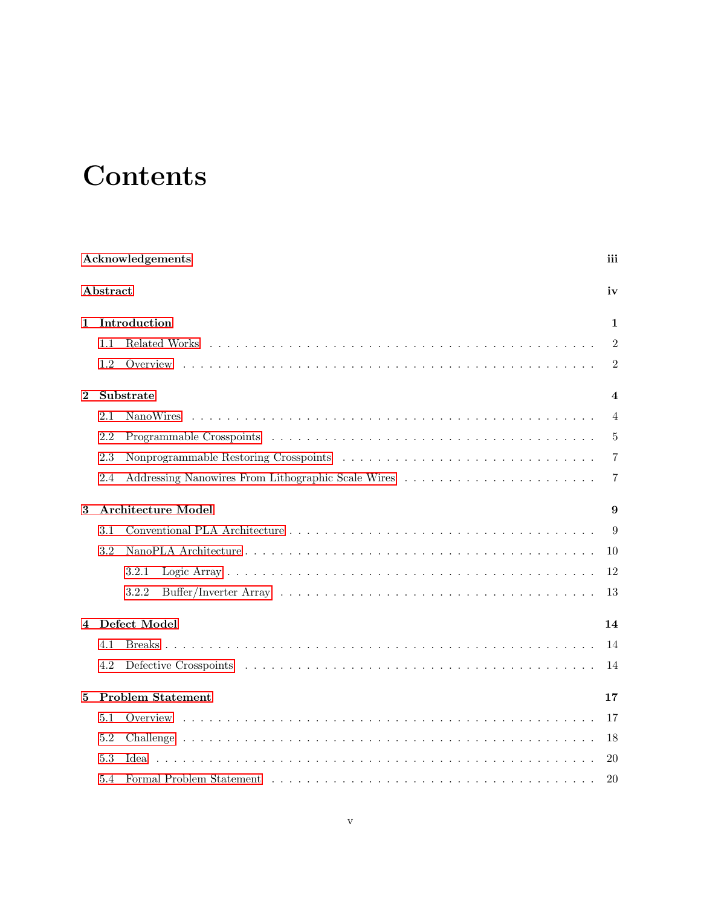# Contents

**Acknowledgements** **iii**

**Abstract** **iv**

**1 Introduction** **1**

1.1 Related Works . . . . . . . . . . . . . . . . . . . . . . . . . . . . . . . . . . . . . 2

1.2 Overview . . . . . . . . . . . . . . . . . . . . . . . . . . . . . . . . . . . . . . . 2

**2 Substrate** **4**

2.1 NanoWires . . . . . . . . . . . . . . . . . . . . . . . . . . . . . . . . . . . . . . 4

2.2 Programmable Crosspoints . . . . . . . . . . . . . . . . . . . . . . . . . . . . . 5

2.3 Nonprogrammable Restoring Crosspoints . . . . . . . . . . . . . . . . . . . . . 7

2.4 Addressing Nanowires From Lithographic Scale Wires . . . . . . . . . . . . . . 7

**3 Architecture Model** **9**

3.1 Conventional PLA Architecture . . . . . . . . . . . . . . . . . . . . . . . . . . . 9

3.2 NanoPLA Architecture . . . . . . . . . . . . . . . . . . . . . . . . . . . . . . . . 10

3.2.1 Logic Array . . . . . . . . . . . . . . . . . . . . . . . . . . . . . . . . . . 12

3.2.2 Buffer/Inverter Array . . . . . . . . . . . . . . . . . . . . . . . . . . . . 13

**4 Defect Model** **14**

4.1 Breaks . . . . . . . . . . . . . . . . . . . . . . . . . . . . . . . . . . . . . . . . . 14

4.2 Defective Crosspoints . . . . . . . . . . . . . . . . . . . . . . . . . . . . . . . . 14

**5 Problem Statement** **17**

5.1 Overview . . . . . . . . . . . . . . . . . . . . . . . . . . . . . . . . . . . . . . . 17

5.2 Challenge . . . . . . . . . . . . . . . . . . . . . . . . . . . . . . . . . . . . . . . 18

5.3 Idea . . . . . . . . . . . . . . . . . . . . . . . . . . . . . . . . . . . . . . . . . . 20

5.4 Formal Problem Statement . . . . . . . . . . . . . . . . . . . . . . . . . . . . . 20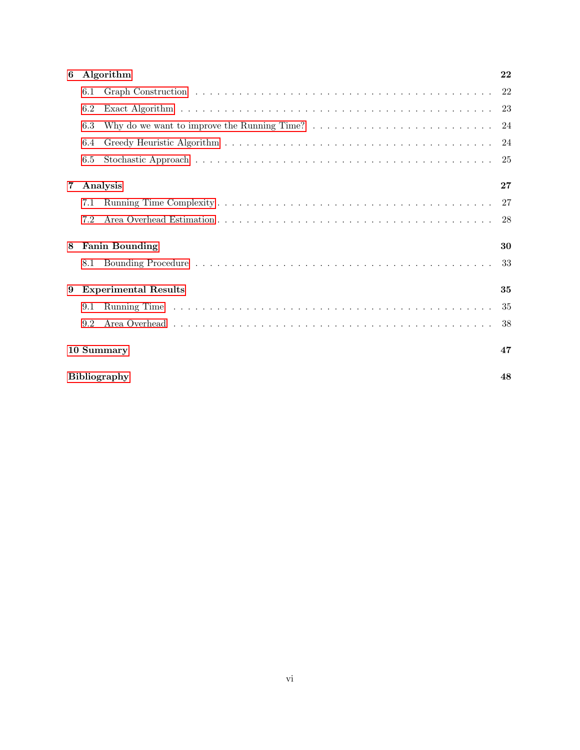**6 Algorithm** 22

- 6.1 Graph Construction . . . . . 22
- 6.2 Exact Algorithm . . . . . 23
- 6.3 Why do we want to improve the Running Time? . . . . . 24
- 6.4 Greedy Heuristic Algorithm . . . . . 24
- 6.5 Stochastic Approach . . . . . 25

**7 Analysis** 27

- 7.1 Running Time Complexity . . . . . 27
- 7.2 Area Overhead Estimation . . . . . 28

**8 Fanin Bounding** 30

- 8.1 Bounding Procedure . . . . . 33

**9 Experimental Results** 35

- 9.1 Running Time . . . . . 35
- 9.2 Area Overhead . . . . . 38

**10 Summary** 47

**Bibliography** 48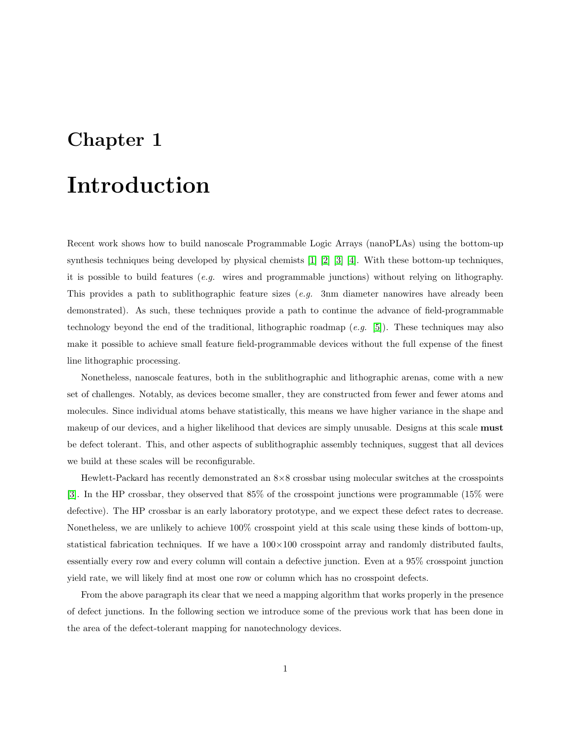# Chapter 1

# Introduction

Recent work shows how to build nanoscale Programmable Logic Arrays (nanoPLAs) using the bottom-up synthesis techniques being developed by physical chemists [1] [2] [3] [4]. With these bottom-up techniques, it is possible to build features (*e.g.* wires and programmable junctions) without relying on lithography. This provides a path to sublithographic feature sizes (*e.g.* 3nm diameter nanowires have already been demonstrated). As such, these techniques provide a path to continue the advance of field-programmable technology beyond the end of the traditional, lithographic roadmap (*e.g.* [5]). These techniques may also make it possible to achieve small feature field-programmable devices without the full expense of the finest line lithographic processing.

Nonetheless, nanoscale features, both in the sublithographic and lithographic arenas, come with a new set of challenges. Notably, as devices become smaller, they are constructed from fewer and fewer atoms and molecules. Since individual atoms behave statistically, this means we have higher variance in the shape and makeup of our devices, and a higher likelihood that devices are simply unusable. Designs at this scale **must** be defect tolerant. This, and other aspects of sublithographic assembly techniques, suggest that all devices we build at these scales will be reconfigurable.

Hewlett-Packard has recently demonstrated an $8\times8$ crossbar using molecular switches at the crosspoints [3]. In the HP crossbar, they observed that 85% of the crosspoint junctions were programmable (15% were defective). The HP crossbar is an early laboratory prototype, and we expect these defect rates to decrease. Nonetheless, we are unlikely to achieve 100% crosspoint yield at this scale using these kinds of bottom-up, statistical fabrication techniques. If we have a $100\times100$ crosspoint array and randomly distributed faults, essentially every row and every column will contain a defective junction. Even at a 95% crosspoint junction yield rate, we will likely find at most one row or column which has no crosspoint defects.

From the above paragraph its clear that we need a mapping algorithm that works properly in the presence of defect junctions. In the following section we introduce some of the previous work that has been done in the area of the defect-tolerant mapping for nanotechnology devices.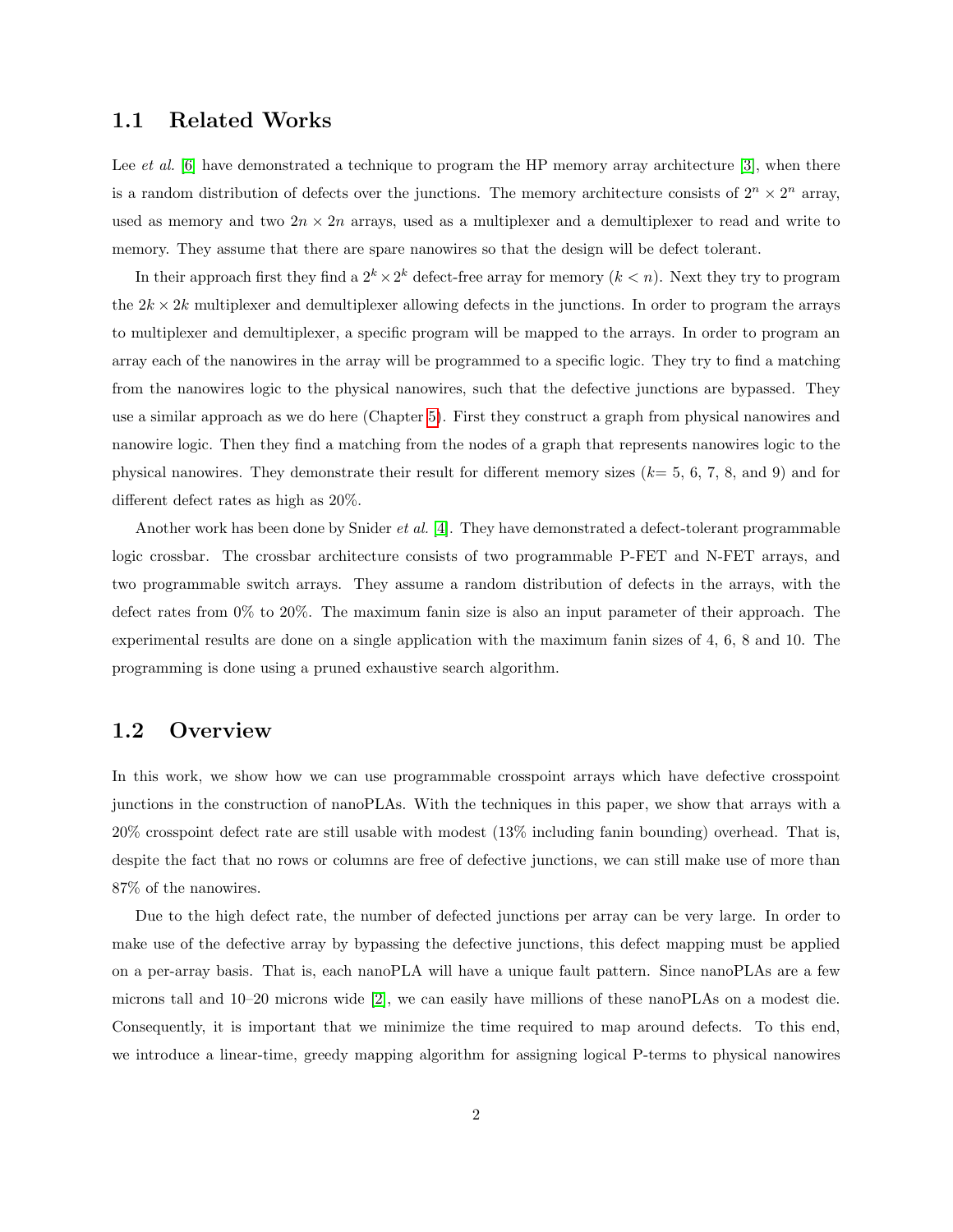## 1.1 Related Works

Lee *et al.* [6] have demonstrated a technique to program the HP memory array architecture [3], when there is a random distribution of defects over the junctions. The memory architecture consists of $2^n \times 2^n$ array, used as memory and two $2n \times 2n$ arrays, used as a multiplexer and a demultiplexer to read and write to memory. They assume that there are spare nanowires so that the design will be defect tolerant.

In their approach first they find a $2^k \times 2^k$ defect-free array for memory ($k < n$). Next they try to program the $2k \times 2k$ multiplexer and demultiplexer allowing defects in the junctions. In order to program the arrays to multiplexer and demultiplexer, a specific program will be mapped to the arrays. In order to program an array each of the nanowires in the array will be programmed to a specific logic. They try to find a matching from the nanowires logic to the physical nanowires, such that the defective junctions are bypassed. They use a similar approach as we do here (Chapter 5). First they construct a graph from physical nanowires and nanowire logic. Then they find a matching from the nodes of a graph that represents nanowires logic to the physical nanowires. They demonstrate their result for different memory sizes ($k$= 5, 6, 7, 8, and 9) and for different defect rates as high as 20%.

Another work has been done by Snider *et al.* [4]. They have demonstrated a defect-tolerant programmable logic crossbar. The crossbar architecture consists of two programmable P-FET and N-FET arrays, and two programmable switch arrays. They assume a random distribution of defects in the arrays, with the defect rates from 0% to 20%. The maximum fanin size is also an input parameter of their approach. The experimental results are done on a single application with the maximum fanin sizes of 4, 6, 8 and 10. The programming is done using a pruned exhaustive search algorithm.

## 1.2 Overview

In this work, we show how we can use programmable crosspoint arrays which have defective crosspoint junctions in the construction of nanoPLAs. With the techniques in this paper, we show that arrays with a 20% crosspoint defect rate are still usable with modest (13% including fanin bounding) overhead. That is, despite the fact that no rows or columns are free of defective junctions, we can still make use of more than 87% of the nanowires.

Due to the high defect rate, the number of defected junctions per array can be very large. In order to make use of the defective array by bypassing the defective junctions, this defect mapping must be applied on a per-array basis. That is, each nanoPLA will have a unique fault pattern. Since nanoPLAs are a few microns tall and 10–20 microns wide [2], we can easily have millions of these nanoPLAs on a modest die. Consequently, it is important that we minimize the time required to map around defects. To this end, we introduce a linear-time, greedy mapping algorithm for assigning logical P-terms to physical nanowires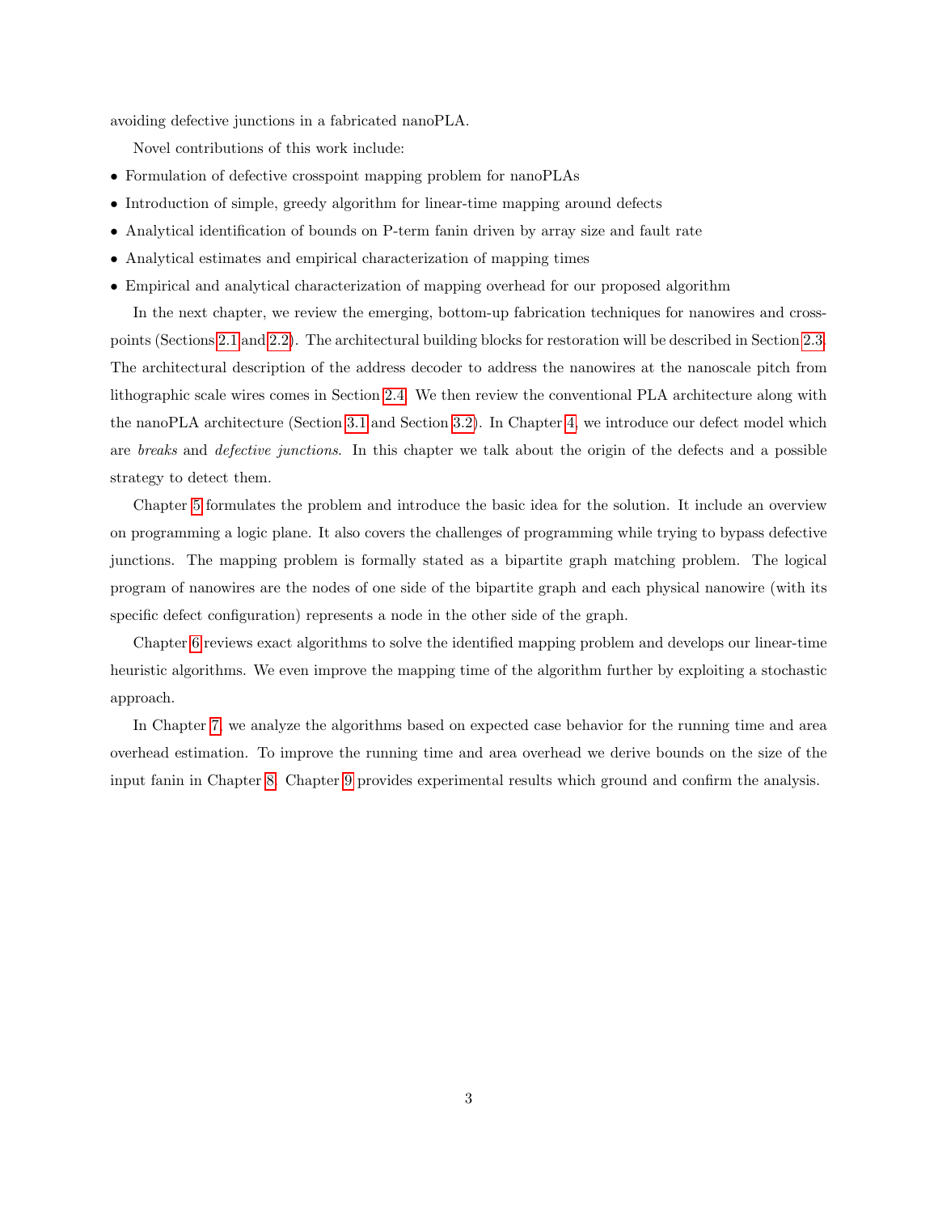avoiding defective junctions in a fabricated nanoPLA.

Novel contributions of this work include:

- Formulation of defective crosspoint mapping problem for nanoPLAs
- Introduction of simple, greedy algorithm for linear-time mapping around defects
- Analytical identification of bounds on P-term fanin driven by array size and fault rate
- Analytical estimates and empirical characterization of mapping times
- Empirical and analytical characterization of mapping overhead for our proposed algorithm

In the next chapter, we review the emerging, bottom-up fabrication techniques for nanowires and crosspoints (Sections 2.1 and 2.2). The architectural building blocks for restoration will be described in Section 2.3. The architectural description of the address decoder to address the nanowires at the nanoscale pitch from lithographic scale wires comes in Section 2.4. We then review the conventional PLA architecture along with the nanoPLA architecture (Section 3.1 and Section 3.2). In Chapter 4, we introduce our defect model which are *breaks* and *defective junctions*. In this chapter we talk about the origin of the defects and a possible strategy to detect them.

Chapter 5 formulates the problem and introduce the basic idea for the solution. It include an overview on programming a logic plane. It also covers the challenges of programming while trying to bypass defective junctions. The mapping problem is formally stated as a bipartite graph matching problem. The logical program of nanowires are the nodes of one side of the bipartite graph and each physical nanowire (with its specific defect configuration) represents a node in the other side of the graph.

Chapter 6 reviews exact algorithms to solve the identified mapping problem and develops our linear-time heuristic algorithms. We even improve the mapping time of the algorithm further by exploiting a stochastic approach.

In Chapter 7, we analyze the algorithms based on expected case behavior for the running time and area overhead estimation. To improve the running time and area overhead we derive bounds on the size of the input fanin in Chapter 8. Chapter 9 provides experimental results which ground and confirm the analysis.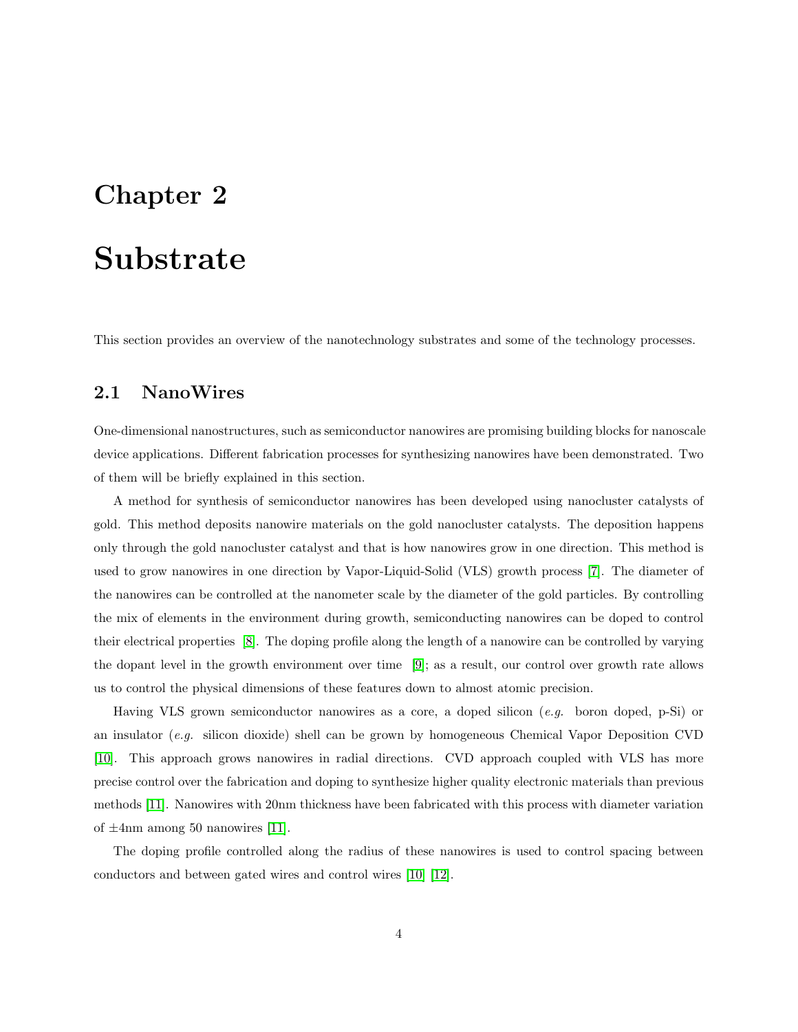# Chapter 2

# Substrate

This section provides an overview of the nanotechnology substrates and some of the technology processes.

## 2.1 NanoWires

One-dimensional nanostructures, such as semiconductor nanowires are promising building blocks for nanoscale device applications. Different fabrication processes for synthesizing nanowires have been demonstrated. Two of them will be briefly explained in this section.

A method for synthesis of semiconductor nanowires has been developed using nanocluster catalysts of gold. This method deposits nanowire materials on the gold nanocluster catalysts. The deposition happens only through the gold nanocluster catalyst and that is how nanowires grow in one direction. This method is used to grow nanowires in one direction by Vapor-Liquid-Solid (VLS) growth process [7]. The diameter of the nanowires can be controlled at the nanometer scale by the diameter of the gold particles. By controlling the mix of elements in the environment during growth, semiconducting nanowires can be doped to control their electrical properties [8]. The doping profile along the length of a nanowire can be controlled by varying the dopant level in the growth environment over time [9]; as a result, our control over growth rate allows us to control the physical dimensions of these features down to almost atomic precision.

Having VLS grown semiconductor nanowires as a core, a doped silicon (*e.g.* boron doped, p-Si) or an insulator (*e.g.* silicon dioxide) shell can be grown by homogeneous Chemical Vapor Deposition CVD [10]. This approach grows nanowires in radial directions. CVD approach coupled with VLS has more precise control over the fabrication and doping to synthesize higher quality electronic materials than previous methods [11]. Nanowires with 20nm thickness have been fabricated with this process with diameter variation of ±4nm among 50 nanowires [11].

The doping profile controlled along the radius of these nanowires is used to control spacing between conductors and between gated wires and control wires [10] [12].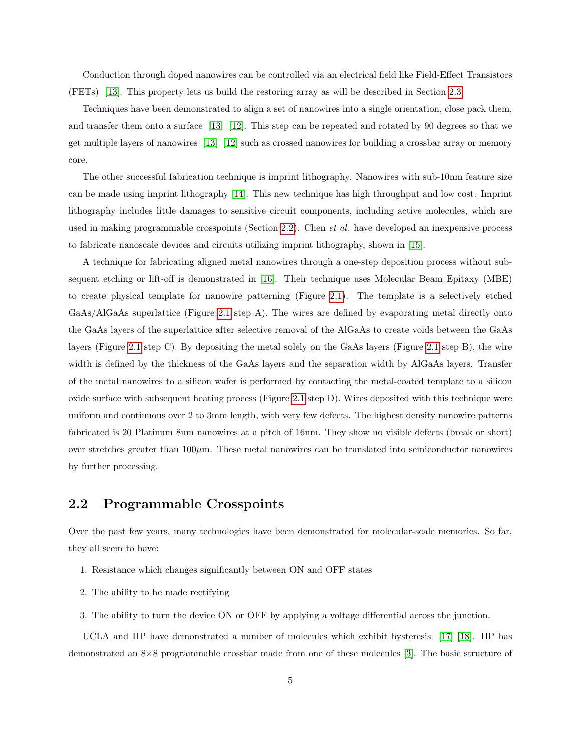Conduction through doped nanowires can be controlled via an electrical field like Field-Effect Transistors (FETs) [13]. This property lets us build the restoring array as will be described in Section 2.3.

Techniques have been demonstrated to align a set of nanowires into a single orientation, close pack them, and transfer them onto a surface [13] [12]. This step can be repeated and rotated by 90 degrees so that we get multiple layers of nanowires [13] [12] such as crossed nanowires for building a crossbar array or memory core.

The other successful fabrication technique is imprint lithography. Nanowires with sub-10nm feature size can be made using imprint lithography [14]. This new technique has high throughput and low cost. Imprint lithography includes little damages to sensitive circuit components, including active molecules, which are used in making programmable crosspoints (Section 2.2). Chen *et al.* have developed an inexpensive process to fabricate nanoscale devices and circuits utilizing imprint lithography, shown in [15].

A technique for fabricating aligned metal nanowires through a one-step deposition process without subsequent etching or lift-off is demonstrated in [16]. Their technique uses Molecular Beam Epitaxy (MBE) to create physical template for nanowire patterning (Figure 2.1). The template is a selectively etched GaAs/AlGaAs superlattice (Figure 2.1 step A). The wires are defined by evaporating metal directly onto the GaAs layers of the superlattice after selective removal of the AlGaAs to create voids between the GaAs layers (Figure 2.1 step C). By depositing the metal solely on the GaAs layers (Figure 2.1 step B), the wire width is defined by the thickness of the GaAs layers and the separation width by AlGaAs layers. Transfer of the metal nanowires to a silicon wafer is performed by contacting the metal-coated template to a silicon oxide surface with subsequent heating process (Figure 2.1 step D). Wires deposited with this technique were uniform and continuous over 2 to 3mm length, with very few defects. The highest density nanowire patterns fabricated is 20 Platinum 8nm nanowires at a pitch of 16nm. They show no visible defects (break or short) over stretches greater than 100$\mu$m. These metal nanowires can be translated into semiconductor nanowires by further processing.

## 2.2 Programmable Crosspoints

Over the past few years, many technologies have been demonstrated for molecular-scale memories. So far, they all seem to have:

1. Resistance which changes significantly between ON and OFF states
2. The ability to be made rectifying
3. The ability to turn the device ON or OFF by applying a voltage differential across the junction.

UCLA and HP have demonstrated a number of molecules which exhibit hysteresis [17] [18]. HP has demonstrated an 8×8 programmable crossbar made from one of these molecules [3]. The basic structure of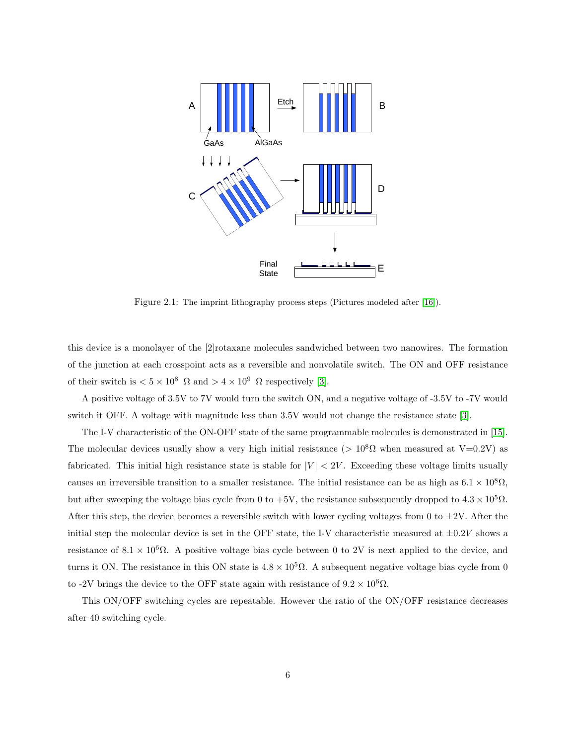Figure 2.1: The imprint lithography process steps (Pictures modeled after [16]).

this device is a monolayer of the [2]rotaxane molecules sandwiched between two nanowires. The formation of the junction at each crosspoint acts as a reversible and nonvolatile switch. The ON and OFF resistance of their switch is $< 5 \times 10^8\ \Omega$ and $> 4 \times 10^9\ \Omega$ respectively [3].

A positive voltage of 3.5V to 7V would turn the switch ON, and a negative voltage of -3.5V to -7V would switch it OFF. A voltage with magnitude less than 3.5V would not change the resistance state [3].

The I-V characteristic of the ON-OFF state of the same programmable molecules is demonstrated in [15]. The molecular devices usually show a very high initial resistance ($> 10^8\Omega$ when measured at V=0.2V) as fabricated. This initial high resistance state is stable for $|V| < 2V$. Exceeding these voltage limits usually causes an irreversible transition to a smaller resistance. The initial resistance can be as high as $6.1 \times 10^8\Omega$, but after sweeping the voltage bias cycle from 0 to +5V, the resistance subsequently dropped to $4.3 \times 10^5\Omega$. After this step, the device becomes a reversible switch with lower cycling voltages from 0 to $\pm$2V. After the initial step the molecular device is set in the OFF state, the I-V characteristic measured at $\pm 0.2V$ shows a resistance of $8.1 \times 10^6\Omega$. A positive voltage bias cycle between 0 to 2V is next applied to the device, and turns it ON. The resistance in this ON state is $4.8 \times 10^5\Omega$. A subsequent negative voltage bias cycle from 0 to -2V brings the device to the OFF state again with resistance of $9.2 \times 10^6\Omega$.

This ON/OFF switching cycles are repeatable. However the ratio of the ON/OFF resistance decreases after 40 switching cycle.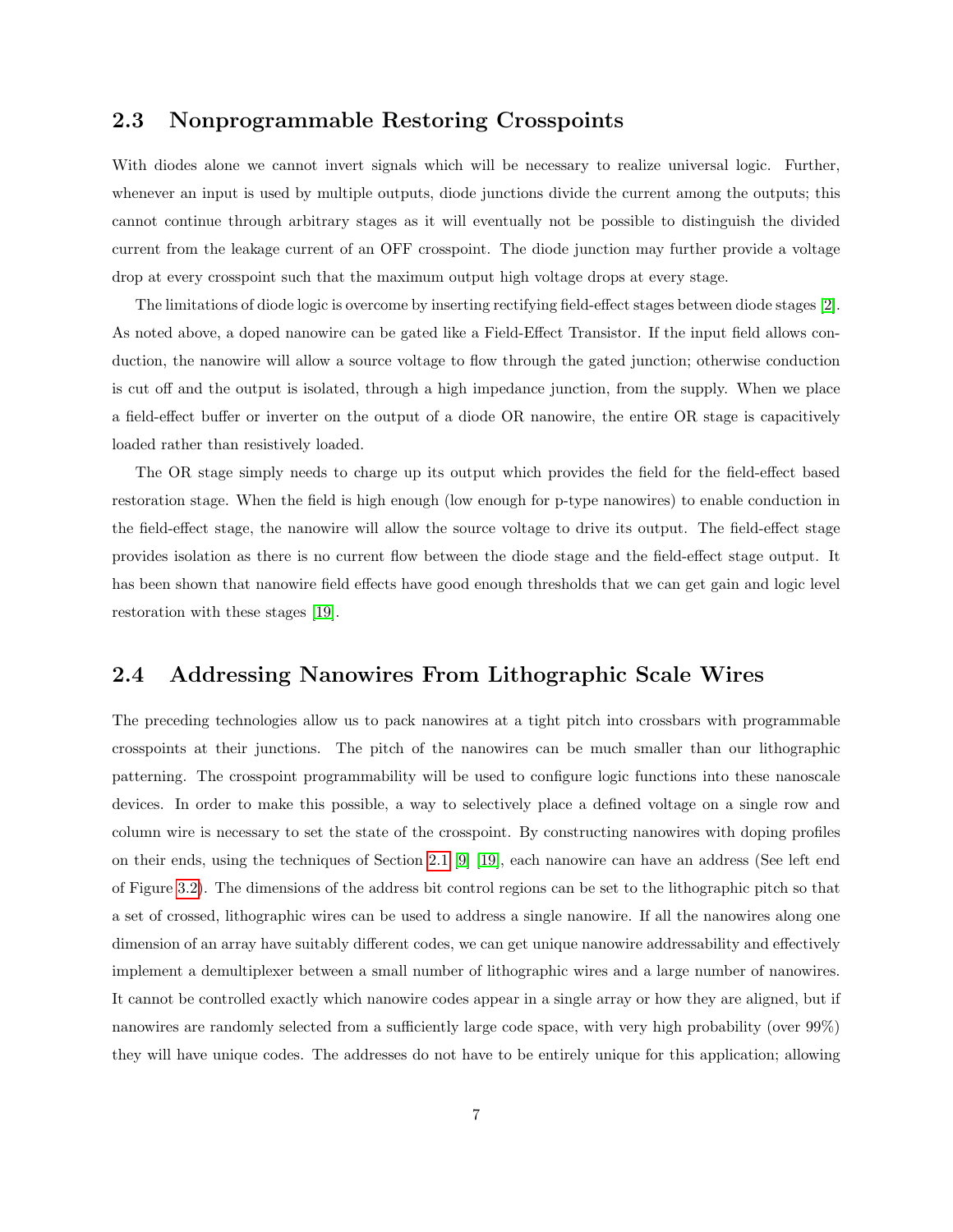## 2.3 Nonprogrammable Restoring Crosspoints

With diodes alone we cannot invert signals which will be necessary to realize universal logic. Further, whenever an input is used by multiple outputs, diode junctions divide the current among the outputs; this cannot continue through arbitrary stages as it will eventually not be possible to distinguish the divided current from the leakage current of an OFF crosspoint. The diode junction may further provide a voltage drop at every crosspoint such that the maximum output high voltage drops at every stage.

The limitations of diode logic is overcome by inserting rectifying field-effect stages between diode stages [2]. As noted above, a doped nanowire can be gated like a Field-Effect Transistor. If the input field allows conduction, the nanowire will allow a source voltage to flow through the gated junction; otherwise conduction is cut off and the output is isolated, through a high impedance junction, from the supply. When we place a field-effect buffer or inverter on the output of a diode OR nanowire, the entire OR stage is capacitively loaded rather than resistively loaded.

The OR stage simply needs to charge up its output which provides the field for the field-effect based restoration stage. When the field is high enough (low enough for p-type nanowires) to enable conduction in the field-effect stage, the nanowire will allow the source voltage to drive its output. The field-effect stage provides isolation as there is no current flow between the diode stage and the field-effect stage output. It has been shown that nanowire field effects have good enough thresholds that we can get gain and logic level restoration with these stages [19].

## 2.4 Addressing Nanowires From Lithographic Scale Wires

The preceding technologies allow us to pack nanowires at a tight pitch into crossbars with programmable crosspoints at their junctions. The pitch of the nanowires can be much smaller than our lithographic patterning. The crosspoint programmability will be used to configure logic functions into these nanoscale devices. In order to make this possible, a way to selectively place a defined voltage on a single row and column wire is necessary to set the state of the crosspoint. By constructing nanowires with doping profiles on their ends, using the techniques of Section 2.1 [9] [19], each nanowire can have an address (See left end of Figure 3.2). The dimensions of the address bit control regions can be set to the lithographic pitch so that a set of crossed, lithographic wires can be used to address a single nanowire. If all the nanowires along one dimension of an array have suitably different codes, we can get unique nanowire addressability and effectively implement a demultiplexer between a small number of lithographic wires and a large number of nanowires. It cannot be controlled exactly which nanowire codes appear in a single array or how they are aligned, but if nanowires are randomly selected from a sufficiently large code space, with very high probability (over 99%) they will have unique codes. The addresses do not have to be entirely unique for this application; allowing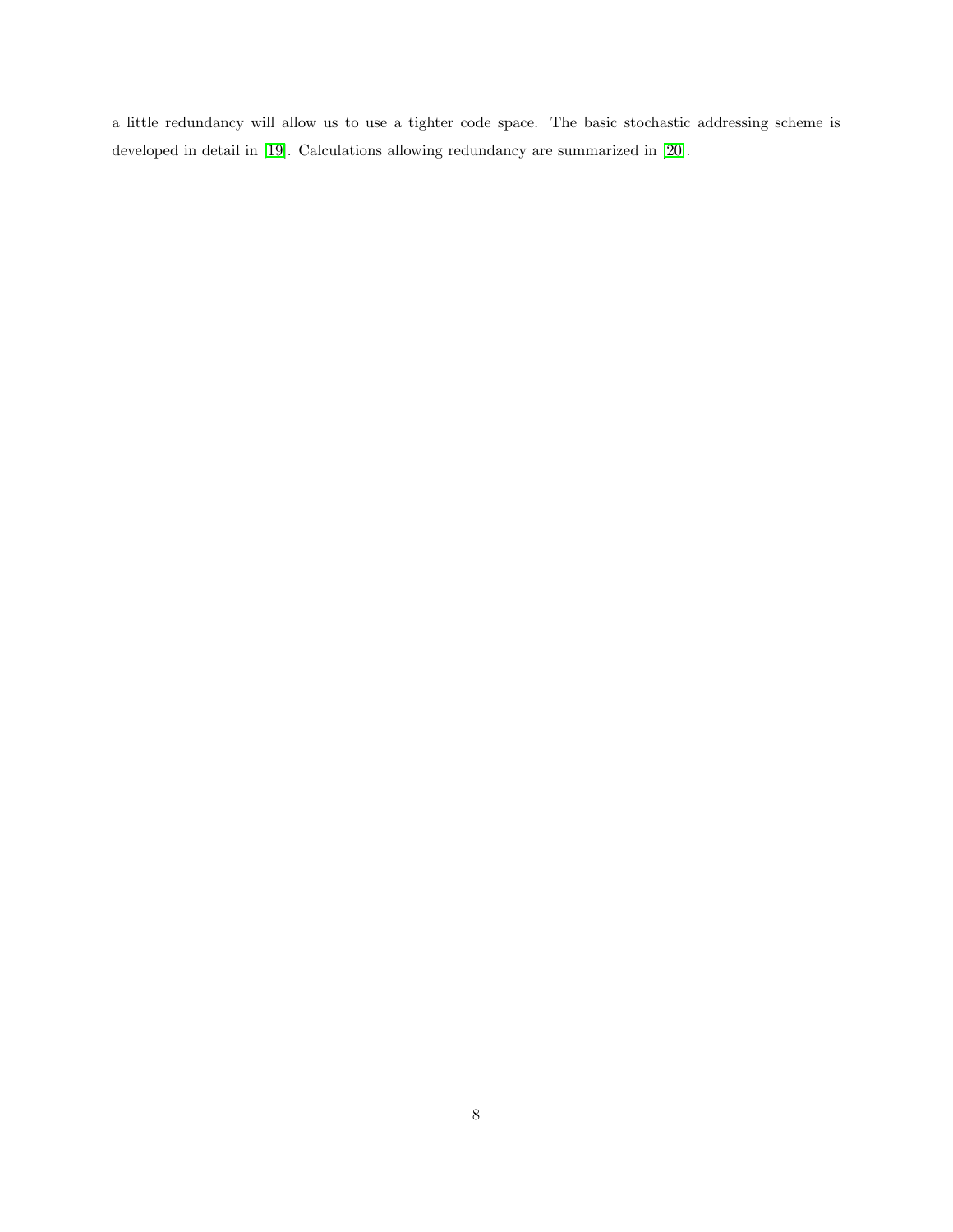a little redundancy will allow us to use a tighter code space. The basic stochastic addressing scheme is developed in detail in [19]. Calculations allowing redundancy are summarized in [20].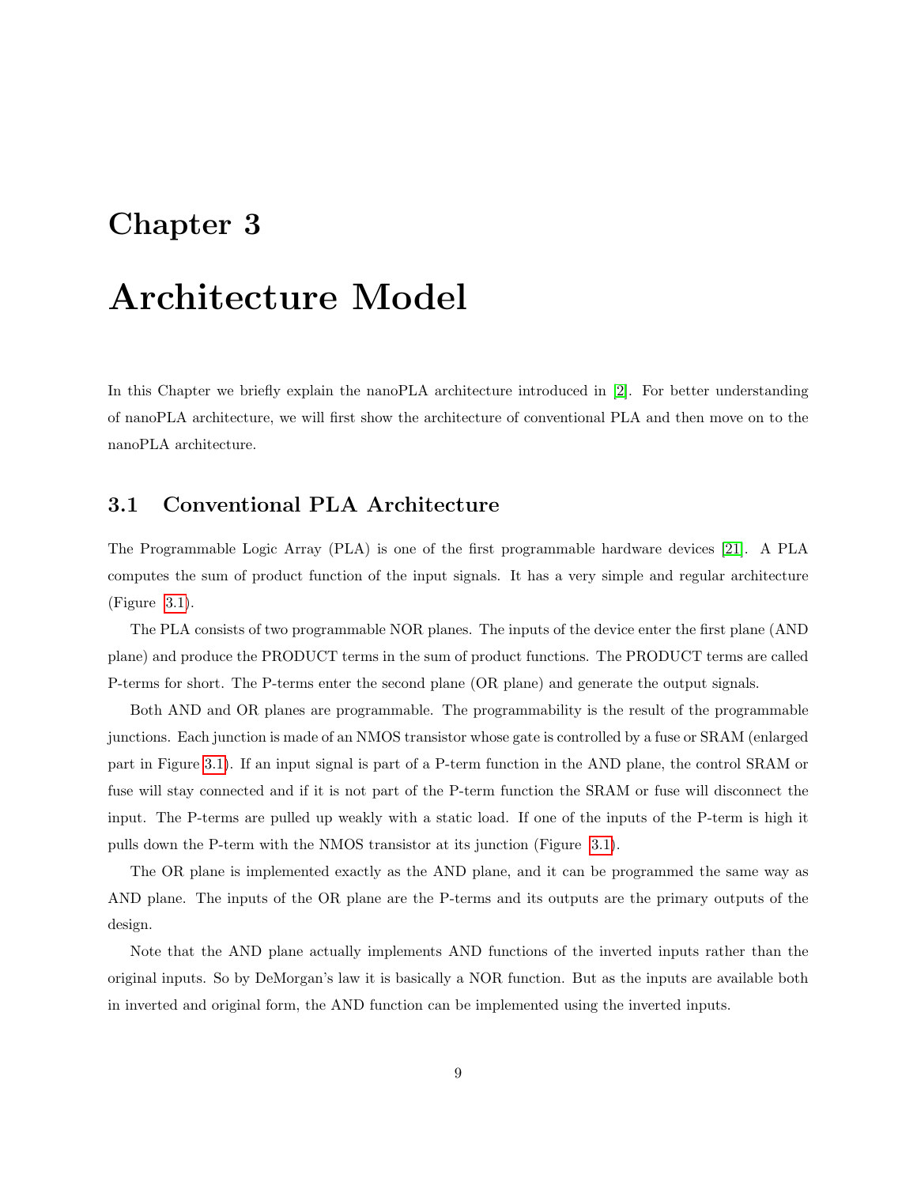# Chapter 3

# Architecture Model

In this Chapter we briefly explain the nanoPLA architecture introduced in [2]. For better understanding of nanoPLA architecture, we will first show the architecture of conventional PLA and then move on to the nanoPLA architecture.

## 3.1 Conventional PLA Architecture

The Programmable Logic Array (PLA) is one of the first programmable hardware devices [21]. A PLA computes the sum of product function of the input signals. It has a very simple and regular architecture (Figure 3.1).

The PLA consists of two programmable NOR planes. The inputs of the device enter the first plane (AND plane) and produce the PRODUCT terms in the sum of product functions. The PRODUCT terms are called P-terms for short. The P-terms enter the second plane (OR plane) and generate the output signals.

Both AND and OR planes are programmable. The programmability is the result of the programmable junctions. Each junction is made of an NMOS transistor whose gate is controlled by a fuse or SRAM (enlarged part in Figure 3.1). If an input signal is part of a P-term function in the AND plane, the control SRAM or fuse will stay connected and if it is not part of the P-term function the SRAM or fuse will disconnect the input. The P-terms are pulled up weakly with a static load. If one of the inputs of the P-term is high it pulls down the P-term with the NMOS transistor at its junction (Figure 3.1).

The OR plane is implemented exactly as the AND plane, and it can be programmed the same way as AND plane. The inputs of the OR plane are the P-terms and its outputs are the primary outputs of the design.

Note that the AND plane actually implements AND functions of the inverted inputs rather than the original inputs. So by DeMorgan's law it is basically a NOR function. But as the inputs are available both in inverted and original form, the AND function can be implemented using the inverted inputs.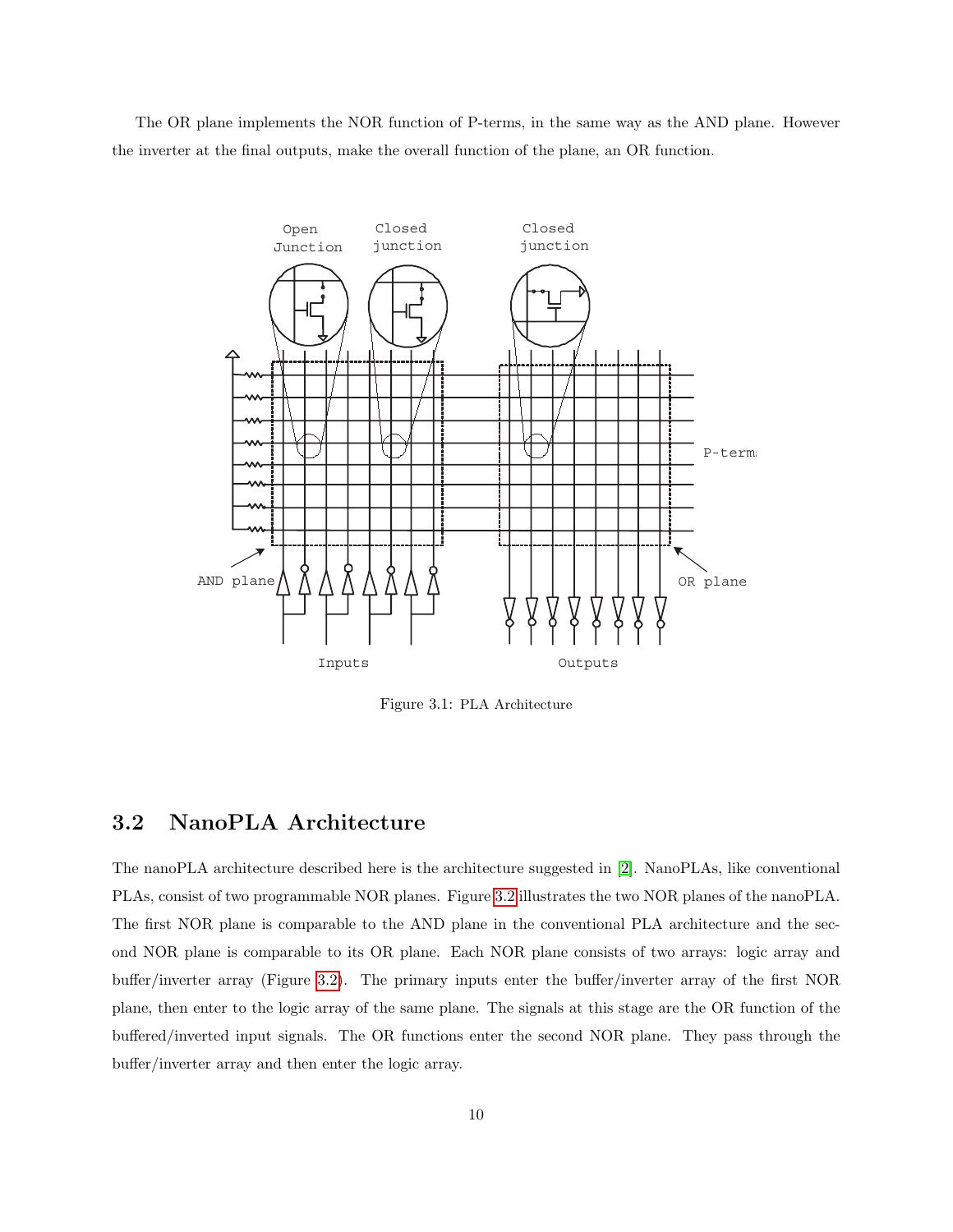The OR plane implements the NOR function of P-terms, in the same way as the AND plane. However the inverter at the final outputs, make the overall function of the plane, an OR function.

Figure 3.1: PLA Architecture

## 3.2 NanoPLA Architecture

The nanoPLA architecture described here is the architecture suggested in [2]. NanoPLAs, like conventional PLAs, consist of two programmable NOR planes. Figure 3.2 illustrates the two NOR planes of the nanoPLA. The first NOR plane is comparable to the AND plane in the conventional PLA architecture and the second NOR plane is comparable to its OR plane. Each NOR plane consists of two arrays: logic array and buffer/inverter array (Figure 3.2). The primary inputs enter the buffer/inverter array of the first NOR plane, then enter to the logic array of the same plane. The signals at this stage are the OR function of the buffered/inverted input signals. The OR functions enter the second NOR plane. They pass through the buffer/inverter array and then enter the logic array.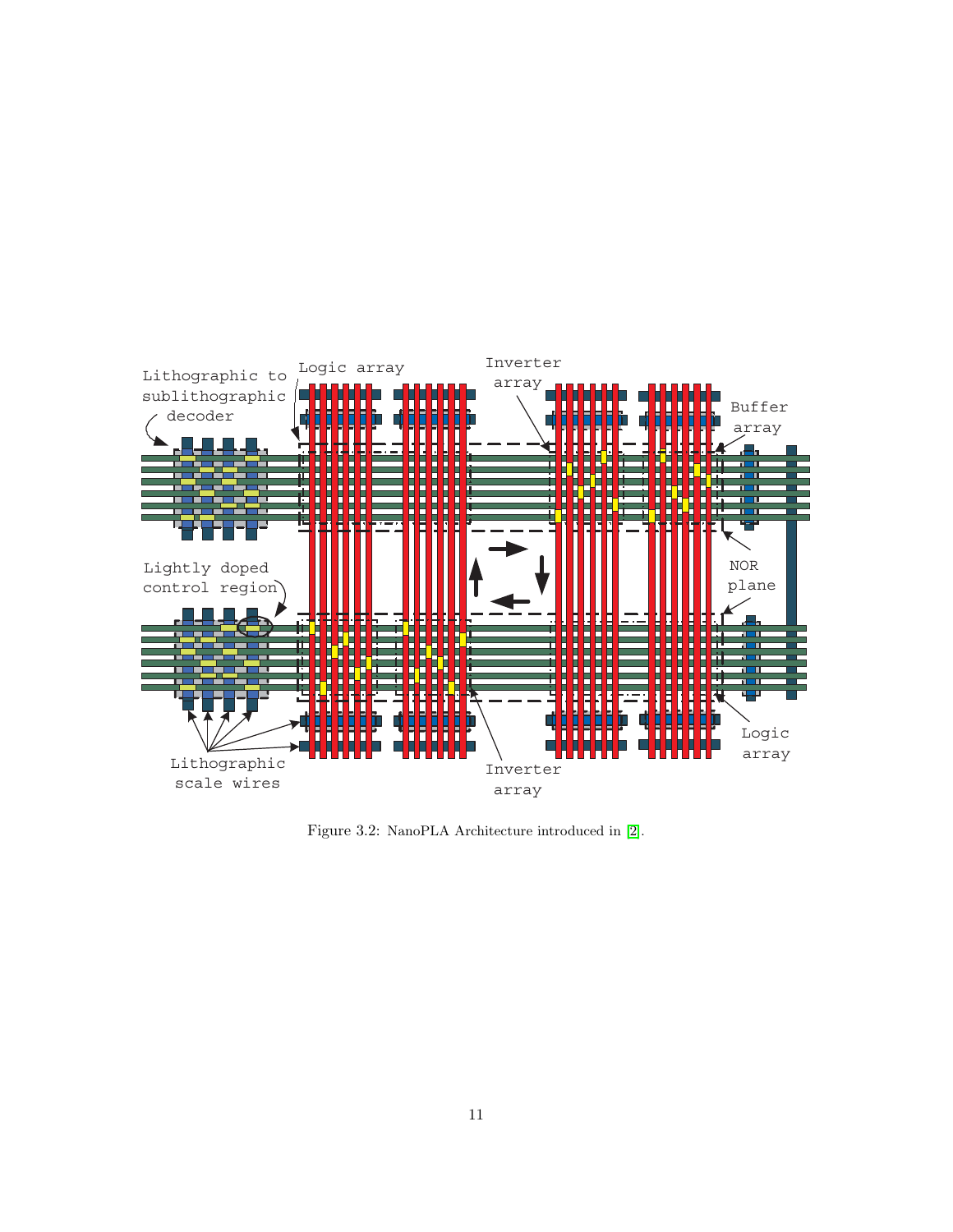Figure 3.2: NanoPLA Architecture introduced in [2].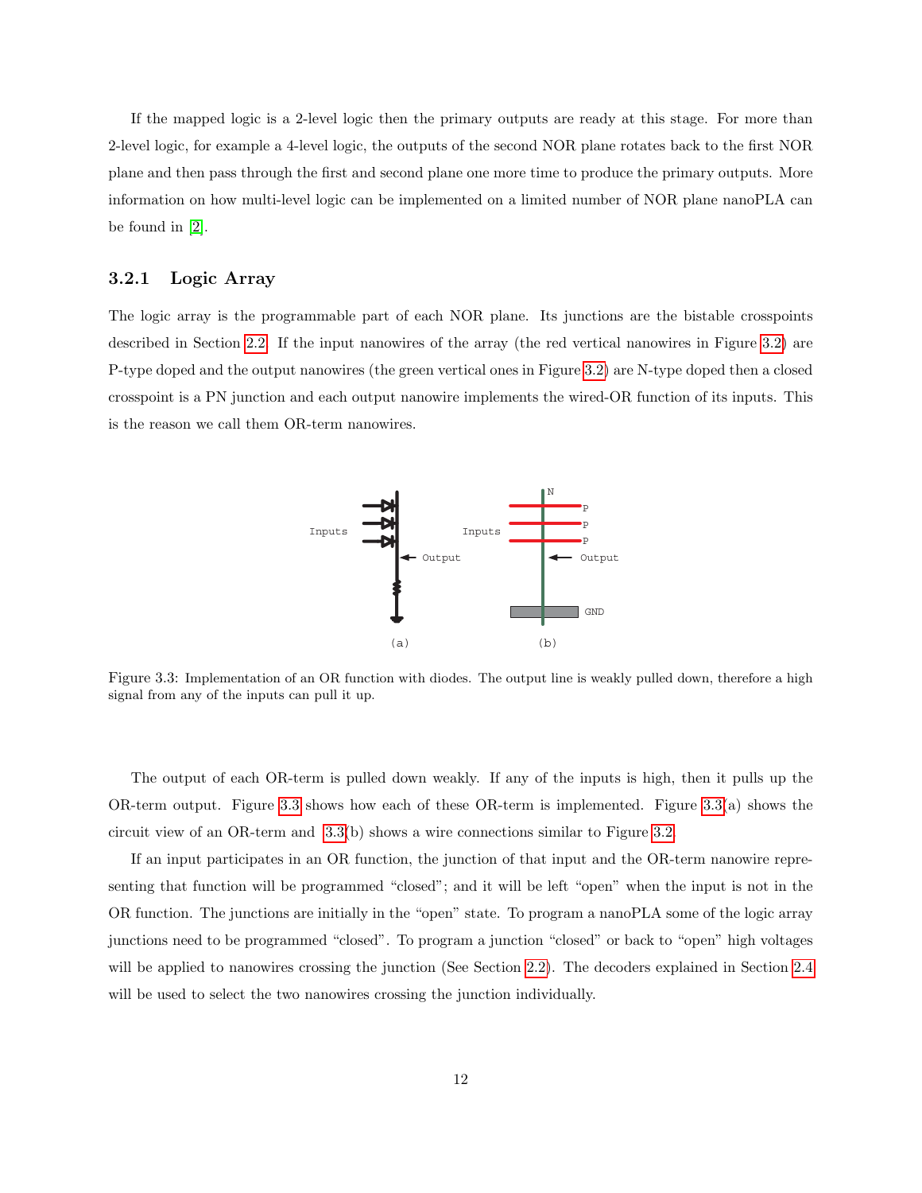If the mapped logic is a 2-level logic then the primary outputs are ready at this stage. For more than 2-level logic, for example a 4-level logic, the outputs of the second NOR plane rotates back to the first NOR plane and then pass through the first and second plane one more time to produce the primary outputs. More information on how multi-level logic can be implemented on a limited number of NOR plane nanoPLA can be found in [2].

### 3.2.1 Logic Array

The logic array is the programmable part of each NOR plane. Its junctions are the bistable crosspoints described in Section 2.2. If the input nanowires of the array (the red vertical nanowires in Figure 3.2) are P-type doped and the output nanowires (the green vertical ones in Figure 3.2) are N-type doped then a closed crosspoint is a PN junction and each output nanowire implements the wired-OR function of its inputs. This is the reason we call them OR-term nanowires.

Figure 3.3: Implementation of an OR function with diodes. The output line is weakly pulled down, therefore a high signal from any of the inputs can pull it up.

The output of each OR-term is pulled down weakly. If any of the inputs is high, then it pulls up the OR-term output. Figure 3.3 shows how each of these OR-term is implemented. Figure 3.3(a) shows the circuit view of an OR-term and 3.3(b) shows a wire connections similar to Figure 3.2.

If an input participates in an OR function, the junction of that input and the OR-term nanowire representing that function will be programmed "closed"; and it will be left "open" when the input is not in the OR function. The junctions are initially in the "open" state. To program a nanoPLA some of the logic array junctions need to be programmed "closed". To program a junction "closed" or back to "open" high voltages will be applied to nanowires crossing the junction (See Section 2.2). The decoders explained in Section 2.4 will be used to select the two nanowires crossing the junction individually.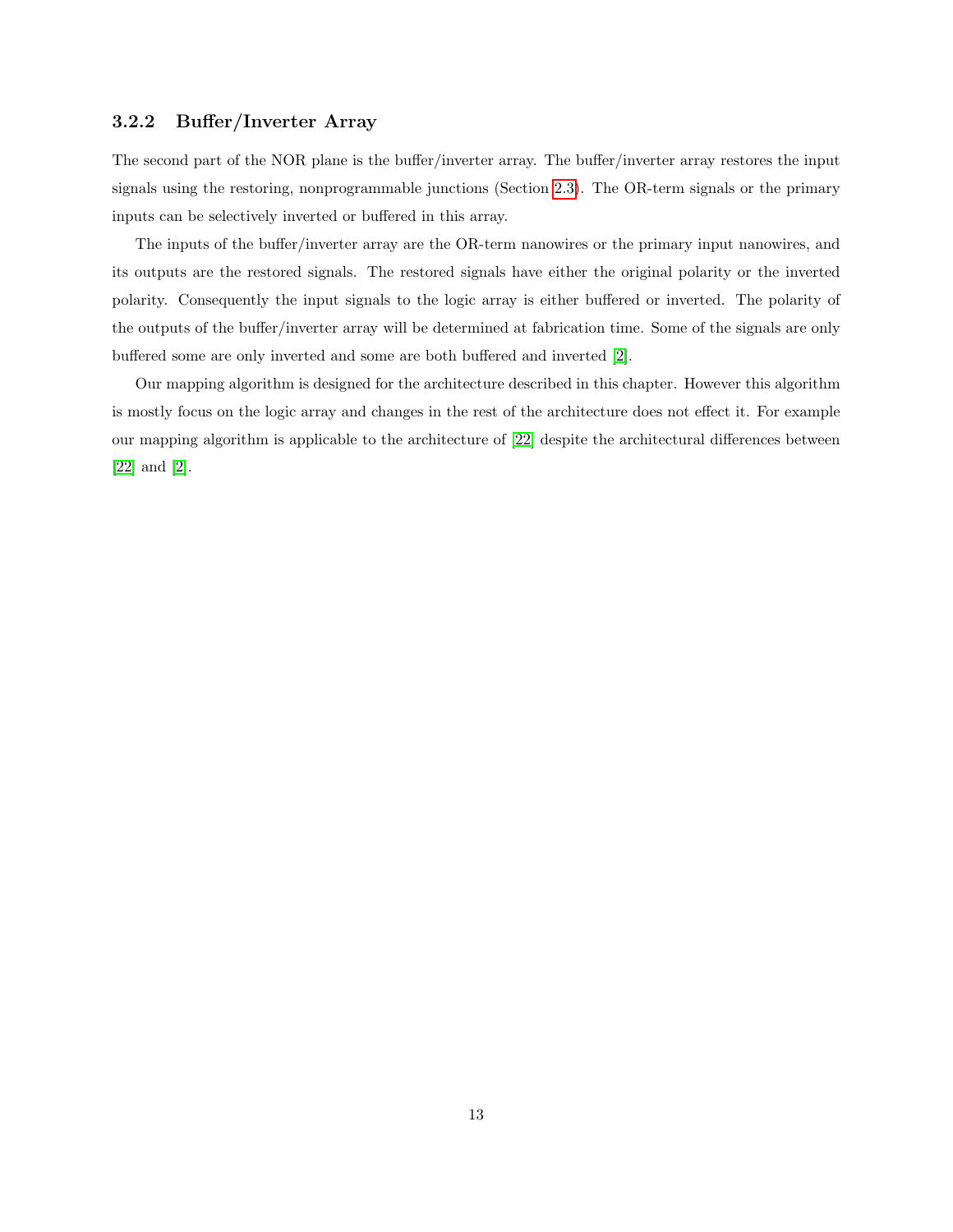### 3.2.2 Buffer/Inverter Array

The second part of the NOR plane is the buffer/inverter array. The buffer/inverter array restores the input signals using the restoring, nonprogrammable junctions (Section 2.3). The OR-term signals or the primary inputs can be selectively inverted or buffered in this array.

The inputs of the buffer/inverter array are the OR-term nanowires or the primary input nanowires, and its outputs are the restored signals. The restored signals have either the original polarity or the inverted polarity. Consequently the input signals to the logic array is either buffered or inverted. The polarity of the outputs of the buffer/inverter array will be determined at fabrication time. Some of the signals are only buffered some are only inverted and some are both buffered and inverted [2].

Our mapping algorithm is designed for the architecture described in this chapter. However this algorithm is mostly focus on the logic array and changes in the rest of the architecture does not effect it. For example our mapping algorithm is applicable to the architecture of [22] despite the architectural differences between [22] and [2].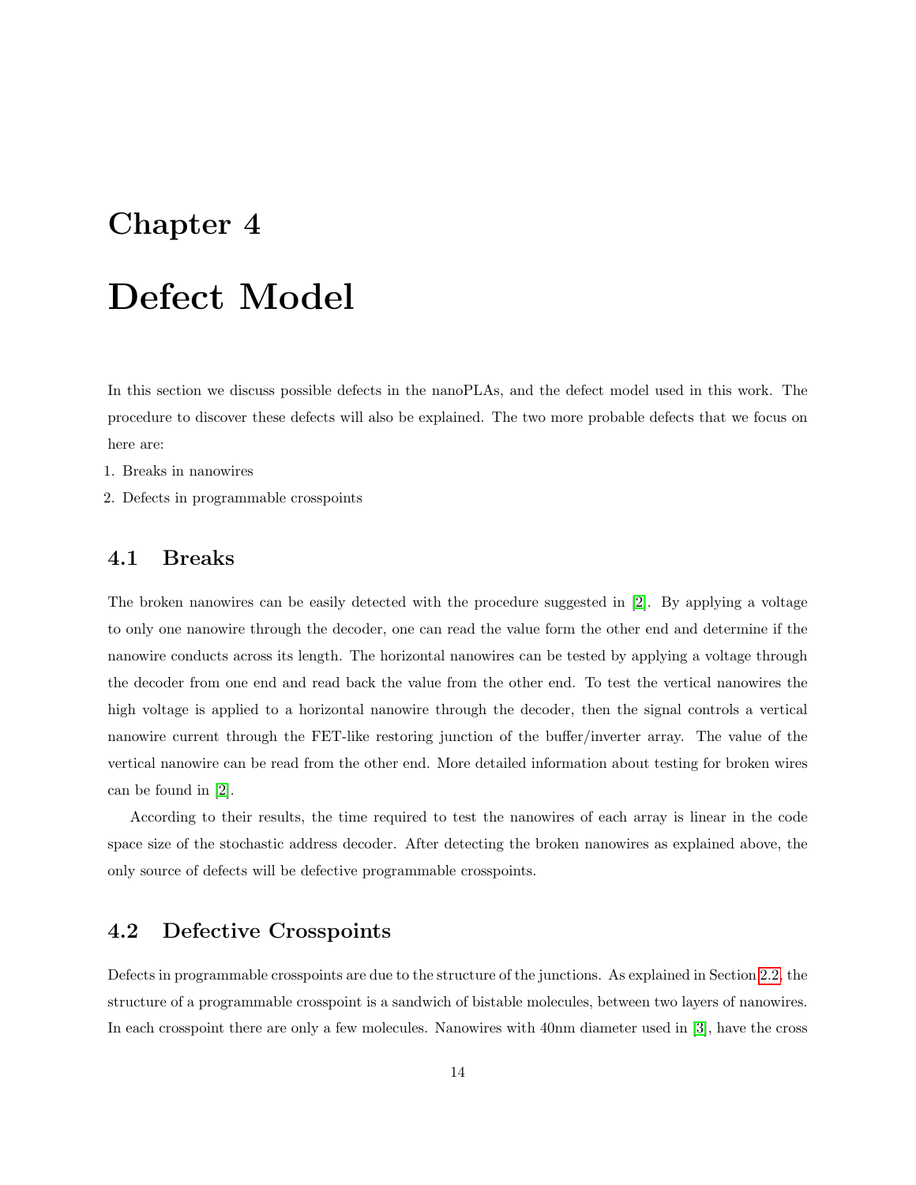# Chapter 4

# Defect Model

In this section we discuss possible defects in the nanoPLAs, and the defect model used in this work. The procedure to discover these defects will also be explained. The two more probable defects that we focus on here are:

1. Breaks in nanowires
2. Defects in programmable crosspoints

## 4.1 Breaks

The broken nanowires can be easily detected with the procedure suggested in [2]. By applying a voltage to only one nanowire through the decoder, one can read the value form the other end and determine if the nanowire conducts across its length. The horizontal nanowires can be tested by applying a voltage through the decoder from one end and read back the value from the other end. To test the vertical nanowires the high voltage is applied to a horizontal nanowire through the decoder, then the signal controls a vertical nanowire current through the FET-like restoring junction of the buffer/inverter array. The value of the vertical nanowire can be read from the other end. More detailed information about testing for broken wires can be found in [2].

According to their results, the time required to test the nanowires of each array is linear in the code space size of the stochastic address decoder. After detecting the broken nanowires as explained above, the only source of defects will be defective programmable crosspoints.

## 4.2 Defective Crosspoints

Defects in programmable crosspoints are due to the structure of the junctions. As explained in Section 2.2, the structure of a programmable crosspoint is a sandwich of bistable molecules, between two layers of nanowires. In each crosspoint there are only a few molecules. Nanowires with 40nm diameter used in [3], have the cross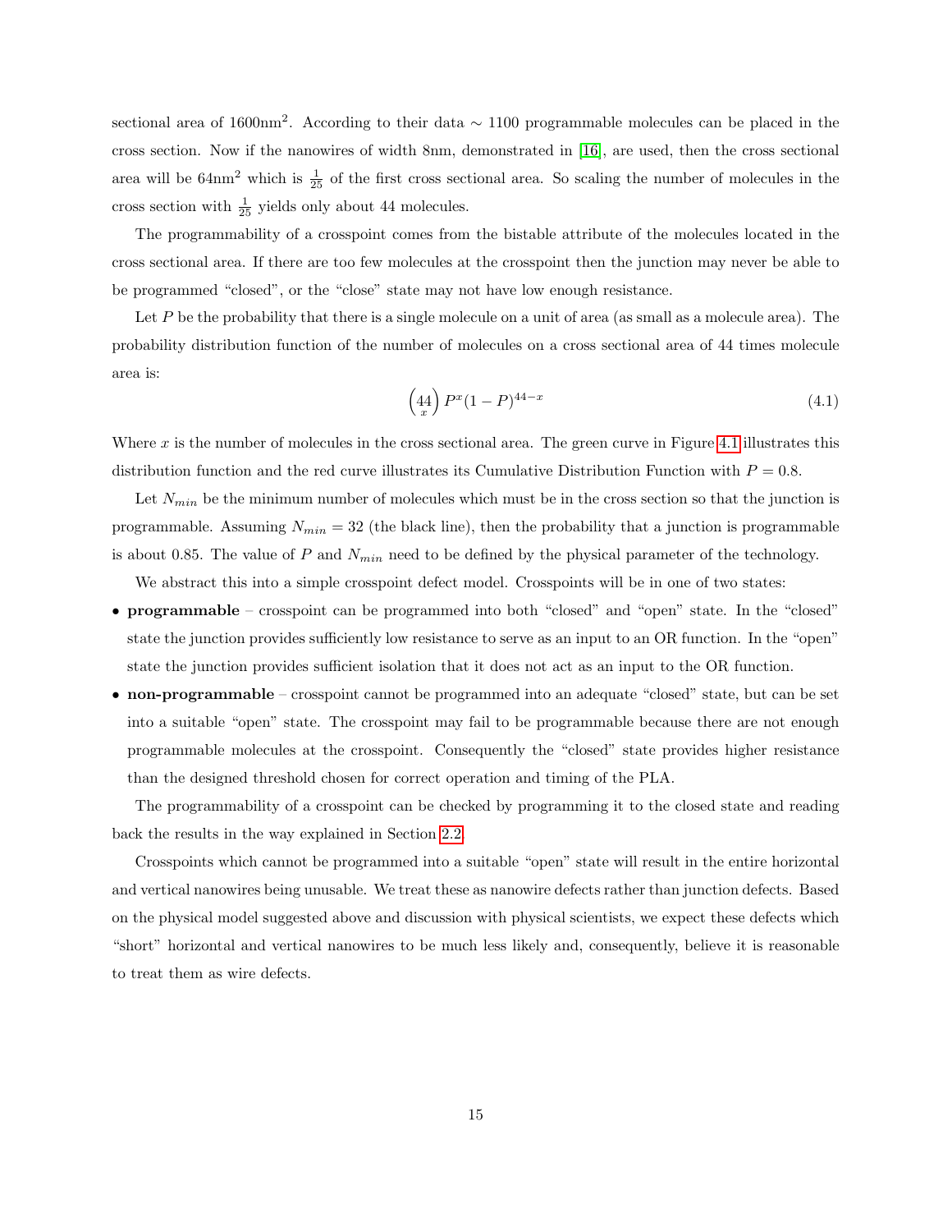sectional area of 1600nm$^2$. According to their data $\sim$ 1100 programmable molecules can be placed in the cross section. Now if the nanowires of width 8nm, demonstrated in [16], are used, then the cross sectional area will be 64nm$^2$ which is $\frac{1}{25}$ of the first cross sectional area. So scaling the number of molecules in the cross section with $\frac{1}{25}$ yields only about 44 molecules.

The programmability of a crosspoint comes from the bistable attribute of the molecules located in the cross sectional area. If there are too few molecules at the crosspoint then the junction may never be able to be programmed "closed", or the "close" state may not have low enough resistance.

Let $P$ be the probability that there is a single molecule on a unit of area (as small as a molecule area). The probability distribution function of the number of molecules on a cross sectional area of 44 times molecule area is:

$$\binom{44}{x} P^x (1-P)^{44-x} \tag{4.1}$$

Where $x$ is the number of molecules in the cross sectional area. The green curve in Figure 4.1 illustrates this distribution function and the red curve illustrates its Cumulative Distribution Function with $P = 0.8$.

Let $N_{min}$ be the minimum number of molecules which must be in the cross section so that the junction is programmable. Assuming $N_{min} = 32$ (the black line), then the probability that a junction is programmable is about 0.85. The value of $P$ and $N_{min}$ need to be defined by the physical parameter of the technology.

We abstract this into a simple crosspoint defect model. Crosspoints will be in one of two states:

- **programmable** – crosspoint can be programmed into both "closed" and "open" state. In the "closed" state the junction provides sufficiently low resistance to serve as an input to an OR function. In the "open" state the junction provides sufficient isolation that it does not act as an input to the OR function.
- **non-programmable** – crosspoint cannot be programmed into an adequate "closed" state, but can be set into a suitable "open" state. The crosspoint may fail to be programmable because there are not enough programmable molecules at the crosspoint. Consequently the "closed" state provides higher resistance than the designed threshold chosen for correct operation and timing of the PLA.

The programmability of a crosspoint can be checked by programming it to the closed state and reading back the results in the way explained in Section 2.2.

Crosspoints which cannot be programmed into a suitable "open" state will result in the entire horizontal and vertical nanowires being unusable. We treat these as nanowire defects rather than junction defects. Based on the physical model suggested above and discussion with physical scientists, we expect these defects which "short" horizontal and vertical nanowires to be much less likely and, consequently, believe it is reasonable to treat them as wire defects.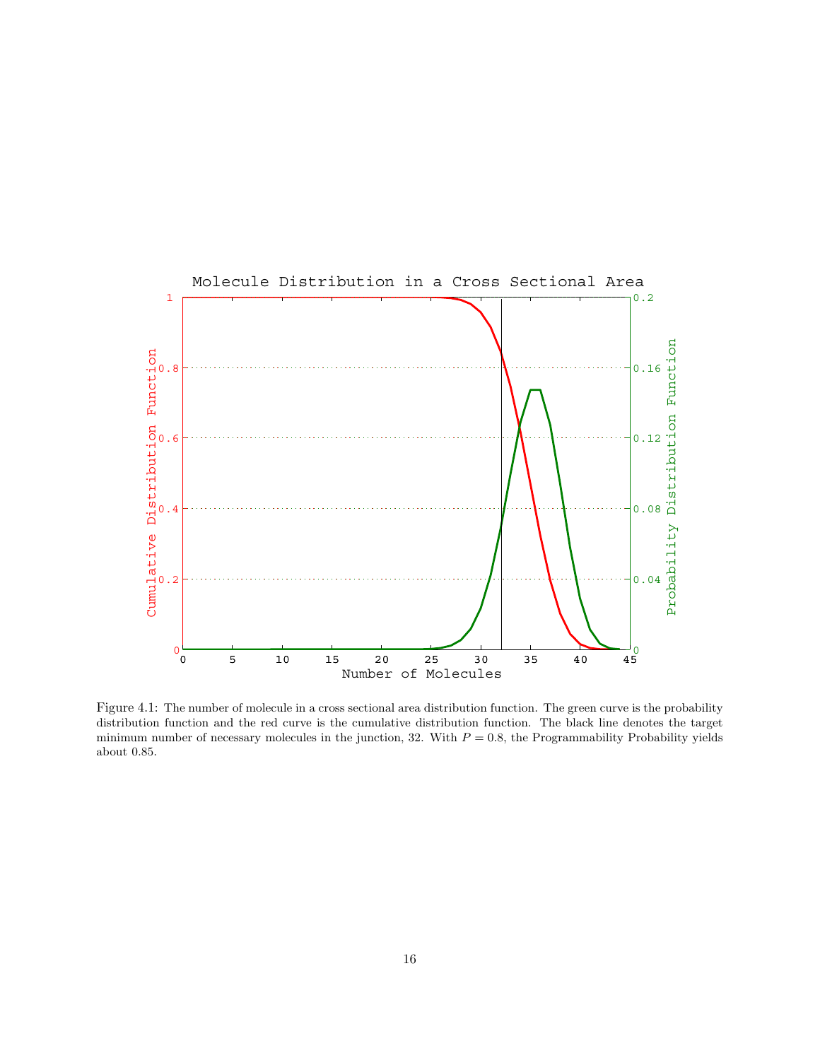Figure 4.1: The number of molecule in a cross sectional area distribution function. The green curve is the probability distribution function and the red curve is the cumulative distribution function. The black line denotes the target minimum number of necessary molecules in the junction, 32. With $P = 0.8$, the Programmability Probability yields about 0.85.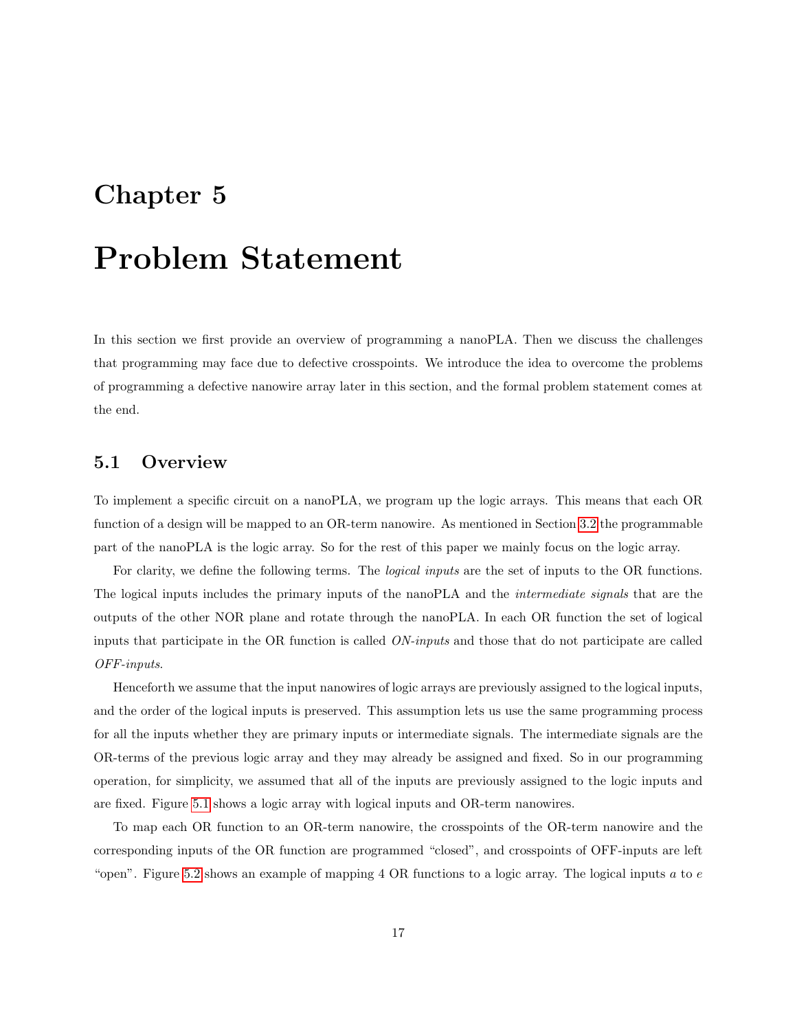# Chapter 5

# Problem Statement

In this section we first provide an overview of programming a nanoPLA. Then we discuss the challenges that programming may face due to defective crosspoints. We introduce the idea to overcome the problems of programming a defective nanowire array later in this section, and the formal problem statement comes at the end.

## 5.1 Overview

To implement a specific circuit on a nanoPLA, we program up the logic arrays. This means that each OR function of a design will be mapped to an OR-term nanowire. As mentioned in Section 3.2 the programmable part of the nanoPLA is the logic array. So for the rest of this paper we mainly focus on the logic array.

For clarity, we define the following terms. The *logical inputs* are the set of inputs to the OR functions. The logical inputs includes the primary inputs of the nanoPLA and the *intermediate signals* that are the outputs of the other NOR plane and rotate through the nanoPLA. In each OR function the set of logical inputs that participate in the OR function is called *ON-inputs* and those that do not participate are called *OFF-inputs*.

Henceforth we assume that the input nanowires of logic arrays are previously assigned to the logical inputs, and the order of the logical inputs is preserved. This assumption lets us use the same programming process for all the inputs whether they are primary inputs or intermediate signals. The intermediate signals are the OR-terms of the previous logic array and they may already be assigned and fixed. So in our programming operation, for simplicity, we assumed that all of the inputs are previously assigned to the logic inputs and are fixed. Figure 5.1 shows a logic array with logical inputs and OR-term nanowires.

To map each OR function to an OR-term nanowire, the crosspoints of the OR-term nanowire and the corresponding inputs of the OR function are programmed "closed", and crosspoints of OFF-inputs are left "open". Figure 5.2 shows an example of mapping 4 OR functions to a logic array. The logical inputs $a$ to $e$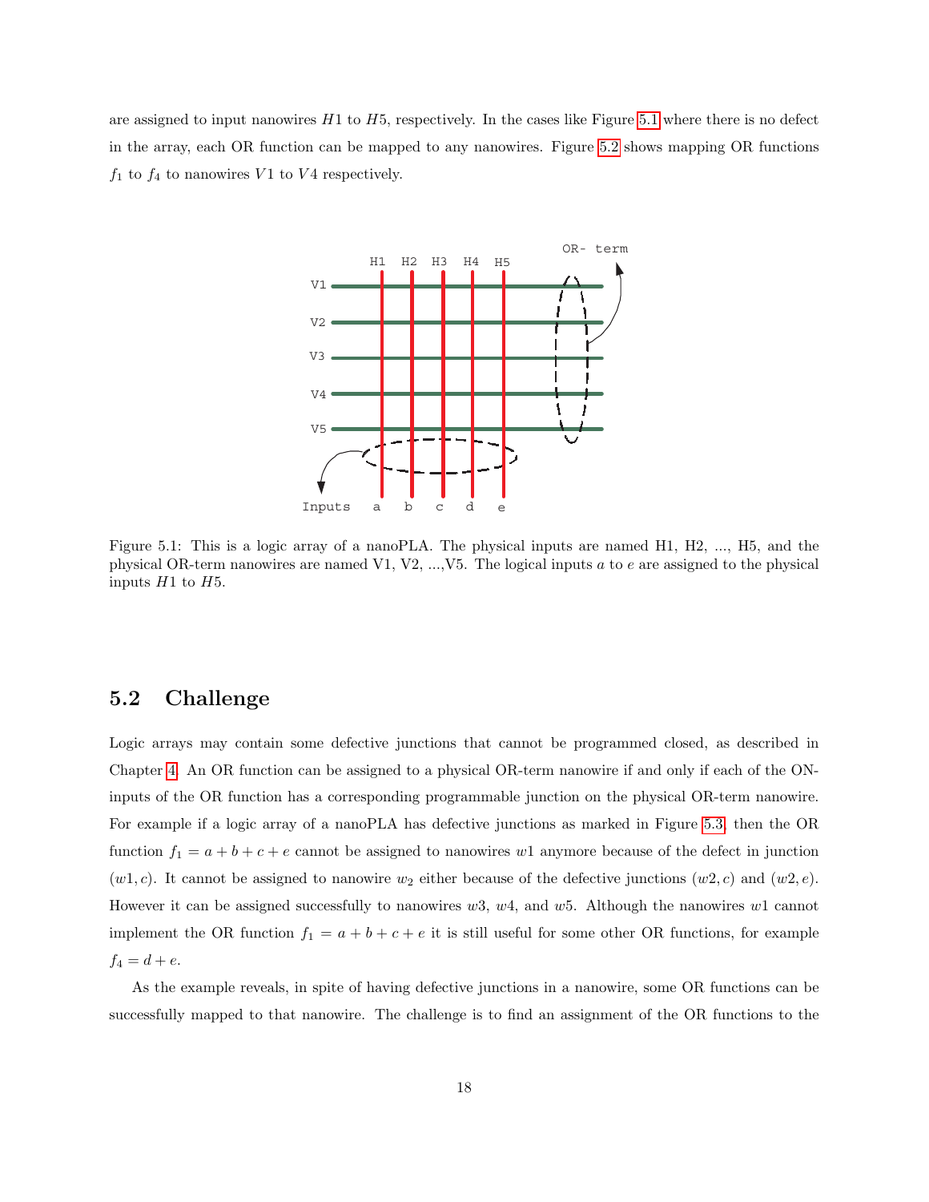are assigned to input nanowires $H1$ to $H5$, respectively. In the cases like Figure 5.1 where there is no defect in the array, each OR function can be mapped to any nanowires. Figure 5.2 shows mapping OR functions $f_1$ to $f_4$ to nanowires $V1$ to $V4$ respectively.

Figure 5.1: This is a logic array of a nanoPLA. The physical inputs are named H1, H2, ..., H5, and the physical OR-term nanowires are named V1, V2, ...,V5. The logical inputs $a$ to $e$ are assigned to the physical inputs $H1$ to $H5$.

## 5.2 Challenge

Logic arrays may contain some defective junctions that cannot be programmed closed, as described in Chapter 4. An OR function can be assigned to a physical OR-term nanowire if and only if each of the ON-inputs of the OR function has a corresponding programmable junction on the physical OR-term nanowire. For example if a logic array of a nanoPLA has defective junctions as marked in Figure 5.3, then the OR function $f_1 = a + b + c + e$ cannot be assigned to nanowires $w1$ anymore because of the defect in junction $(w1, c)$. It cannot be assigned to nanowire $w_2$ either because of the defective junctions $(w2, c)$ and $(w2, e)$. However it can be assigned successfully to nanowires $w3$, $w4$, and $w5$. Although the nanowires $w1$ cannot implement the OR function $f_1 = a + b + c + e$ it is still useful for some other OR functions, for example $f_4 = d + e$.

As the example reveals, in spite of having defective junctions in a nanowire, some OR functions can be successfully mapped to that nanowire. The challenge is to find an assignment of the OR functions to the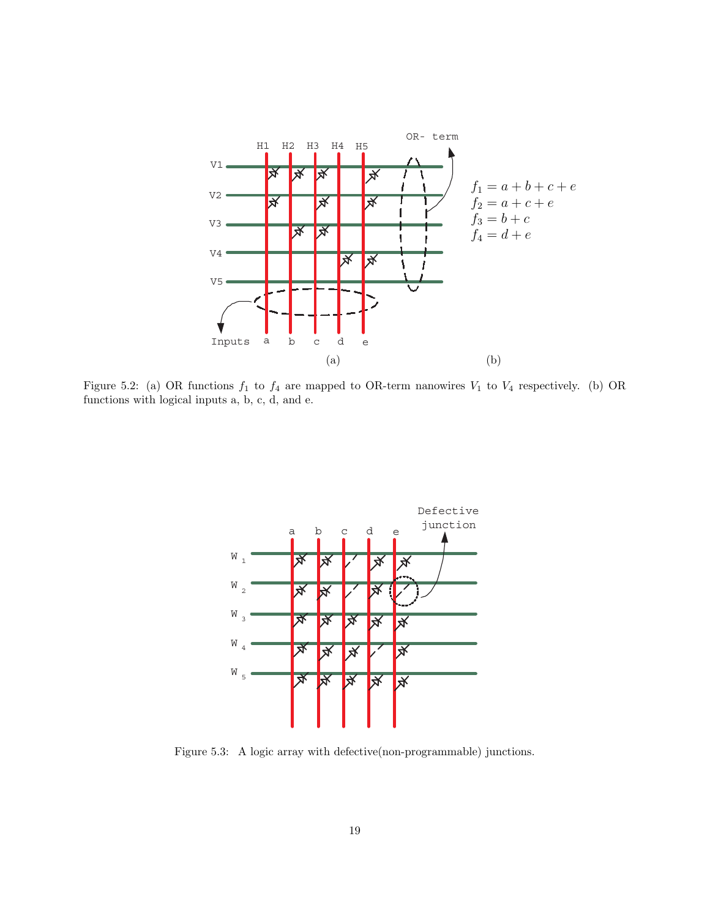$f_1 = a + b + c + e$
$f_2 = a + c + e$
$f_3 = b + c$
$f_4 = d + e$

(a) (b)

Figure 5.2: (a) OR functions $f_1$ to $f_4$ are mapped to OR-term nanowires $V_1$ to $V_4$ respectively. (b) OR functions with logical inputs a, b, c, d, and e.

Figure 5.3: A logic array with defective(non-programmable) junctions.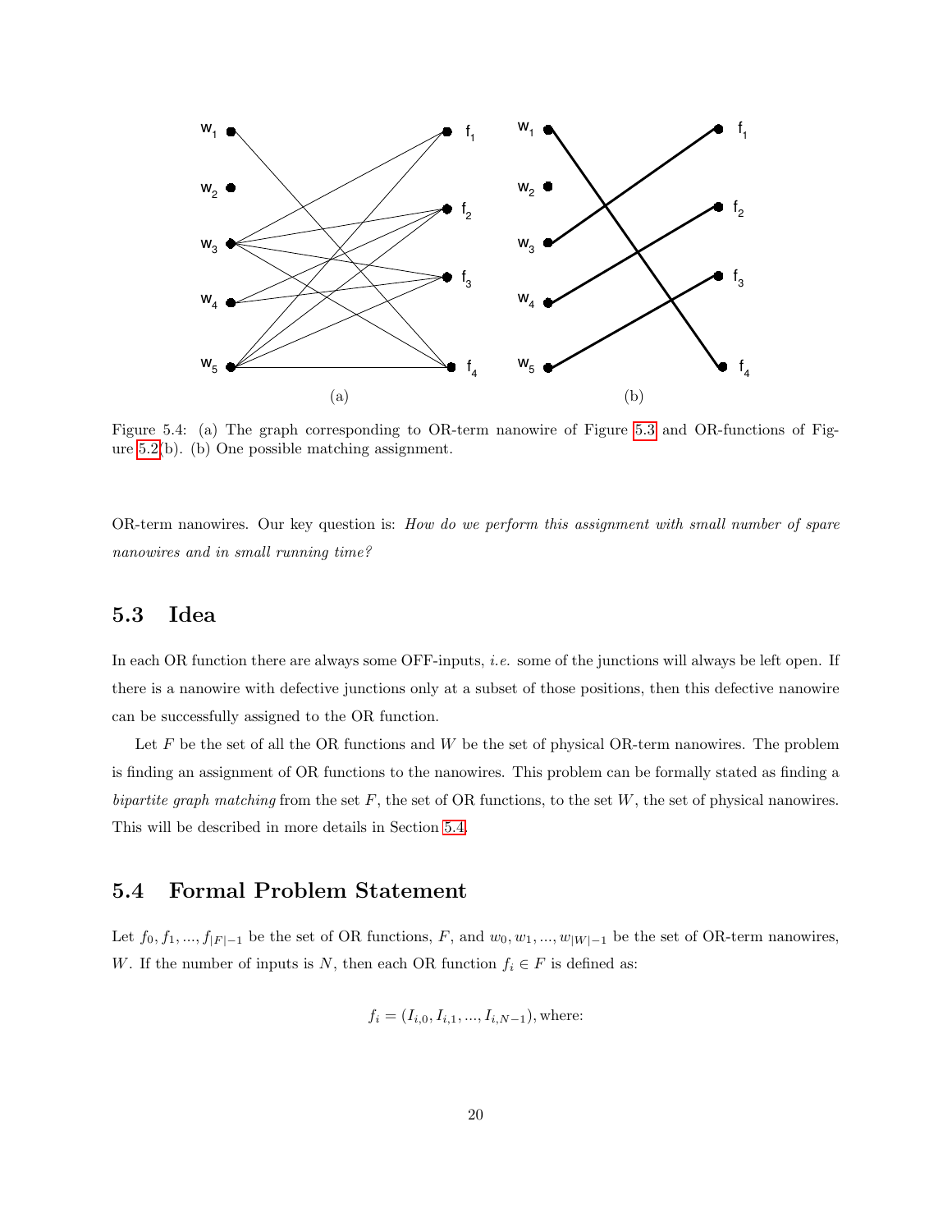Figure 5.4: (a) The graph corresponding to OR-term nanowire of Figure 5.3 and OR-functions of Figure 5.2(b). (b) One possible matching assignment.

OR-term nanowires. Our key question is: *How do we perform this assignment with small number of spare nanowires and in small running time?*

## 5.3 Idea

In each OR function there are always some OFF-inputs, *i.e.* some of the junctions will always be left open. If there is a nanowire with defective junctions only at a subset of those positions, then this defective nanowire can be successfully assigned to the OR function.

Let $F$ be the set of all the OR functions and $W$ be the set of physical OR-term nanowires. The problem is finding an assignment of OR functions to the nanowires. This problem can be formally stated as finding a *bipartite graph matching* from the set $F$, the set of OR functions, to the set $W$, the set of physical nanowires. This will be described in more details in Section 5.4.

## 5.4 Formal Problem Statement

Let $f_0, f_1, ..., f_{|F|-1}$ be the set of OR functions, $F$, and $w_0, w_1, ..., w_{|W|-1}$ be the set of OR-term nanowires, $W$. If the number of inputs is $N$, then each OR function $f_i \in F$ is defined as:

$$f_i = (I_{i,0}, I_{i,1}, ..., I_{i,N-1}), \text{where:}$$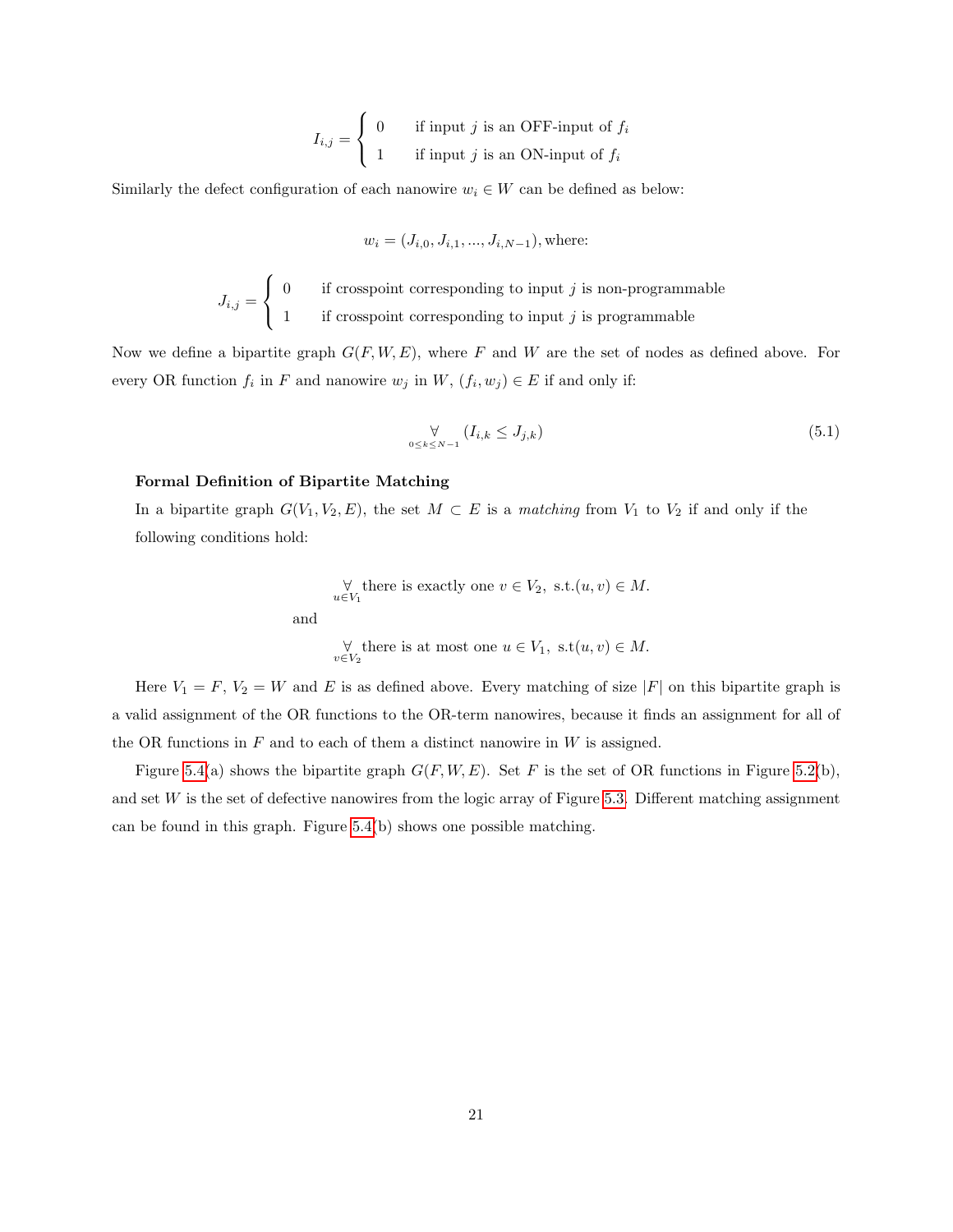$$I_{i,j} = \begin{cases} 0 & \text{if input } j \text{ is an OFF-input of } f_i \\ 1 & \text{if input } j \text{ is an ON-input of } f_i \end{cases}$$

Similarly the defect configuration of each nanowire $w_i \in W$ can be defined as below:

$$w_i = (J_{i,0}, J_{i,1}, ..., J_{i,N-1}), \text{where:}$$

$$J_{i,j} = \begin{cases} 0 & \text{if crosspoint corresponding to input } j \text{ is non-programmable} \\ 1 & \text{if crosspoint corresponding to input } j \text{ is programmable} \end{cases}$$

Now we define a bipartite graph $G(F, W, E)$, where $F$ and $W$ are the set of nodes as defined above. For every OR function $f_i$ in $F$ and nanowire $w_j$ in $W$, $(f_i, w_j) \in E$ if and only if:

$$\underset{0 \le k \le N-1}{\forall} (I_{i,k} \le J_{j,k}) \tag{5.1}$$

**Formal Definition of Bipartite Matching**

In a bipartite graph $G(V_1, V_2, E)$, the set $M \subset E$ is a *matching* from $V_1$ to $V_2$ if and only if the following conditions hold:

$$\underset{u \in V_1}{\forall} \text{there is exactly one } v \in V_2, \text{ s.t.} (u, v) \in M.$$

and

$$\underset{v \in V_2}{\forall} \text{there is at most one } u \in V_1, \text{ s.t} (u, v) \in M.$$

Here $V_1 = F$, $V_2 = W$ and $E$ is as defined above. Every matching of size $|F|$ on this bipartite graph is a valid assignment of the OR functions to the OR-term nanowires, because it finds an assignment for all of the OR functions in $F$ and to each of them a distinct nanowire in $W$ is assigned.

Figure 5.4(a) shows the bipartite graph $G(F, W, E)$. Set $F$ is the set of OR functions in Figure 5.2(b), and set $W$ is the set of defective nanowires from the logic array of Figure 5.3. Different matching assignment can be found in this graph. Figure 5.4(b) shows one possible matching.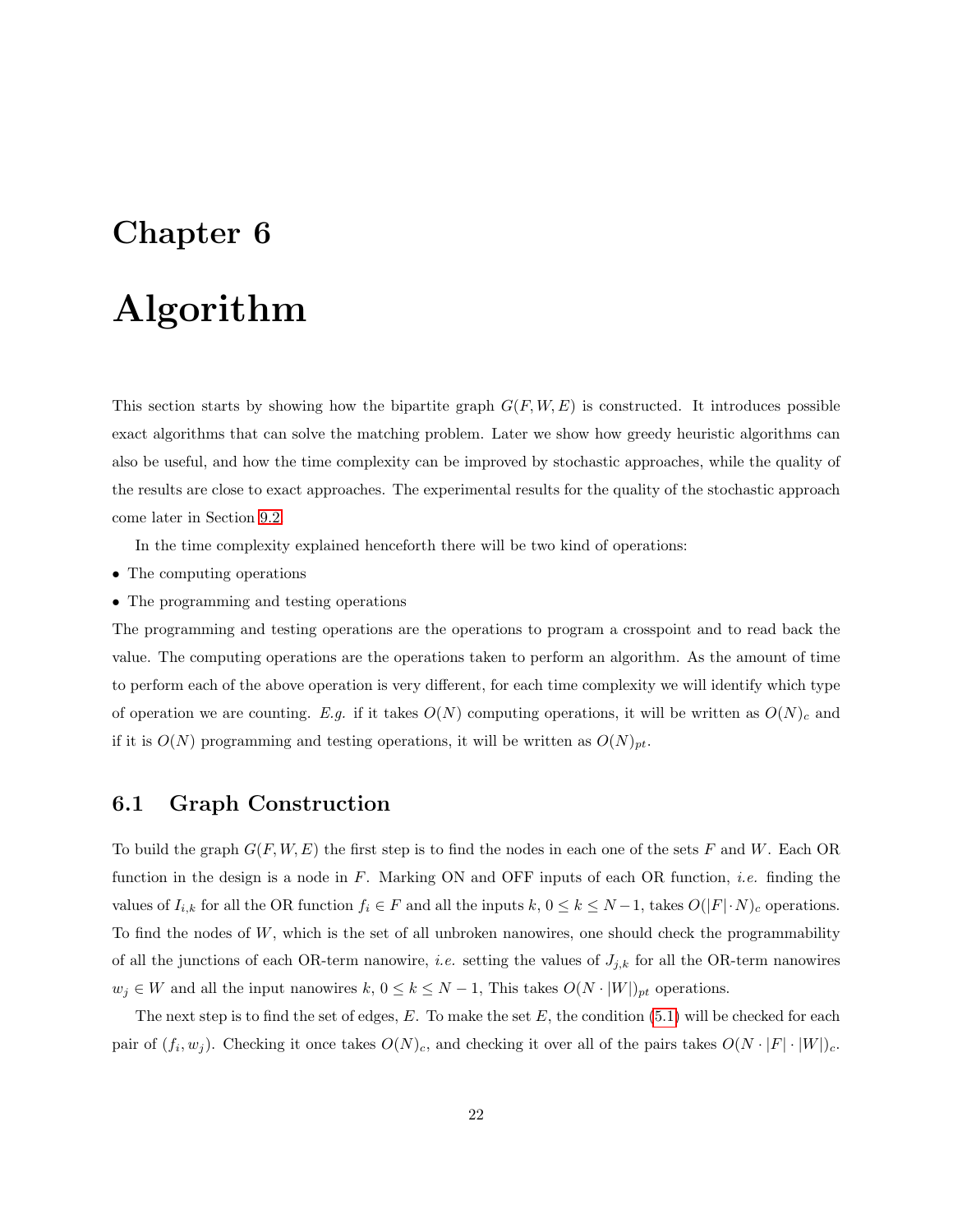# Chapter 6

# Algorithm

This section starts by showing how the bipartite graph $G(F, W, E)$ is constructed. It introduces possible exact algorithms that can solve the matching problem. Later we show how greedy heuristic algorithms can also be useful, and how the time complexity can be improved by stochastic approaches, while the quality of the results are close to exact approaches. The experimental results for the quality of the stochastic approach come later in Section 9.2.

In the time complexity explained henceforth there will be two kind of operations:

- The computing operations
- The programming and testing operations

The programming and testing operations are the operations to program a crosspoint and to read back the value. The computing operations are the operations taken to perform an algorithm. As the amount of time to perform each of the above operation is very different, for each time complexity we will identify which type of operation we are counting. *E.g.* if it takes $O(N)$ computing operations, it will be written as $O(N)_c$ and if it is $O(N)$ programming and testing operations, it will be written as $O(N)_{pt}$.

## 6.1 Graph Construction

To build the graph $G(F, W, E)$ the first step is to find the nodes in each one of the sets $F$ and $W$. Each OR function in the design is a node in $F$. Marking ON and OFF inputs of each OR function, *i.e.* finding the values of $I_{i,k}$ for all the OR function $f_i \in F$ and all the inputs $k$, $0 \leq k \leq N-1$, takes $O(|F| \cdot N)_c$ operations. To find the nodes of $W$, which is the set of all unbroken nanowires, one should check the programmability of all the junctions of each OR-term nanowire, *i.e.* setting the values of $J_{j,k}$ for all the OR-term nanowires $w_j \in W$ and all the input nanowires $k$, $0 \leq k \leq N-1$, This takes $O(N \cdot |W|)_{pt}$ operations.

The next step is to find the set of edges, $E$. To make the set $E$, the condition (5.1) will be checked for each pair of $(f_i, w_j)$. Checking it once takes $O(N)_c$, and checking it over all of the pairs takes $O(N \cdot |F| \cdot |W|)_c$.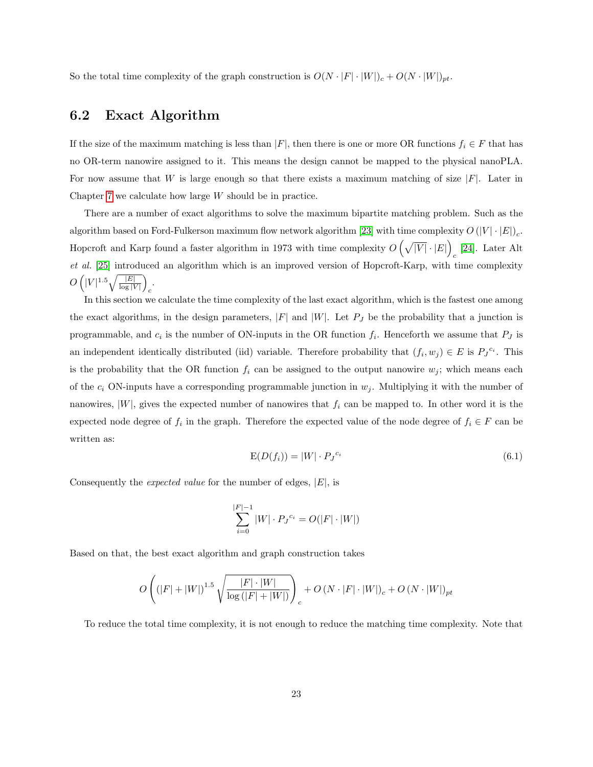So the total time complexity of the graph construction is $O(N \cdot |F| \cdot |W|)_c + O(N \cdot |W|)_{pt}$.

## 6.2 Exact Algorithm

If the size of the maximum matching is less than $|F|$, then there is one or more OR functions $f_i \in F$ that has no OR-term nanowire assigned to it. This means the design cannot be mapped to the physical nanoPLA. For now assume that $W$ is large enough so that there exists a maximum matching of size $|F|$. Later in Chapter 7 we calculate how large $W$ should be in practice.

There are a number of exact algorithms to solve the maximum bipartite matching problem. Such as the algorithm based on Ford-Fulkerson maximum flow network algorithm [23] with time complexity $O(|V| \cdot |E|)_c$. Hopcroft and Karp found a faster algorithm in 1973 with time complexity $O\left(\sqrt{|V|} \cdot |E|\right)_c$ [24]. Later Alt *et al.* [25] introduced an algorithm which is an improved version of Hopcroft-Karp, with time complexity $O\left(|V|^{1.5}\sqrt{\frac{|E|}{\log |V|}}\right)_c$.

In this section we calculate the time complexity of the last exact algorithm, which is the fastest one among the exact algorithms, in the design parameters, $|F|$ and $|W|$. Let $P_J$ be the probability that a junction is programmable, and $c_i$ is the number of ON-inputs in the OR function $f_i$. Henceforth we assume that $P_J$ is an independent identically distributed (iid) variable. Therefore probability that $(f_i, w_j) \in E$ is ${P_J}^{c_i}$. This is the probability that the OR function $f_i$ can be assigned to the output nanowire $w_j$; which means each of the $c_i$ ON-inputs have a corresponding programmable junction in $w_j$. Multiplying it with the number of nanowires, $|W|$, gives the expected number of nanowires that $f_i$ can be mapped to. In other word it is the expected node degree of $f_i$ in the graph. Therefore the expected value of the node degree of $f_i \in F$ can be written as:

$$\mathrm{E}(D(f_i)) = |W| \cdot {P_J}^{c_i} \tag{6.1}$$

Consequently the *expected value* for the number of edges, $|E|$, is

$$\sum_{i=0}^{|F|-1} |W| \cdot {P_J}^{c_i} = O(|F| \cdot |W|)$$

Based on that, the best exact algorithm and graph construction takes

$$O\left((|F| + |W|)^{1.5}\sqrt{\frac{|F| \cdot |W|}{\log (|F| + |W|)}}\right)_c + O(N \cdot |F| \cdot |W|)_c + O(N \cdot |W|)_{pt}$$

To reduce the total time complexity, it is not enough to reduce the matching time complexity. Note that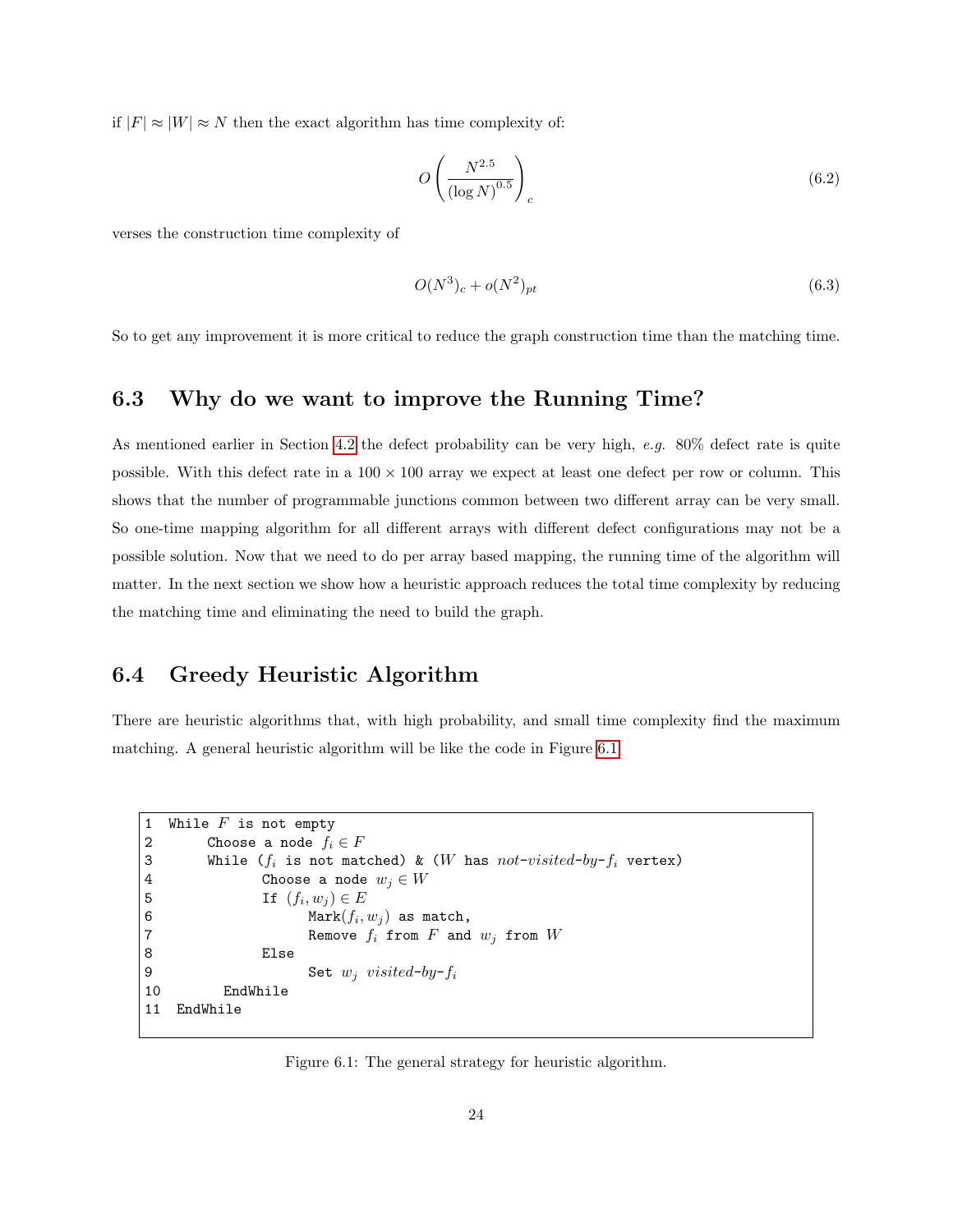if $|F| \approx |W| \approx N$ then the exact algorithm has time complexity of:

$$O\left(\frac{N^{2.5}}{(\log N)^{0.5}}\right)_c \tag{6.2}$$

verses the construction time complexity of

$$O(N^3)_c + o(N^2)_{pt} \tag{6.3}$$

So to get any improvement it is more critical to reduce the graph construction time than the matching time.

## 6.3 Why do we want to improve the Running Time?

As mentioned earlier in Section 4.2 the defect probability can be very high, *e.g.* 80% defect rate is quite possible. With this defect rate in a $100 \times 100$ array we expect at least one defect per row or column. This shows that the number of programmable junctions common between two different array can be very small. So one-time mapping algorithm for all different arrays with different defect configurations may not be a possible solution. Now that we need to do per array based mapping, the running time of the algorithm will matter. In the next section we show how a heuristic approach reduces the total time complexity by reducing the matching time and eliminating the need to build the graph.

## 6.4 Greedy Heuristic Algorithm

There are heuristic algorithms that, with high probability, and small time complexity find the maximum matching. A general heuristic algorithm will be like the code in Figure 6.1.

```
1  While F is not empty
2       Choose a node f_i ∈ F
3       While (f_i is not matched) & (W has not-visited-by-f_i vertex)
4              Choose a node w_j ∈ W
5              If (f_i, w_j) ∈ E
6                    Mark(f_i, w_j) as match,
7                    Remove f_i from F and w_j from W
8              Else
9                    Set w_j visited-by-f_i
10        EndWhile
11  EndWhile
```

Figure 6.1: The general strategy for heuristic algorithm.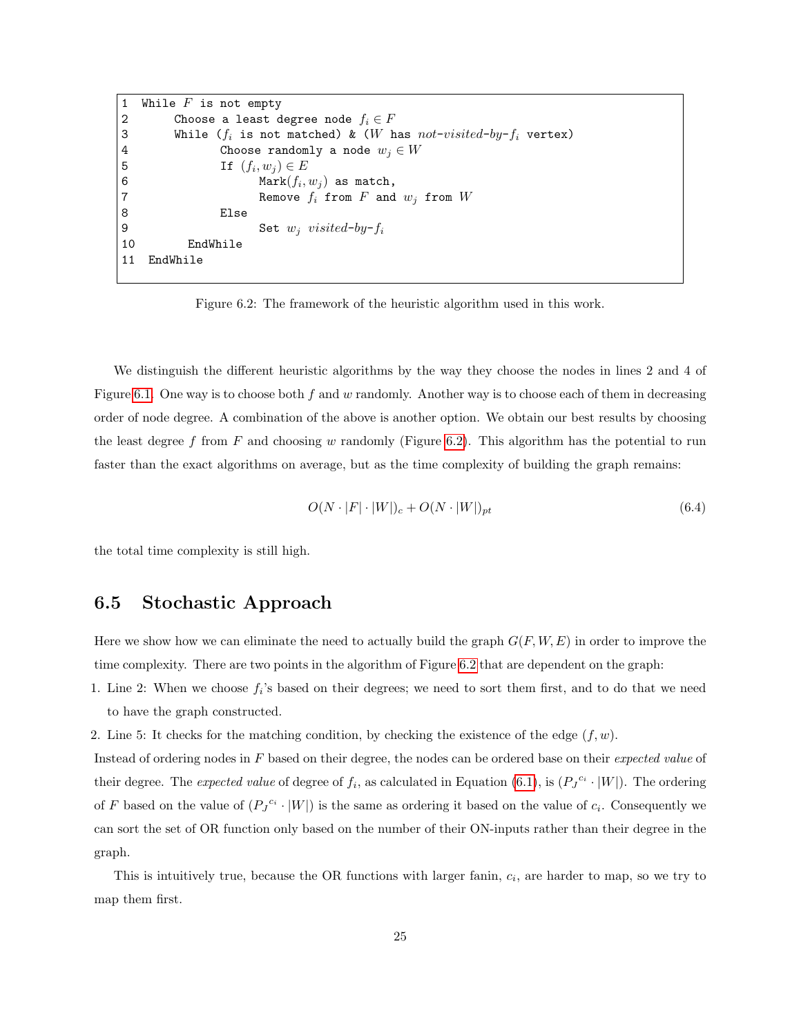```
1  While F is not empty
2       Choose a least degree node f_i ∈ F
3       While (f_i is not matched) & (W has not-visited-by-f_i vertex)
4              Choose randomly a node w_j ∈ W
5              If (f_i, w_j) ∈ E
6                    Mark(f_i, w_j) as match,
7                    Remove f_i from F and w_j from W
8              Else
9                    Set w_j visited-by-f_i
10         EndWhile
11  EndWhile
```

Figure 6.2: The framework of the heuristic algorithm used in this work.

We distinguish the different heuristic algorithms by the way they choose the nodes in lines 2 and 4 of Figure 6.1. One way is to choose both $f$ and $w$ randomly. Another way is to choose each of them in decreasing order of node degree. A combination of the above is another option. We obtain our best results by choosing the least degree $f$ from $F$ and choosing $w$ randomly (Figure 6.2). This algorithm has the potential to run faster than the exact algorithms on average, but as the time complexity of building the graph remains:

$$O(N \cdot |F| \cdot |W|)_c + O(N \cdot |W|)_{pt} \tag{6.4}$$

the total time complexity is still high.

## 6.5 Stochastic Approach

Here we show how we can eliminate the need to actually build the graph $G(F, W, E)$ in order to improve the time complexity. There are two points in the algorithm of Figure 6.2 that are dependent on the graph:

1. Line 2: When we choose $f_i$'s based on their degrees; we need to sort them first, and to do that we need to have the graph constructed.
2. Line 5: It checks for the matching condition, by checking the existence of the edge $(f, w)$.

Instead of ordering nodes in $F$ based on their degree, the nodes can be ordered base on their *expected value* of their degree. The *expected value* of degree of $f_i$, as calculated in Equation (6.1), is $({P_J}^{c_i} \cdot |W|)$. The ordering of $F$ based on the value of $({P_J}^{c_i} \cdot |W|)$ is the same as ordering it based on the value of $c_i$. Consequently we can sort the set of OR function only based on the number of their ON-inputs rather than their degree in the graph.

This is intuitively true, because the OR functions with larger fanin, $c_i$, are harder to map, so we try to map them first.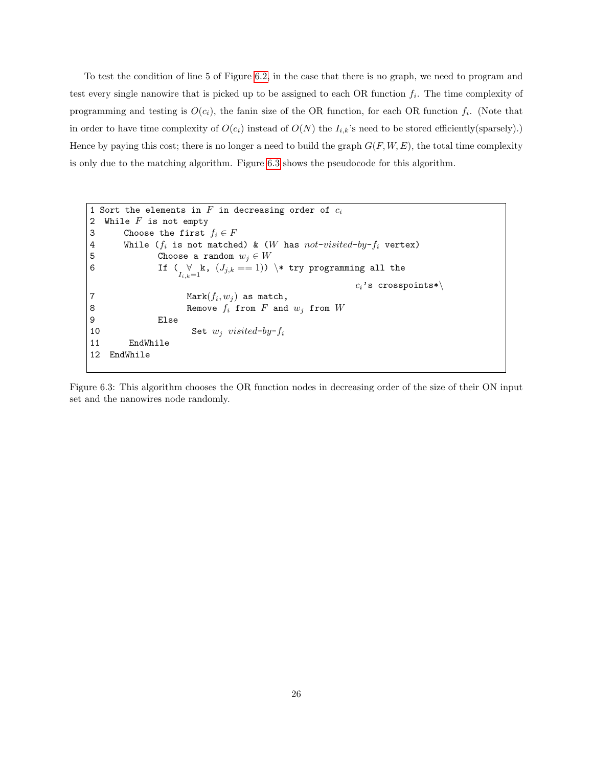To test the condition of line 5 of Figure 6.2, in the case that there is no graph, we need to program and test every single nanowire that is picked up to be assigned to each OR function $f_i$. The time complexity of programming and testing is $O(c_i)$, the fanin size of the OR function, for each OR function $f_i$. (Note that in order to have time complexity of $O(c_i)$ instead of $O(N)$ the $I_{i,k}$'s need to be stored efficiently(sparsely).) Hence by paying this cost; there is no longer a need to build the graph $G(F, W, E)$, the total time complexity is only due to the matching algorithm. Figure 6.3 shows the pseudocode for this algorithm.

```
1 Sort the elements in F in decreasing order of c_i
2  While F is not empty
3      Choose the first f_i ∈ F
4      While (f_i is not matched) & (W has not-visited-by-f_i vertex)
5              Choose a random w_j ∈ W
6              If ( ∀_{I_{i,k}=1} k, (J_{j,k} == 1)) \* try programming all the
                                                        c_i's crosspoints*\
7                     Mark(f_i, w_j) as match,
8                     Remove f_i from F and w_j from W
9              Else
10                     Set w_j visited-by-f_i
11       EndWhile
12  EndWhile
```

Figure 6.3: This algorithm chooses the OR function nodes in decreasing order of the size of their ON input set and the nanowires node randomly.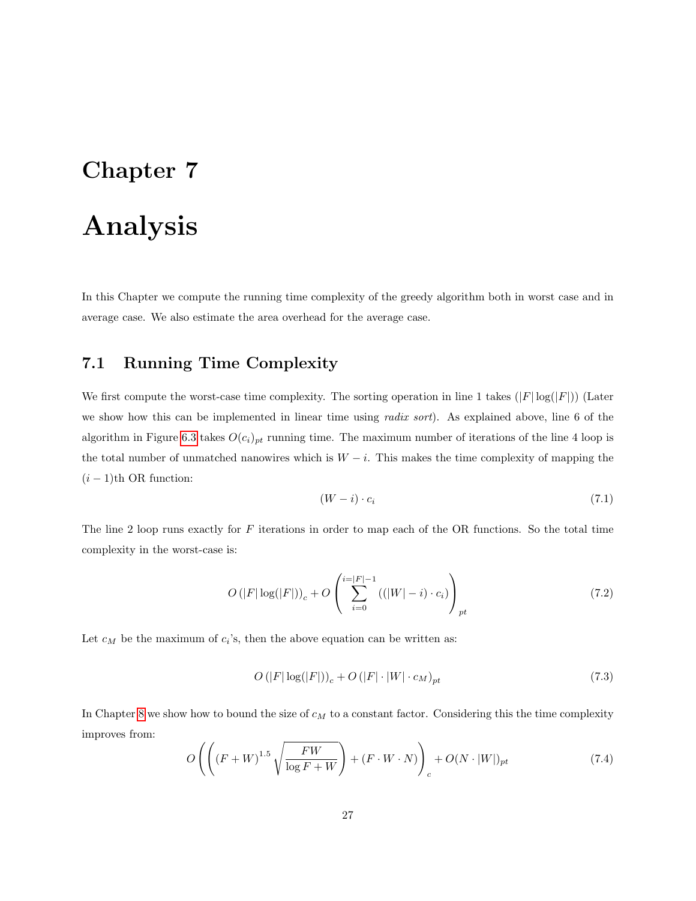# Chapter 7

# Analysis

In this Chapter we compute the running time complexity of the greedy algorithm both in worst case and in average case. We also estimate the area overhead for the average case.

## 7.1 Running Time Complexity

We first compute the worst-case time complexity. The sorting operation in line 1 takes $(|F|\log(|F|))$ (Later we show how this can be implemented in linear time using *radix sort*). As explained above, line 6 of the algorithm in Figure 6.3 takes $O(c_i)_{pt}$ running time. The maximum number of iterations of the line 4 loop is the total number of unmatched nanowires which is $W - i$. This makes the time complexity of mapping the $(i-1)$th OR function:

$$(W - i) \cdot c_i \tag{7.1}$$

The line 2 loop runs exactly for $F$ iterations in order to map each of the OR functions. So the total time complexity in the worst-case is:

$$O\left(|F|\log(|F|)\right)_c + O\left(\sum_{i=0}^{i=|F|-1}\left((|W| - i) \cdot c_i\right)\right)_{pt} \tag{7.2}$$

Let $c_M$ be the maximum of $c_i$'s, then the above equation can be written as:

$$O\left(|F|\log(|F|)\right)_c + O\left(|F| \cdot |W| \cdot c_M\right)_{pt} \tag{7.3}$$

In Chapter 8 we show how to bound the size of $c_M$ to a constant factor. Considering this the time complexity improves from:

$$O\left(\left((F+W)^{1.5}\sqrt{\frac{FW}{\log F + W}}\right) + (F \cdot W \cdot N)\right)_c + O(N \cdot |W|)_{pt} \tag{7.4}$$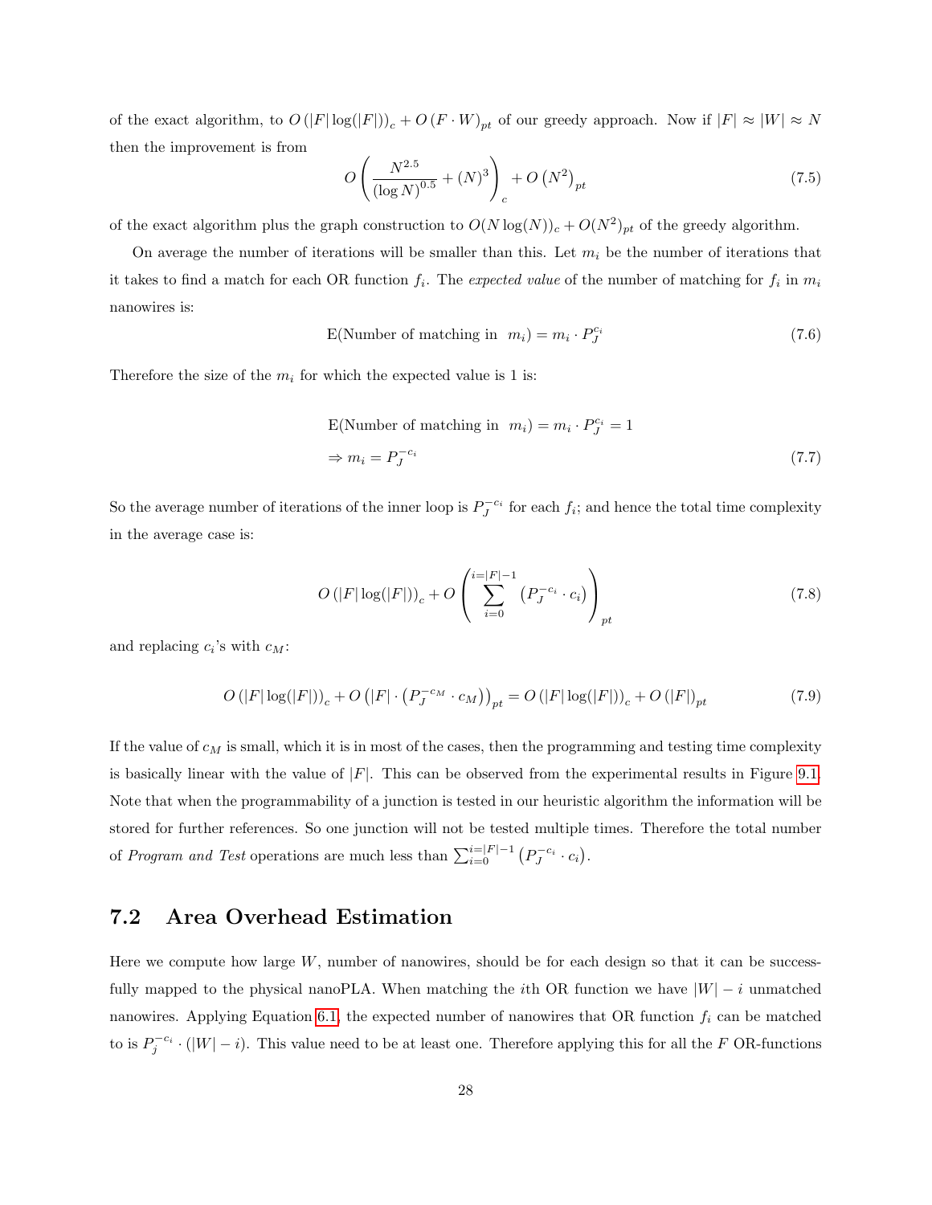of the exact algorithm, to $O\left(|F|\log(|F|)\right)_c + O\left(F \cdot W\right)_{pt}$ of our greedy approach. Now if $|F| \approx |W| \approx N$ then the improvement is from

$$O\left(\frac{N^{2.5}}{(\log N)^{0.5}} + (N)^3\right)_c + O\left(N^2\right)_{pt} \tag{7.5}$$

of the exact algorithm plus the graph construction to $O(N\log(N))_c + O(N^2)_{pt}$ of the greedy algorithm.

On average the number of iterations will be smaller than this. Let $m_i$ be the number of iterations that it takes to find a match for each OR function $f_i$. The *expected value* of the number of matching for $f_i$ in $m_i$ nanowires is:

$$\text{E(Number of matching in } m_i) = m_i \cdot P_J^{c_i} \tag{7.6}$$

Therefore the size of the $m_i$ for which the expected value is 1 is:

$$\begin{aligned} &\text{E(Number of matching in } m_i) = m_i \cdot P_J^{c_i} = 1 \\ &\Rightarrow m_i = P_J^{-c_i} \end{aligned} \tag{7.7}$$

So the average number of iterations of the inner loop is $P_J^{-c_i}$ for each $f_i$; and hence the total time complexity in the average case is:

$$O\left(|F|\log(|F|)\right)_c + O\left(\sum_{i=0}^{i=|F|-1}\left(P_J^{-c_i} \cdot c_i\right)\right)_{pt} \tag{7.8}$$

and replacing $c_i$'s with $c_M$:

$$O\left(|F|\log(|F|)\right)_c + O\left(|F| \cdot \left(P_J^{-c_M} \cdot c_M\right)\right)_{pt} = O\left(|F|\log(|F|)\right)_c + O\left(|F|\right)_{pt} \tag{7.9}$$

If the value of $c_M$ is small, which it is in most of the cases, then the programming and testing time complexity is basically linear with the value of $|F|$. This can be observed from the experimental results in Figure 9.1. Note that when the programmability of a junction is tested in our heuristic algorithm the information will be stored for further references. So one junction will not be tested multiple times. Therefore the total number of *Program and Test* operations are much less than $\sum_{i=0}^{i=|F|-1}\left(P_J^{-c_i} \cdot c_i\right)$.

## 7.2 Area Overhead Estimation

Here we compute how large $W$, number of nanowires, should be for each design so that it can be successfully mapped to the physical nanoPLA. When matching the $i$th OR function we have $|W| - i$ unmatched nanowires. Applying Equation 6.1, the expected number of nanowires that OR function $f_i$ can be matched to is $P_j^{-c_i} \cdot (|W| - i)$. This value need to be at least one. Therefore applying this for all the $F$ OR-functions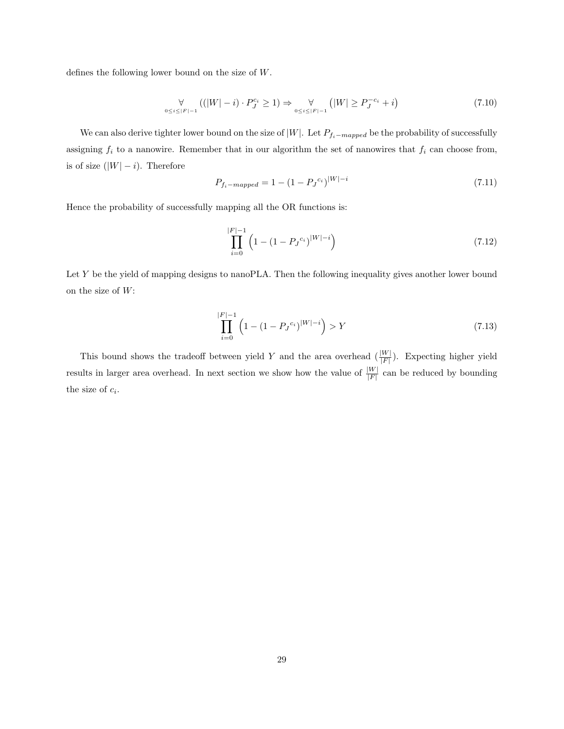defines the following lower bound on the size of $W$.

$$\underset{0 \le i \le |F|-1}{\forall} \left( (|W| - i) \cdot P_J^{c_i} \ge 1 \right) \Rightarrow \underset{0 \le i \le |F|-1}{\forall} \left( |W| \ge P_J^{-c_i} + i \right) \tag{7.10}$$

We can also derive tighter lower bound on the size of $|W|$. Let $P_{f_i-mapped}$ be the probability of successfully assigning $f_i$ to a nanowire. Remember that in our algorithm the set of nanowires that $f_i$ can choose from, is of size $(|W| - i)$. Therefore

$$P_{f_i-mapped} = 1 - (1 - {P_J}^{c_i})^{|W|-i} \tag{7.11}$$

Hence the probability of successfully mapping all the OR functions is:

$$\prod_{i=0}^{|F|-1} \left( 1 - (1 - {P_J}^{c_i})^{|W|-i} \right) \tag{7.12}$$

Let $Y$ be the yield of mapping designs to nanoPLA. Then the following inequality gives another lower bound on the size of $W$:

$$\prod_{i=0}^{|F|-1} \left( 1 - (1 - {P_J}^{c_i})^{|W|-i} \right) > Y \tag{7.13}$$

This bound shows the tradeoff between yield $Y$ and the area overhead ($\frac{|W|}{|F|}$). Expecting higher yield results in larger area overhead. In next section we show how the value of $\frac{|W|}{|F|}$ can be reduced by bounding the size of $c_i$.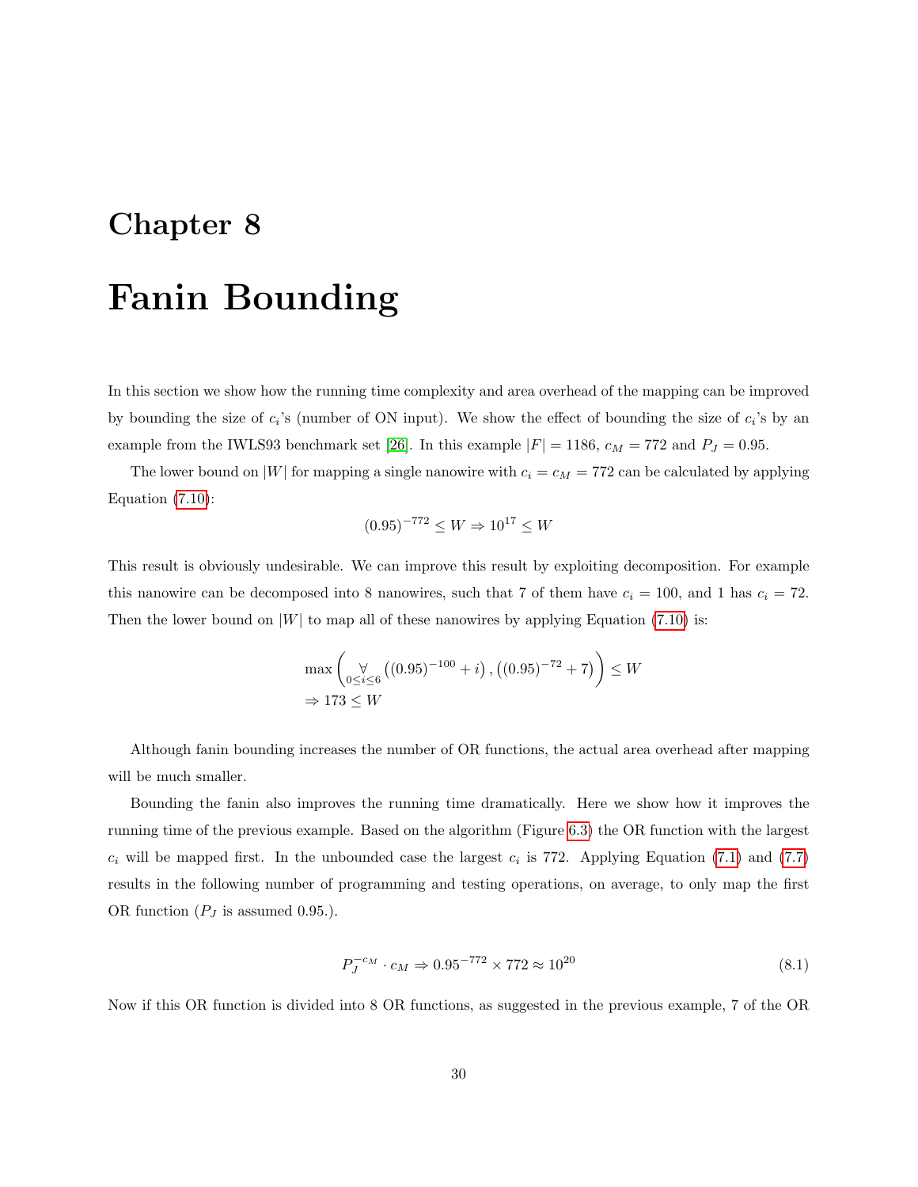# Chapter 8

# Fanin Bounding

In this section we show how the running time complexity and area overhead of the mapping can be improved by bounding the size of $c_i$'s (number of ON input). We show the effect of bounding the size of $c_i$'s by an example from the IWLS93 benchmark set [26]. In this example $|F| = 1186$, $c_M = 772$ and $P_J = 0.95$.

The lower bound on $|W|$ for mapping a single nanowire with $c_i = c_M = 772$ can be calculated by applying Equation (7.10):

$$(0.95)^{-772} \leq W \Rightarrow 10^{17} \leq W$$

This result is obviously undesirable. We can improve this result by exploiting decomposition. For example this nanowire can be decomposed into 8 nanowires, such that 7 of them have $c_i = 100$, and 1 has $c_i = 72$. Then the lower bound on $|W|$ to map all of these nanowires by applying Equation (7.10) is:

$$\begin{aligned} &\max\left( \underset{0 \leq i \leq 6}{\forall} \left((0.95)^{-100} + i\right), \left((0.95)^{-72} + 7\right)\right) \leq W \\ &\Rightarrow 173 \leq W \end{aligned}$$

Although fanin bounding increases the number of OR functions, the actual area overhead after mapping will be much smaller.

Bounding the fanin also improves the running time dramatically. Here we show how it improves the running time of the previous example. Based on the algorithm (Figure 6.3) the OR function with the largest $c_i$ will be mapped first. In the unbounded case the largest $c_i$ is 772. Applying Equation (7.1) and (7.7) results in the following number of programming and testing operations, on average, to only map the first OR function ($P_J$ is assumed 0.95.).

$$P_J^{-c_M} \cdot c_M \Rightarrow 0.95^{-772} \times 772 \approx 10^{20} \tag{8.1}$$

Now if this OR function is divided into 8 OR functions, as suggested in the previous example, 7 of the OR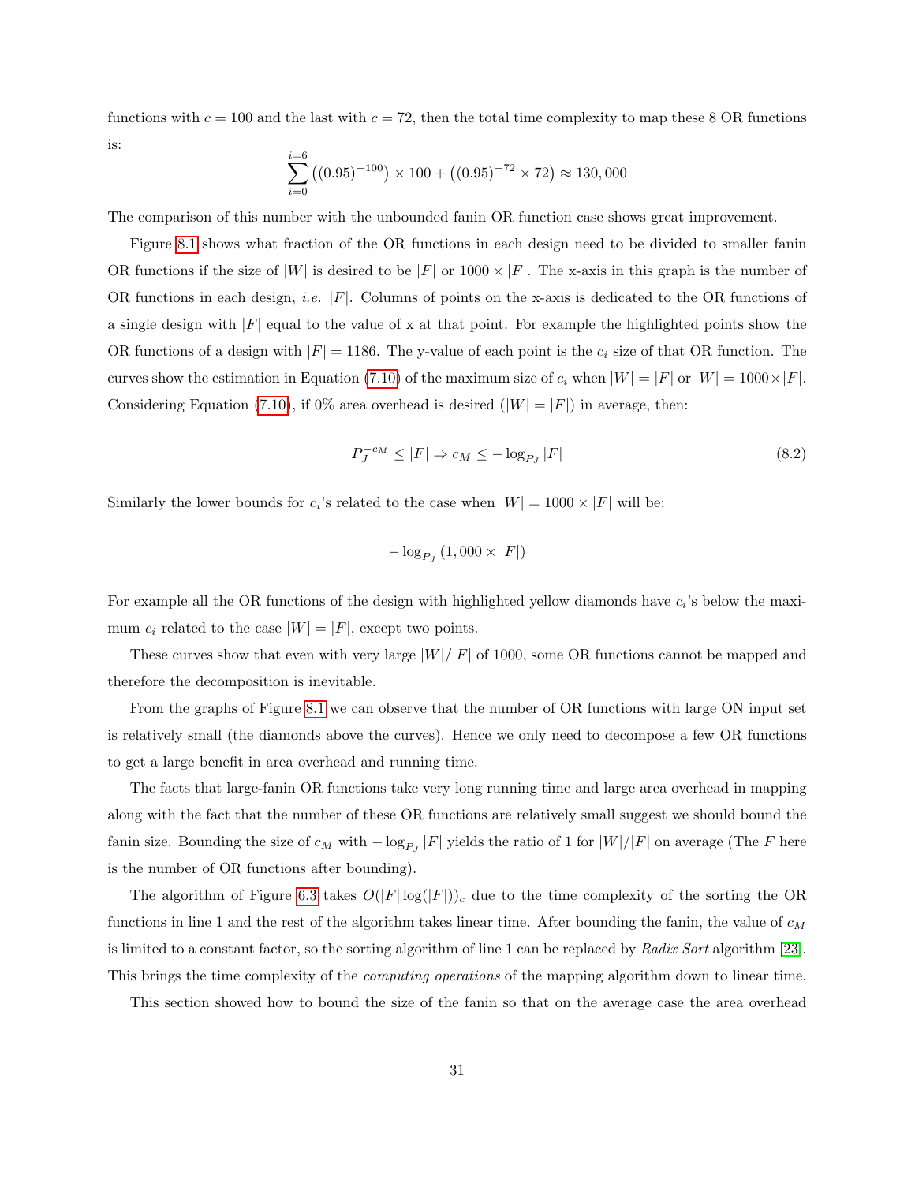functions with $c = 100$ and the last with $c = 72$, then the total time complexity to map these 8 OR functions is:

$$\sum_{i=0}^{i=6} \left((0.95)^{-100}\right) \times 100 + \left((0.95)^{-72} \times 72\right) \approx 130,000$$

The comparison of this number with the unbounded fanin OR function case shows great improvement.

Figure 8.1 shows what fraction of the OR functions in each design need to be divided to smaller fanin OR functions if the size of $|W|$ is desired to be $|F|$ or $1000 \times |F|$. The x-axis in this graph is the number of OR functions in each design, *i.e.* $|F|$. Columns of points on the x-axis is dedicated to the OR functions of a single design with $|F|$ equal to the value of x at that point. For example the highlighted points show the OR functions of a design with $|F| = 1186$. The y-value of each point is the $c_i$ size of that OR function. The curves show the estimation in Equation (7.10) of the maximum size of $c_i$ when $|W| = |F|$ or $|W| = 1000 \times |F|$. Considering Equation (7.10), if 0% area overhead is desired ($|W| = |F|$) in average, then:

$$P_J^{-c_M} \leq |F| \Rightarrow c_M \leq -\log_{P_J} |F| \tag{8.2}$$

Similarly the lower bounds for $c_i$'s related to the case when $|W| = 1000 \times |F|$ will be:

$$-\log_{P_J} (1,000 \times |F|)$$

For example all the OR functions of the design with highlighted yellow diamonds have $c_i$'s below the maximum $c_i$ related to the case $|W| = |F|$, except two points.

These curves show that even with very large $|W|/|F|$ of 1000, some OR functions cannot be mapped and therefore the decomposition is inevitable.

From the graphs of Figure 8.1 we can observe that the number of OR functions with large ON input set is relatively small (the diamonds above the curves). Hence we only need to decompose a few OR functions to get a large benefit in area overhead and running time.

The facts that large-fanin OR functions take very long running time and large area overhead in mapping along with the fact that the number of these OR functions are relatively small suggest we should bound the fanin size. Bounding the size of $c_M$ with $-\log_{P_J} |F|$ yields the ratio of 1 for $|W|/|F|$ on average (The $F$ here is the number of OR functions after bounding).

The algorithm of Figure 6.3 takes $O(|F| \log(|F|))_c$ due to the time complexity of the sorting the OR functions in line 1 and the rest of the algorithm takes linear time. After bounding the fanin, the value of $c_M$ is limited to a constant factor, so the sorting algorithm of line 1 can be replaced by *Radix Sort* algorithm [23]. This brings the time complexity of the *computing operations* of the mapping algorithm down to linear time.

This section showed how to bound the size of the fanin so that on the average case the area overhead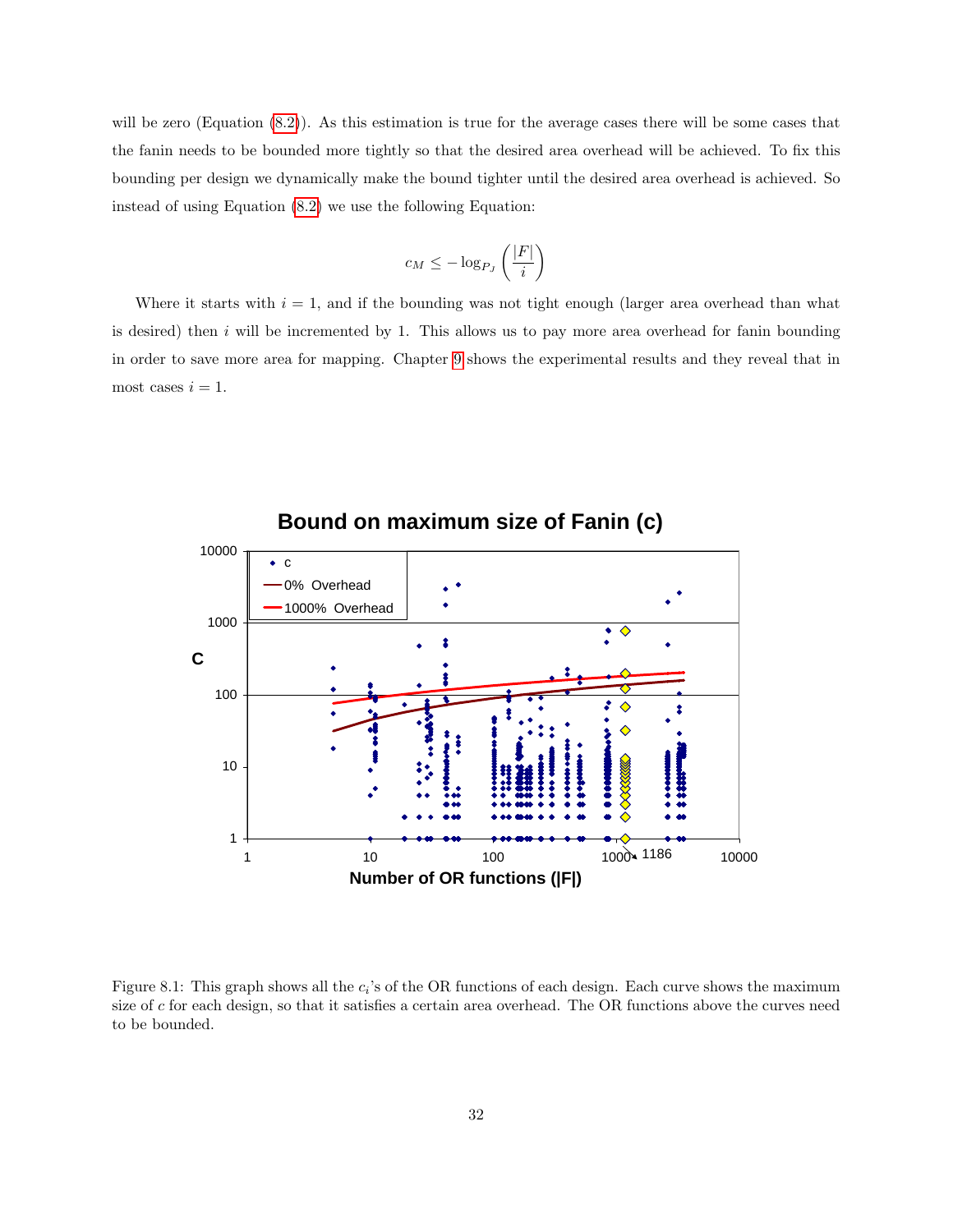will be zero (Equation (8.2)). As this estimation is true for the average cases there will be some cases that the fanin needs to be bounded more tightly so that the desired area overhead will be achieved. To fix this bounding per design we dynamically make the bound tighter until the desired area overhead is achieved. So instead of using Equation (8.2) we use the following Equation:

$$c_M \leq -\log_{P_J}\left(\frac{|F|}{i}\right)$$

Where it starts with $i = 1$, and if the bounding was not tight enough (larger area overhead than what is desired) then $i$ will be incremented by 1. This allows us to pay more area overhead for fanin bounding in order to save more area for mapping. Chapter 9 shows the experimental results and they reveal that in most cases $i = 1$.

Figure 8.1: This graph shows all the $c_i$'s of the OR functions of each design. Each curve shows the maximum size of $c$ for each design, so that it satisfies a certain area overhead. The OR functions above the curves need to be bounded.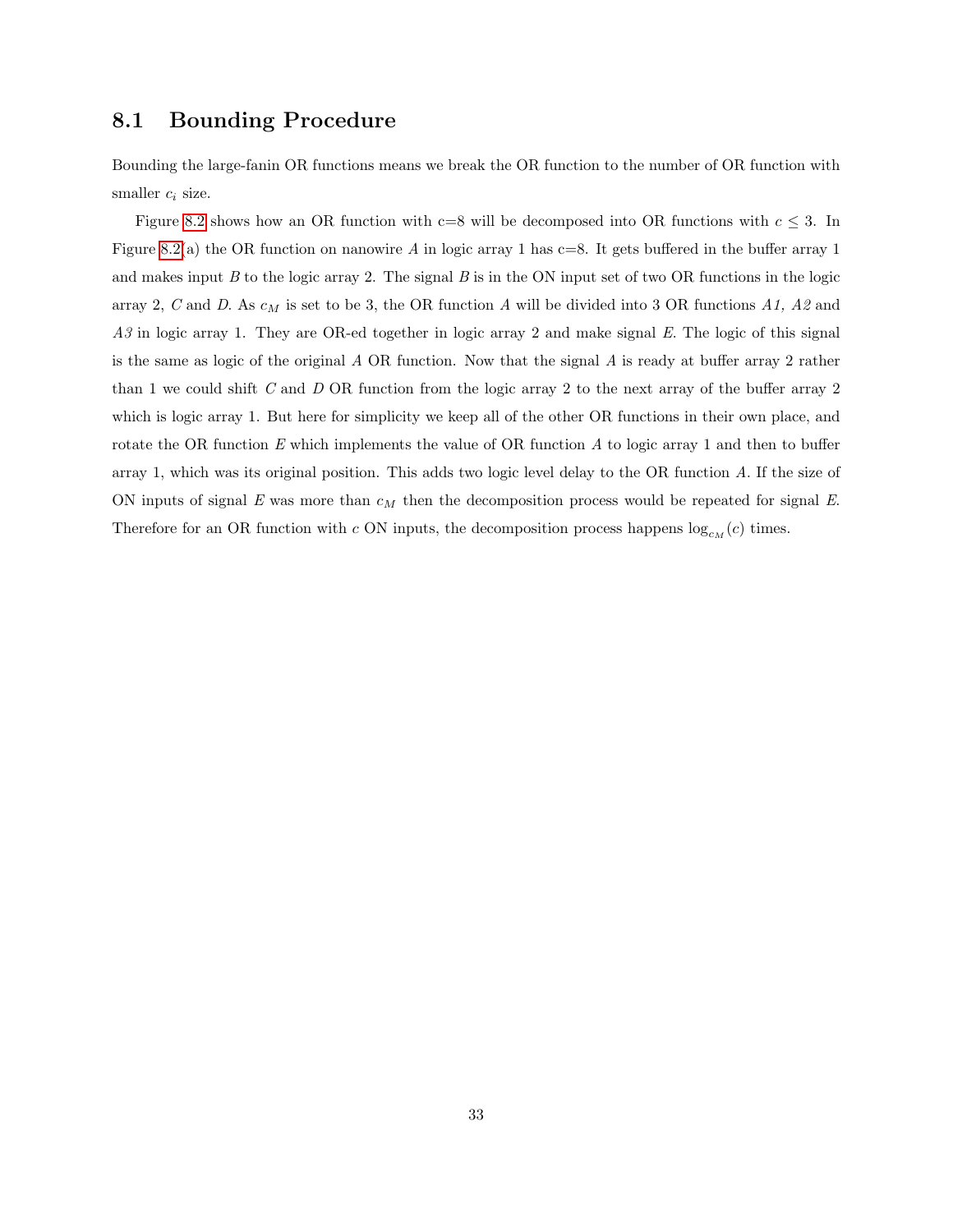## 8.1 Bounding Procedure

Bounding the large-fanin OR functions means we break the OR function to the number of OR function with smaller $c_i$ size.

Figure 8.2 shows how an OR function with c=8 will be decomposed into OR functions with $c \leq 3$. In Figure 8.2(a) the OR function on nanowire $A$ in logic array 1 has c=8. It gets buffered in the buffer array 1 and makes input $B$ to the logic array 2. The signal $B$ is in the ON input set of two OR functions in the logic array 2, $C$ and $D$. As $c_M$ is set to be 3, the OR function $A$ will be divided into 3 OR functions *A1, A2* and *A3* in logic array 1. They are OR-ed together in logic array 2 and make signal $E$. The logic of this signal is the same as logic of the original $A$ OR function. Now that the signal $A$ is ready at buffer array 2 rather than 1 we could shift $C$ and $D$ OR function from the logic array 2 to the next array of the buffer array 2 which is logic array 1. But here for simplicity we keep all of the other OR functions in their own place, and rotate the OR function $E$ which implements the value of OR function $A$ to logic array 1 and then to buffer array 1, which was its original position. This adds two logic level delay to the OR function $A$. If the size of ON inputs of signal $E$ was more than $c_M$ then the decomposition process would be repeated for signal $E$. Therefore for an OR function with $c$ ON inputs, the decomposition process happens $\log_{c_M}(c)$ times.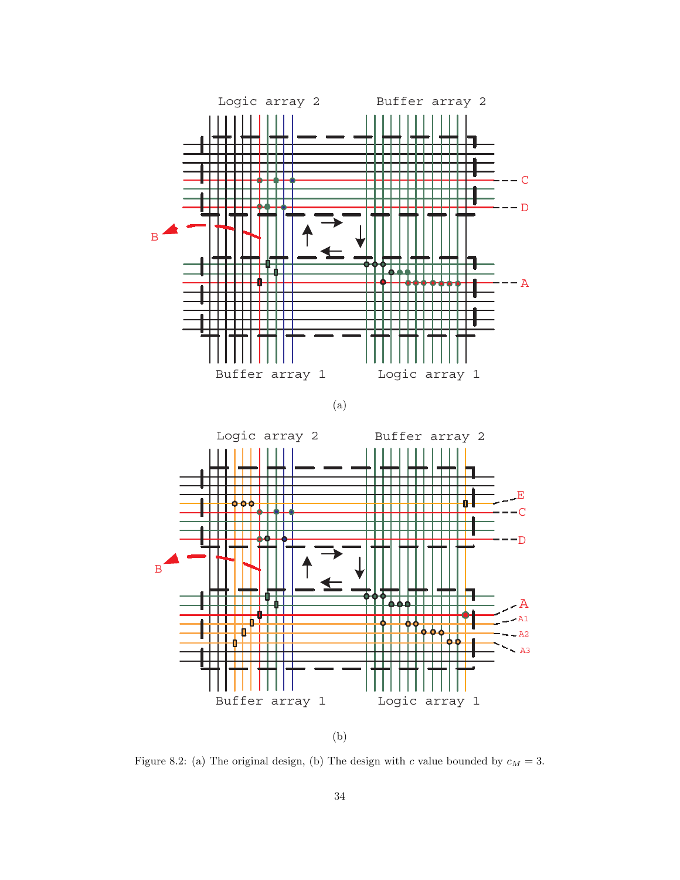Figure 8.2: (a) The original design, (b) The design with $c$ value bounded by $c_M = 3$.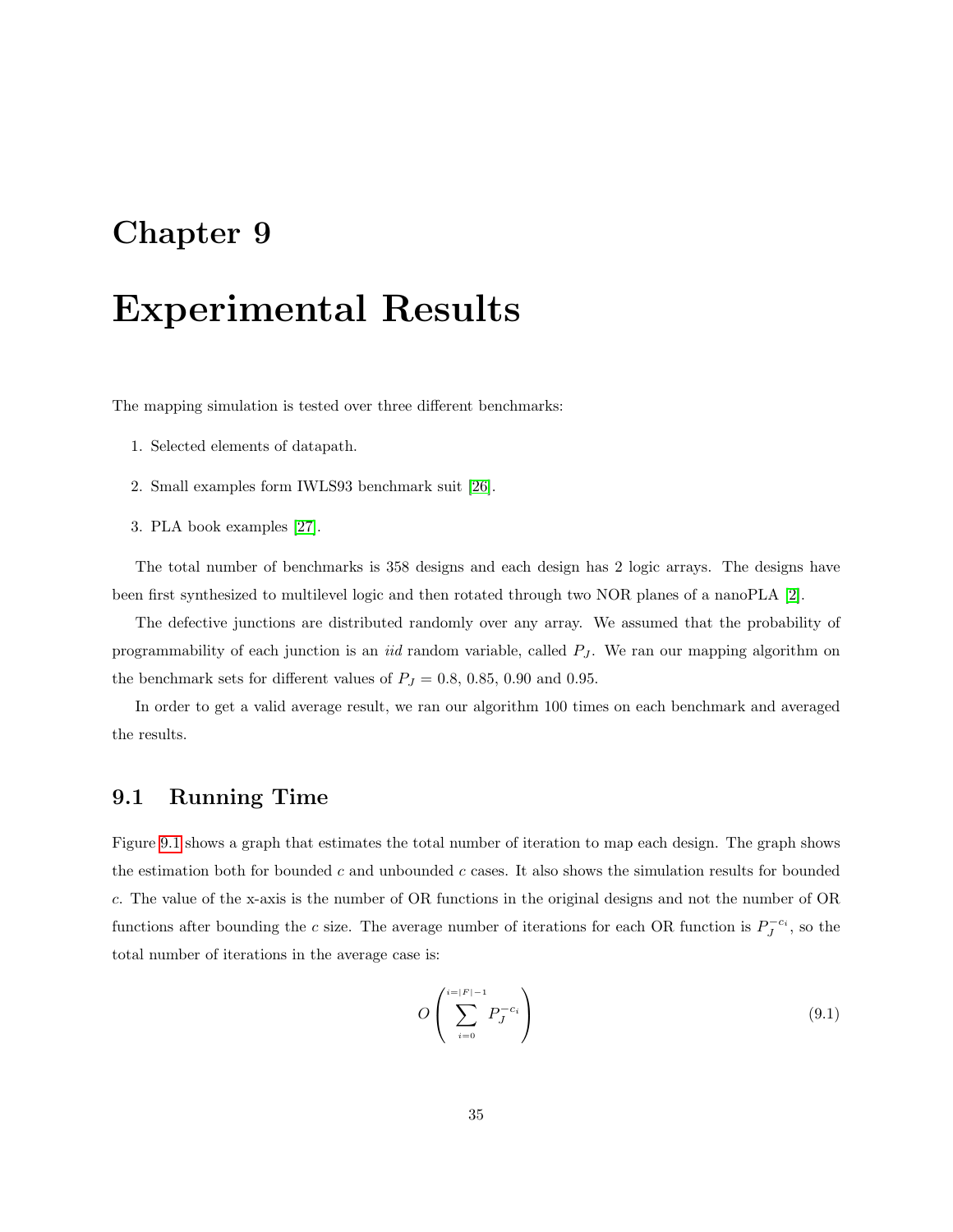# Chapter 9

# Experimental Results

The mapping simulation is tested over three different benchmarks:

1. Selected elements of datapath.
2. Small examples form IWLS93 benchmark suit [26].
3. PLA book examples [27].

The total number of benchmarks is 358 designs and each design has 2 logic arrays. The designs have been first synthesized to multilevel logic and then rotated through two NOR planes of a nanoPLA [2].

The defective junctions are distributed randomly over any array. We assumed that the probability of programmability of each junction is an *iid* random variable, called $P_J$. We ran our mapping algorithm on the benchmark sets for different values of $P_J = 0.8$, 0.85, 0.90 and 0.95.

In order to get a valid average result, we ran our algorithm 100 times on each benchmark and averaged the results.

## 9.1 Running Time

Figure 9.1 shows a graph that estimates the total number of iteration to map each design. The graph shows the estimation both for bounded $c$ and unbounded $c$ cases. It also shows the simulation results for bounded $c$. The value of the x-axis is the number of OR functions in the original designs and not the number of OR functions after bounding the $c$ size. The average number of iterations for each OR function is $P_J^{-c_i}$, so the total number of iterations in the average case is:

$$O\left(\sum_{i=0}^{i=|F|-1} P_J^{-c_i}\right) \tag{9.1}$$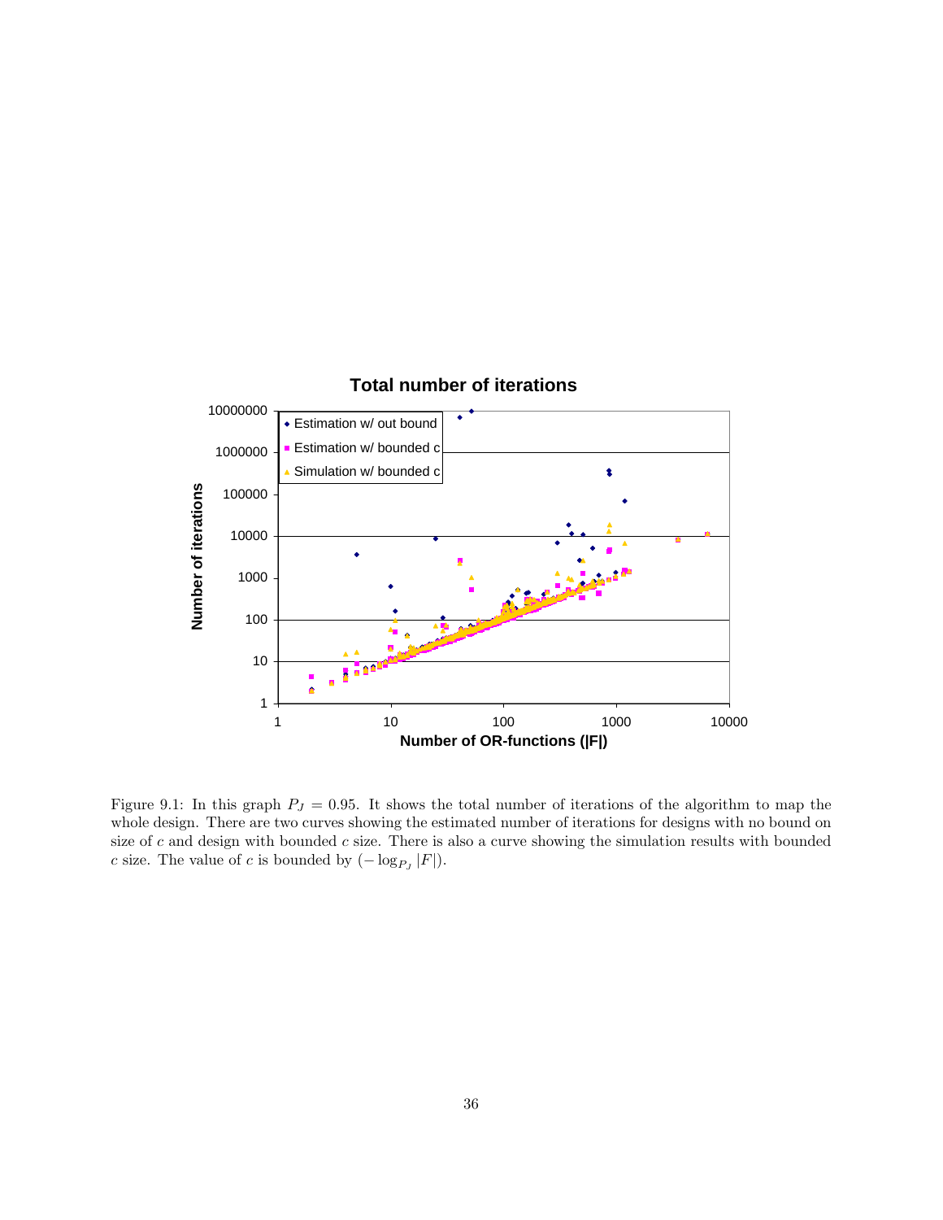Figure 9.1: In this graph $P_J = 0.95$. It shows the total number of iterations of the algorithm to map the whole design. There are two curves showing the estimated number of iterations for designs with no bound on size of $c$ and design with bounded $c$ size. There is also a curve showing the simulation results with bounded $c$ size. The value of $c$ is bounded by $(-\log_{P_J} |F|)$.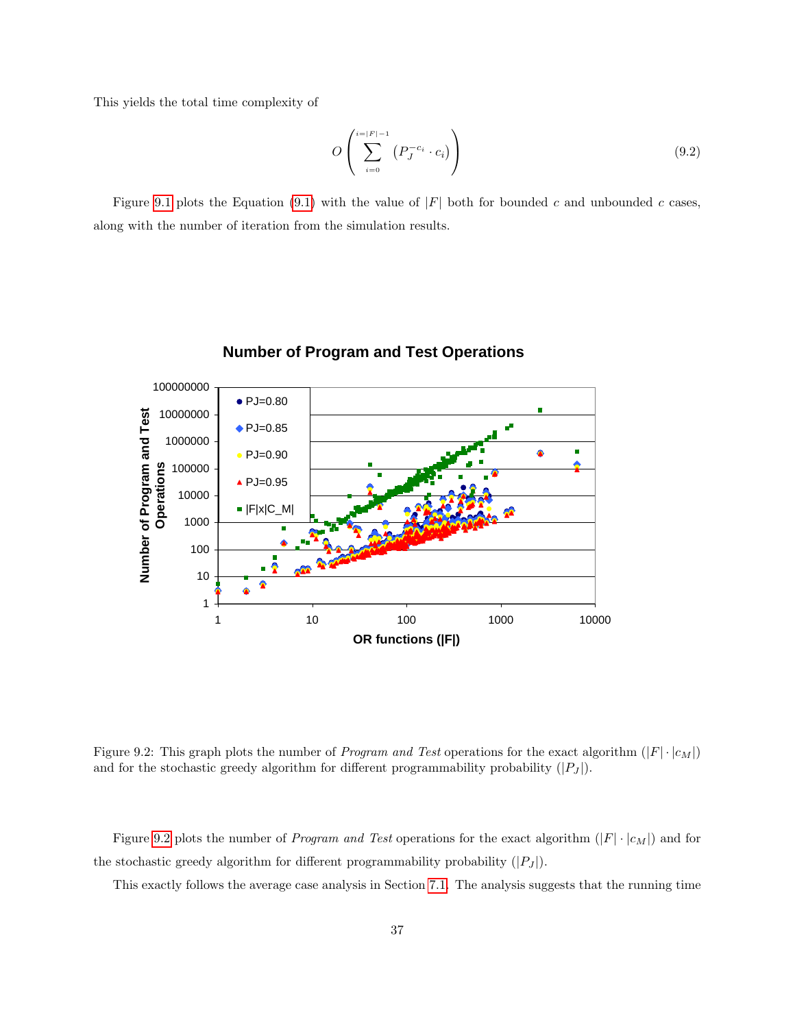This yields the total time complexity of

$$O\left(\sum_{i=0}^{i=|F|-1}\left(P_J^{-c_i}\cdot c_i\right)\right) \tag{9.2}$$

Figure 9.1 plots the Equation (9.1) with the value of $|F|$ both for bounded $c$ and unbounded $c$ cases, along with the number of iteration from the simulation results.

Figure 9.2: This graph plots the number of *Program and Test* operations for the exact algorithm ($|F|\cdot|c_M|$) and for the stochastic greedy algorithm for different programmability probability ($|P_J|$).

Figure 9.2 plots the number of *Program and Test* operations for the exact algorithm ($|F|\cdot|c_M|$) and for the stochastic greedy algorithm for different programmability probability ($|P_J|$).

This exactly follows the average case analysis in Section 7.1. The analysis suggests that the running time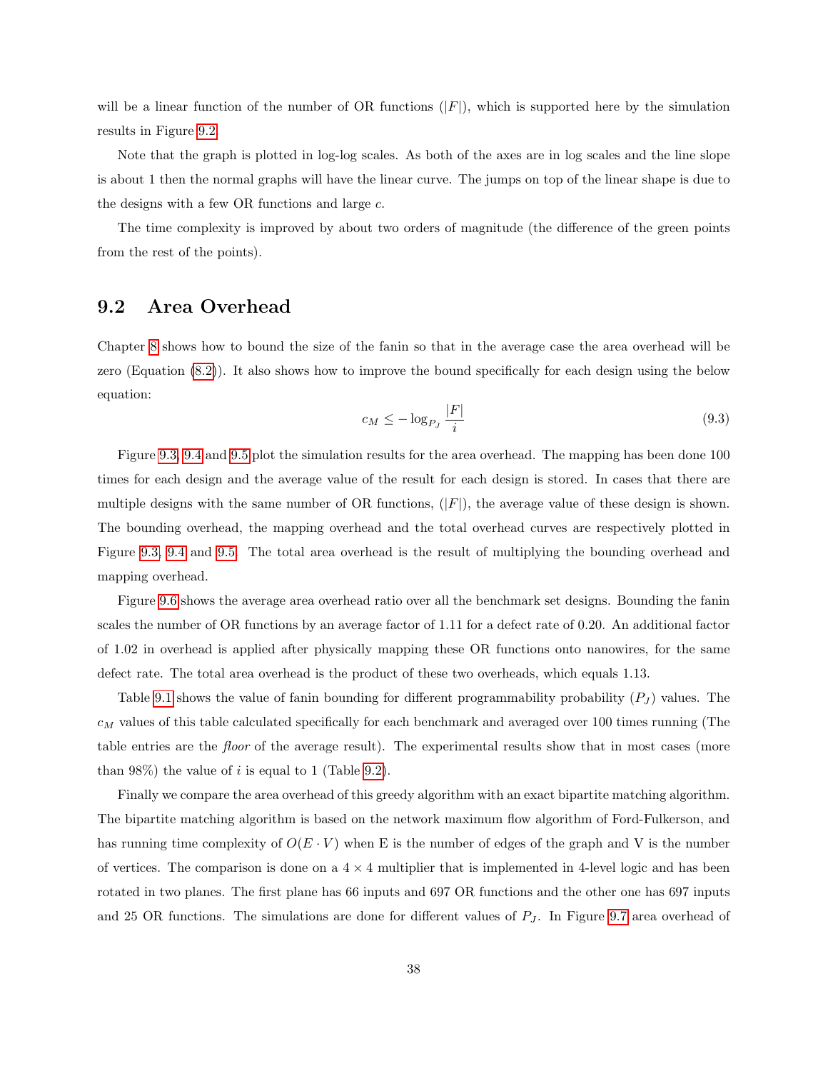will be a linear function of the number of OR functions ($|F|$), which is supported here by the simulation results in Figure 9.2.

Note that the graph is plotted in log-log scales. As both of the axes are in log scales and the line slope is about 1 then the normal graphs will have the linear curve. The jumps on top of the linear shape is due to the designs with a few OR functions and large $c$.

The time complexity is improved by about two orders of magnitude (the difference of the green points from the rest of the points).

## 9.2 Area Overhead

Chapter 8 shows how to bound the size of the fanin so that in the average case the area overhead will be zero (Equation (8.2)). It also shows how to improve the bound specifically for each design using the below equation:

$$c_M \leq -\log_{P_J} \frac{|F|}{i} \tag{9.3}$$

Figure 9.3, 9.4 and 9.5 plot the simulation results for the area overhead. The mapping has been done 100 times for each design and the average value of the result for each design is stored. In cases that there are multiple designs with the same number of OR functions, ($|F|$), the average value of these design is shown. The bounding overhead, the mapping overhead and the total overhead curves are respectively plotted in Figure 9.3, 9.4 and 9.5. The total area overhead is the result of multiplying the bounding overhead and mapping overhead.

Figure 9.6 shows the average area overhead ratio over all the benchmark set designs. Bounding the fanin scales the number of OR functions by an average factor of 1.11 for a defect rate of 0.20. An additional factor of 1.02 in overhead is applied after physically mapping these OR functions onto nanowires, for the same defect rate. The total area overhead is the product of these two overheads, which equals 1.13.

Table 9.1 shows the value of fanin bounding for different programmability probability ($P_J$) values. The $c_M$ values of this table calculated specifically for each benchmark and averaged over 100 times running (The table entries are the *floor* of the average result). The experimental results show that in most cases (more than 98%) the value of $i$ is equal to 1 (Table 9.2).

Finally we compare the area overhead of this greedy algorithm with an exact bipartite matching algorithm. The bipartite matching algorithm is based on the network maximum flow algorithm of Ford-Fulkerson, and has running time complexity of $O(E \cdot V)$ when E is the number of edges of the graph and V is the number of vertices. The comparison is done on a $4 \times 4$ multiplier that is implemented in 4-level logic and has been rotated in two planes. The first plane has 66 inputs and 697 OR functions and the other one has 697 inputs and 25 OR functions. The simulations are done for different values of $P_J$. In Figure 9.7 area overhead of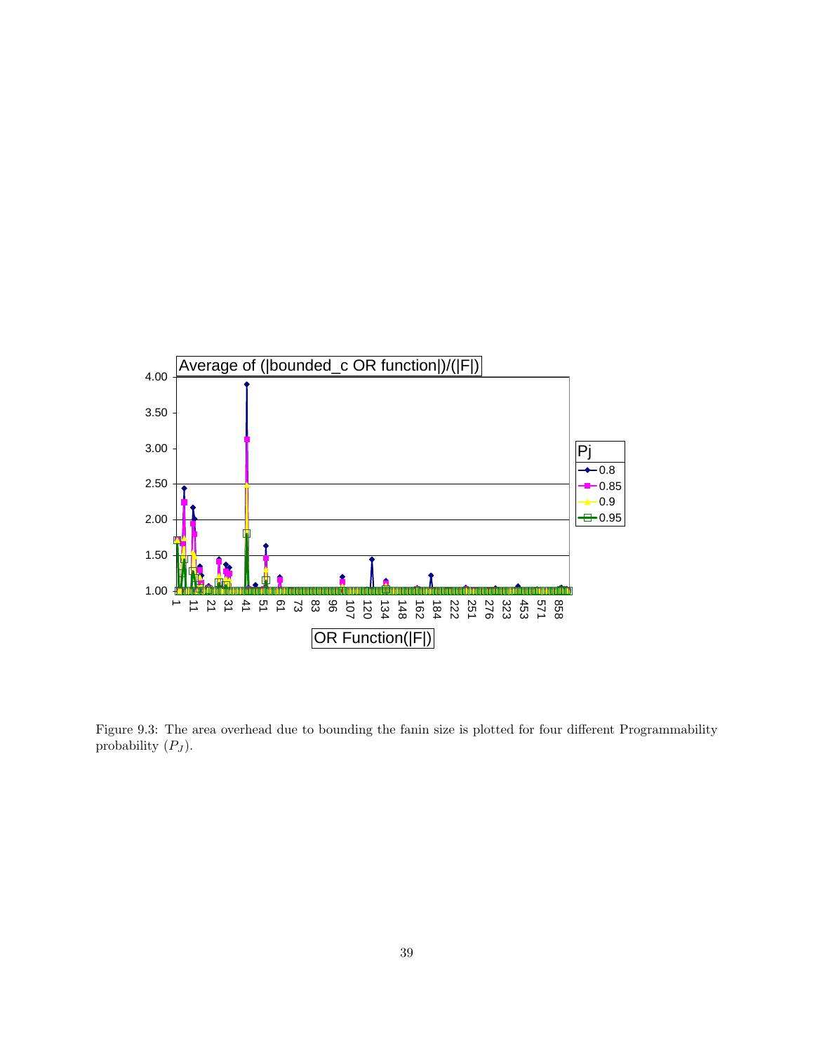Figure 9.3: The area overhead due to bounding the fanin size is plotted for four different Programmability probability ($P_J$).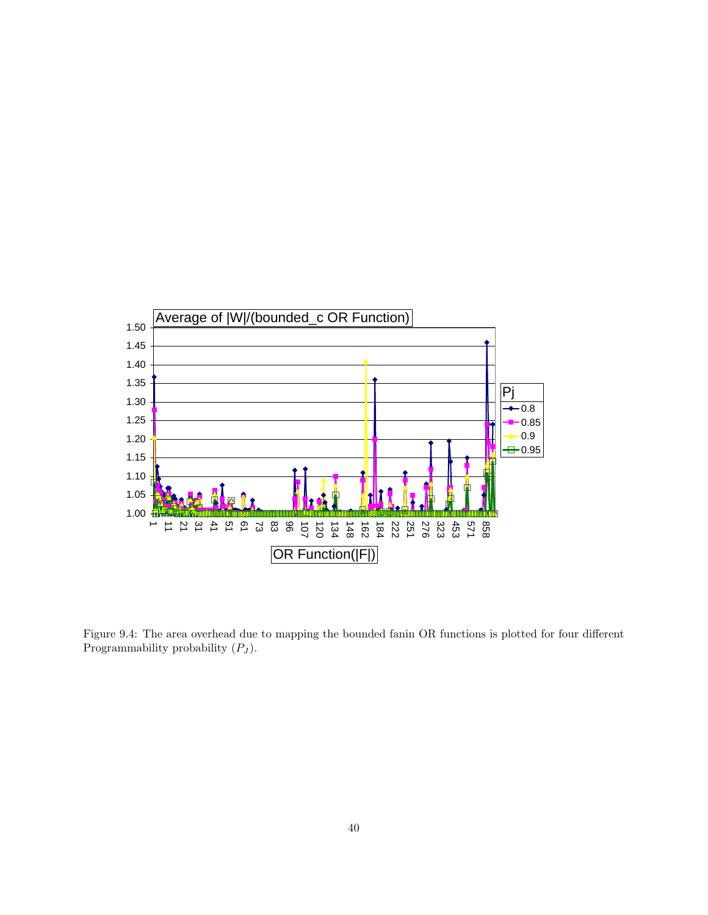Figure 9.4: The area overhead due to mapping the bounded fanin OR functions is plotted for four different Programmability probability ($P_J$).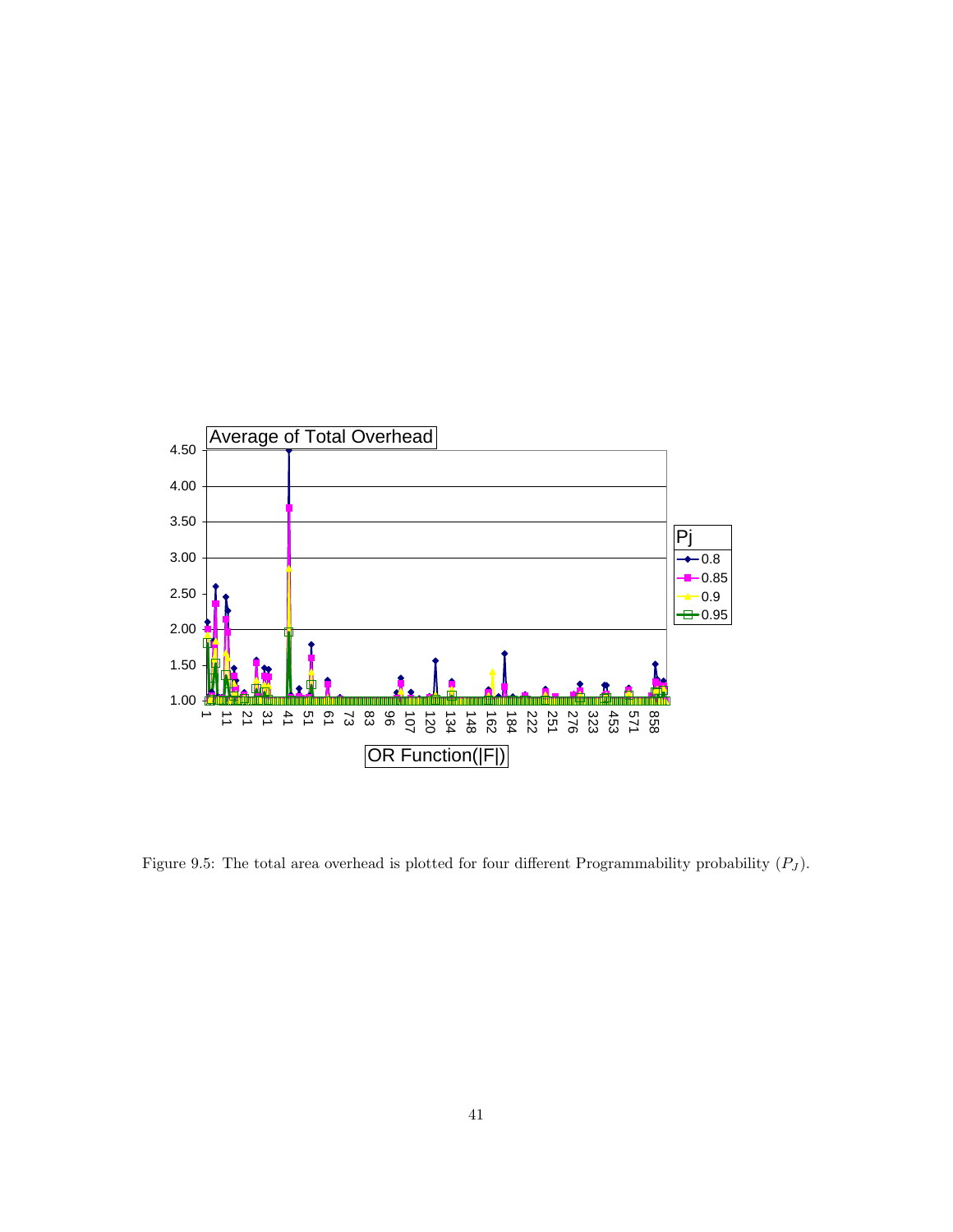Figure 9.5: The total area overhead is plotted for four different Programmability probability ($P_J$).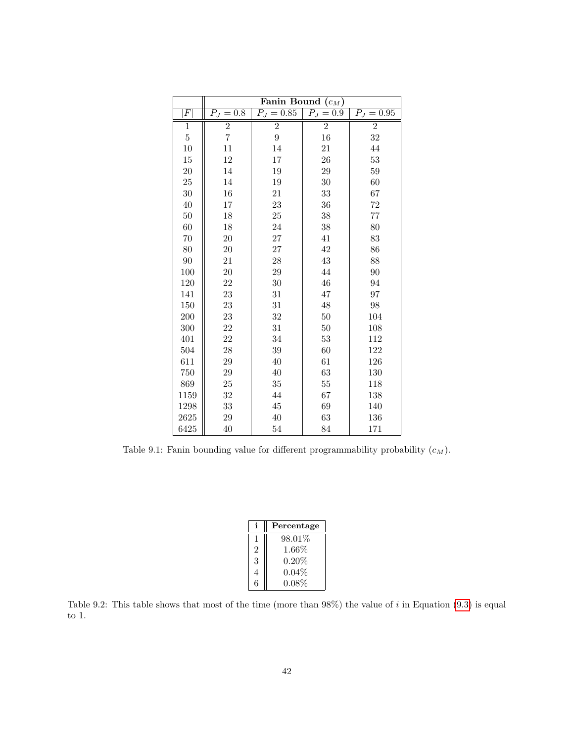| | Fanin Bound ($c_M$) | | | |
|---|---|---|---|---|
| $\|F\|$ | $P_J = 0.8$ | $P_J = 0.85$ | $P_J = 0.9$ | $P_J = 0.95$ |
| 1 | 2 | 2 | 2 | 2 |
| 5 | 7 | 9 | 16 | 32 |
| 10 | 11 | 14 | 21 | 44 |
| 15 | 12 | 17 | 26 | 53 |
| 20 | 14 | 19 | 29 | 59 |
| 25 | 14 | 19 | 30 | 60 |
| 30 | 16 | 21 | 33 | 67 |
| 40 | 17 | 23 | 36 | 72 |
| 50 | 18 | 25 | 38 | 77 |
| 60 | 18 | 24 | 38 | 80 |
| 70 | 20 | 27 | 41 | 83 |
| 80 | 20 | 27 | 42 | 86 |
| 90 | 21 | 28 | 43 | 88 |
| 100 | 20 | 29 | 44 | 90 |
| 120 | 22 | 30 | 46 | 94 |
| 141 | 23 | 31 | 47 | 97 |
| 150 | 23 | 31 | 48 | 98 |
| 200 | 23 | 32 | 50 | 104 |
| 300 | 22 | 31 | 50 | 108 |
| 401 | 22 | 34 | 53 | 112 |
| 504 | 28 | 39 | 60 | 122 |
| 611 | 29 | 40 | 61 | 126 |
| 750 | 29 | 40 | 63 | 130 |
| 869 | 25 | 35 | 55 | 118 |
| 1159 | 32 | 44 | 67 | 138 |
| 1298 | 33 | 45 | 69 | 140 |
| 2625 | 29 | 40 | 63 | 136 |
| 6425 | 40 | 54 | 84 | 171 |

Table 9.1: Fanin bounding value for different programmability probability ($c_M$).

| i | Percentage |
|---|---|
| 1 | 98.01% |
| 2 | 1.66% |
| 3 | 0.20% |
| 4 | 0.04% |
| 6 | 0.08% |

Table 9.2: This table shows that most of the time (more than 98%) the value of $i$ in Equation (9.3) is equal to 1.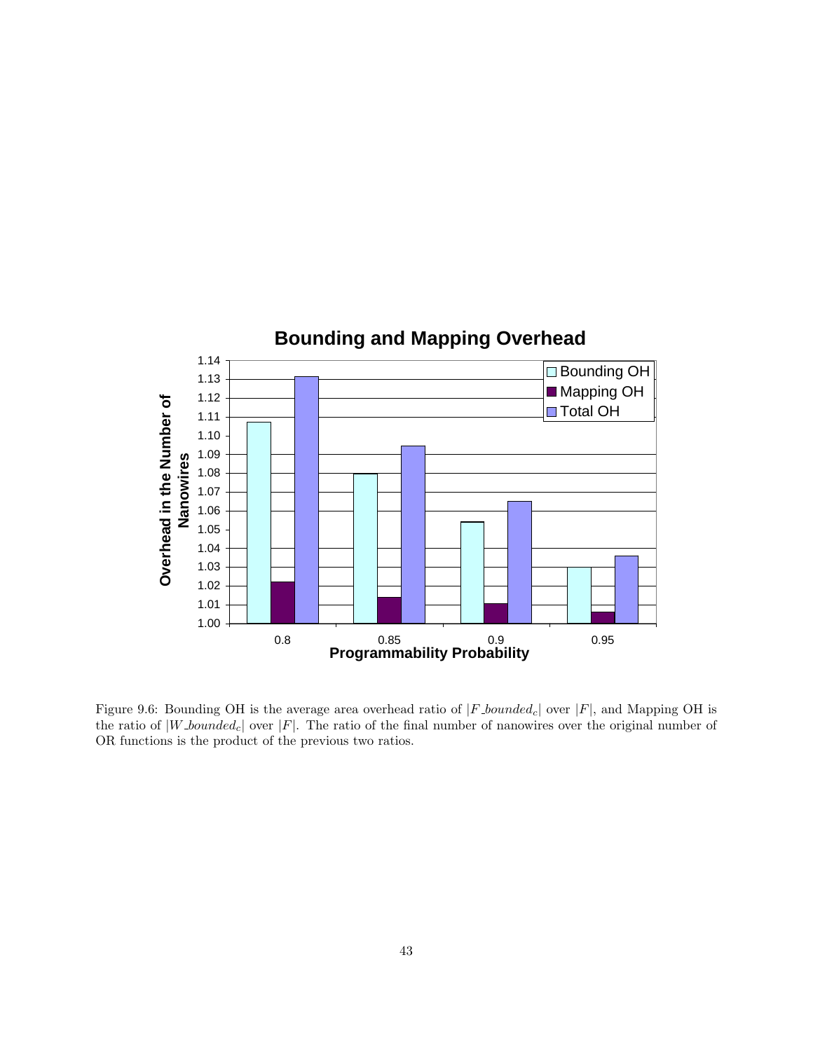Figure 9.6: Bounding OH is the average area overhead ratio of $|F\_bounded_c|$ over $|F|$, and Mapping OH is the ratio of $|W\_bounded_c|$ over $|F|$. The ratio of the final number of nanowires over the original number of OR functions is the product of the previous two ratios.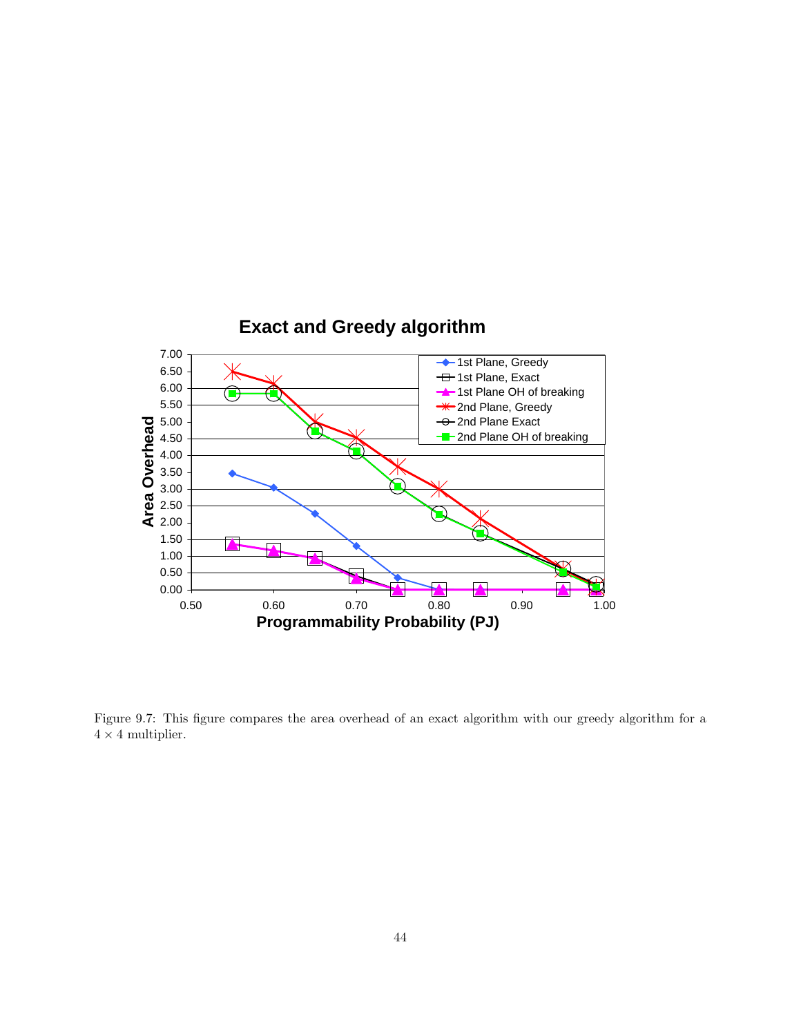Figure 9.7: This figure compares the area overhead of an exact algorithm with our greedy algorithm for a $4 \times 4$ multiplier.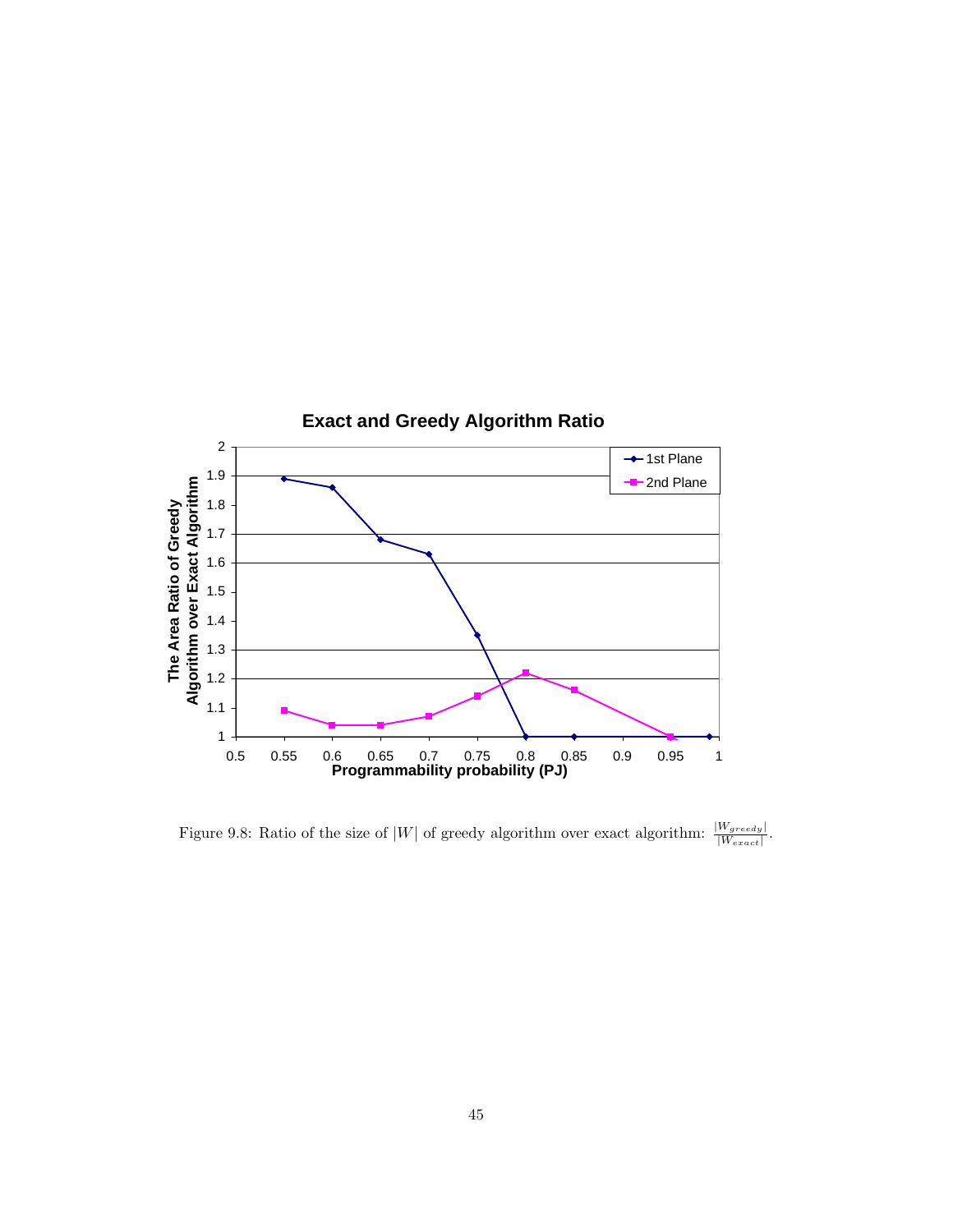Figure 9.8: Ratio of the size of $|W|$ of greedy algorithm over exact algorithm: $\frac{|W_{greedy}|}{|W_{exact}|}$.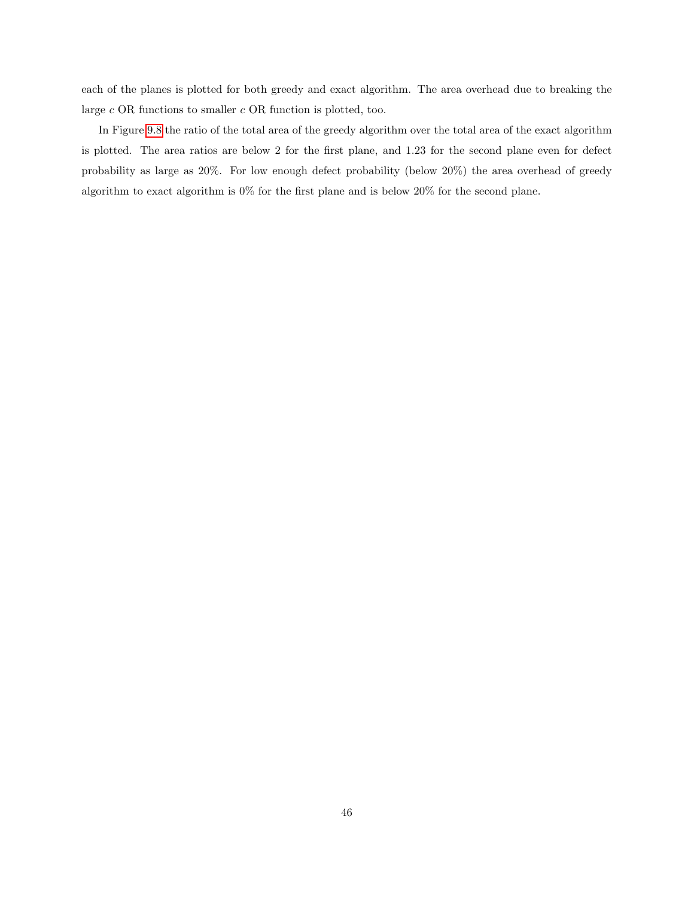each of the planes is plotted for both greedy and exact algorithm. The area overhead due to breaking the large $c$ OR functions to smaller $c$ OR function is plotted, too.

In Figure 9.8 the ratio of the total area of the greedy algorithm over the total area of the exact algorithm is plotted. The area ratios are below 2 for the first plane, and 1.23 for the second plane even for defect probability as large as 20%. For low enough defect probability (below 20%) the area overhead of greedy algorithm to exact algorithm is 0% for the first plane and is below 20% for the second plane.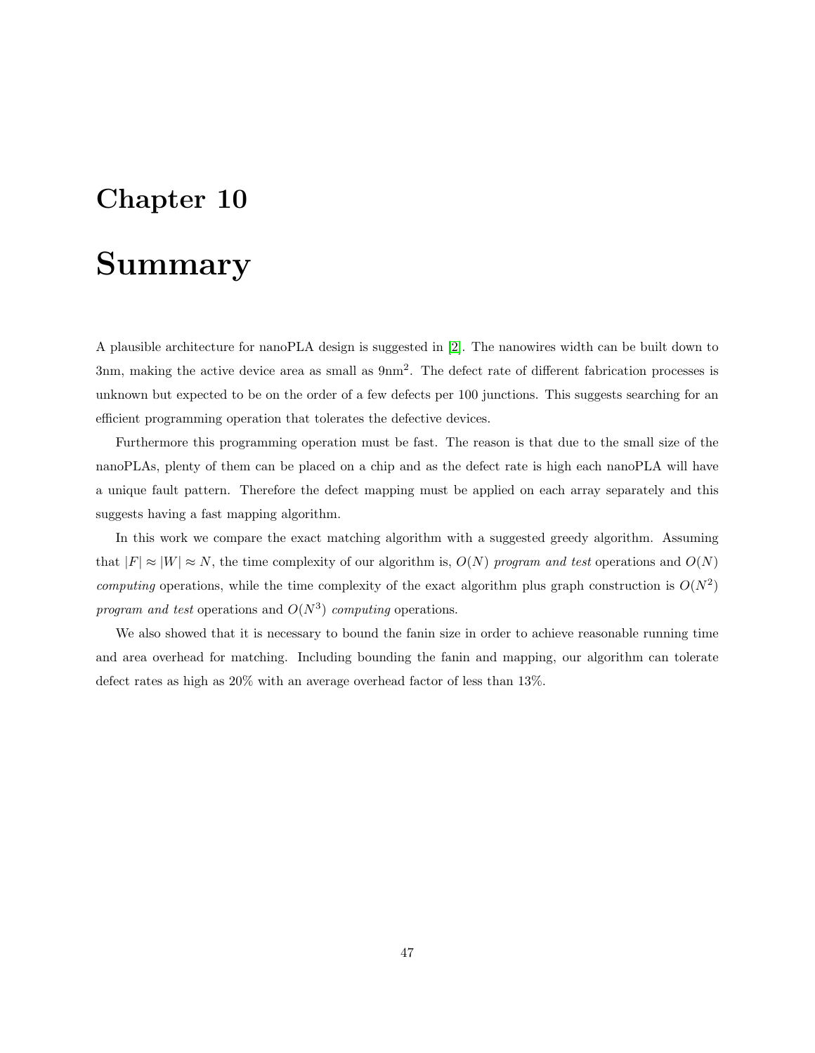# Chapter 10

# Summary

A plausible architecture for nanoPLA design is suggested in [2]. The nanowires width can be built down to 3nm, making the active device area as small as 9nm$^2$. The defect rate of different fabrication processes is unknown but expected to be on the order of a few defects per 100 junctions. This suggests searching for an efficient programming operation that tolerates the defective devices.

Furthermore this programming operation must be fast. The reason is that due to the small size of the nanoPLAs, plenty of them can be placed on a chip and as the defect rate is high each nanoPLA will have a unique fault pattern. Therefore the defect mapping must be applied on each array separately and this suggests having a fast mapping algorithm.

In this work we compare the exact matching algorithm with a suggested greedy algorithm. Assuming that $|F| \approx |W| \approx N$, the time complexity of our algorithm is, $O(N)$ *program and test* operations and $O(N)$ *computing* operations, while the time complexity of the exact algorithm plus graph construction is $O(N^2)$ *program and test* operations and $O(N^3)$ *computing* operations.

We also showed that it is necessary to bound the fanin size in order to achieve reasonable running time and area overhead for matching. Including bounding the fanin and mapping, our algorithm can tolerate defect rates as high as 20% with an average overhead factor of less than 13%.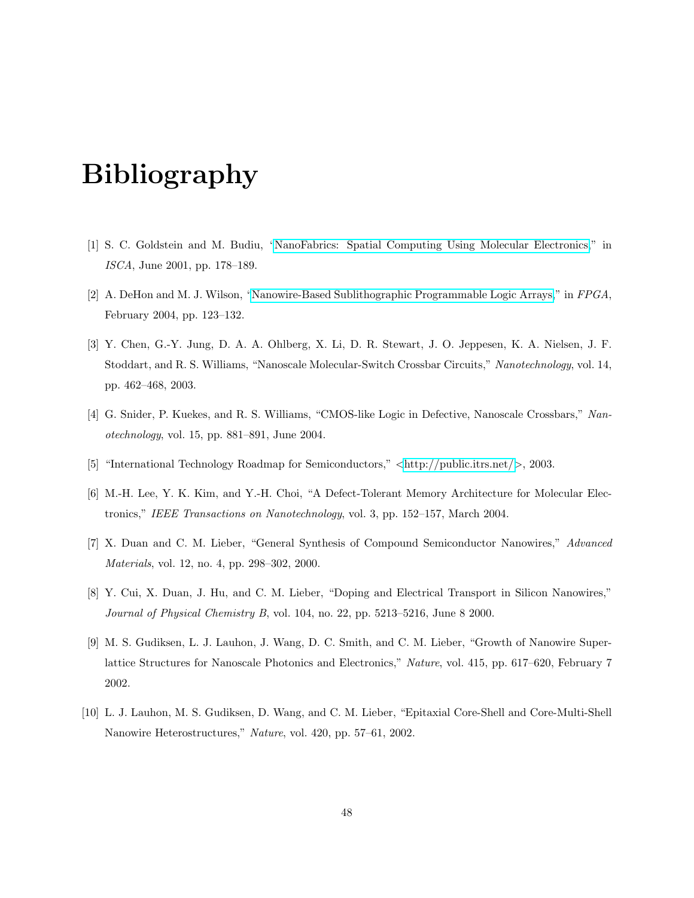# Bibliography

[1] S. C. Goldstein and M. Budiu, "NanoFabrics: Spatial Computing Using Molecular Electronics," in *ISCA*, June 2001, pp. 178–189.

[2] A. DeHon and M. J. Wilson, "Nanowire-Based Sublithographic Programmable Logic Arrays," in *FPGA*, February 2004, pp. 123–132.

[3] Y. Chen, G.-Y. Jung, D. A. A. Ohlberg, X. Li, D. R. Stewart, J. O. Jeppesen, K. A. Nielsen, J. F. Stoddart, and R. S. Williams, "Nanoscale Molecular-Switch Crossbar Circuits," *Nanotechnology*, vol. 14, pp. 462–468, 2003.

[4] G. Snider, P. Kuekes, and R. S. Williams, "CMOS-like Logic in Defective, Nanoscale Crossbars," *Nanotechnology*, vol. 15, pp. 881–891, June 2004.

[5] "International Technology Roadmap for Semiconductors," <http://public.itrs.net/>, 2003.

[6] M.-H. Lee, Y. K. Kim, and Y.-H. Choi, "A Defect-Tolerant Memory Architecture for Molecular Electronics," *IEEE Transactions on Nanotechnology*, vol. 3, pp. 152–157, March 2004.

[7] X. Duan and C. M. Lieber, "General Synthesis of Compound Semiconductor Nanowires," *Advanced Materials*, vol. 12, no. 4, pp. 298–302, 2000.

[8] Y. Cui, X. Duan, J. Hu, and C. M. Lieber, "Doping and Electrical Transport in Silicon Nanowires," *Journal of Physical Chemistry B*, vol. 104, no. 22, pp. 5213–5216, June 8 2000.

[9] M. S. Gudiksen, L. J. Lauhon, J. Wang, D. C. Smith, and C. M. Lieber, "Growth of Nanowire Superlattice Structures for Nanoscale Photonics and Electronics," *Nature*, vol. 415, pp. 617–620, February 7 2002.

[10] L. J. Lauhon, M. S. Gudiksen, D. Wang, and C. M. Lieber, "Epitaxial Core-Shell and Core-Multi-Shell Nanowire Heterostructures," *Nature*, vol. 420, pp. 57–61, 2002.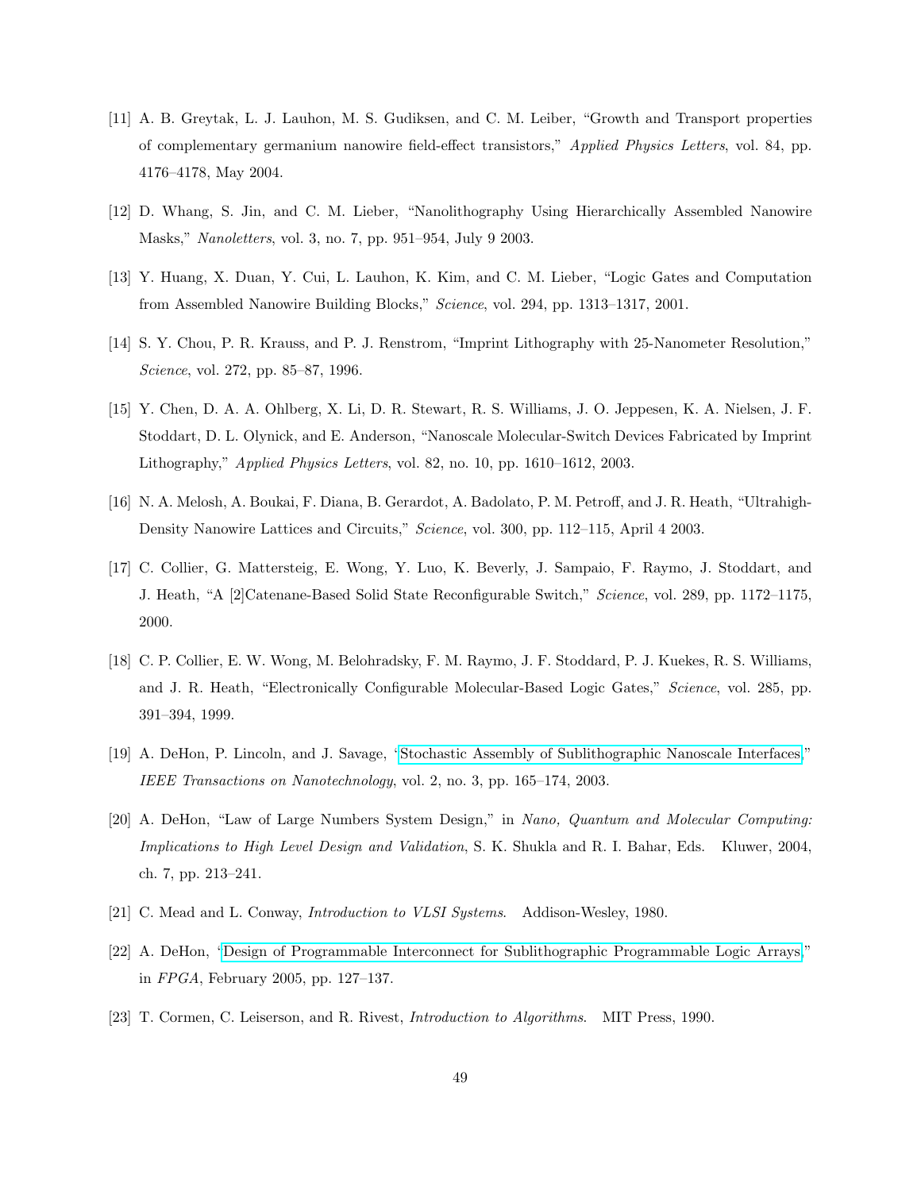[11] A. B. Greytak, L. J. Lauhon, M. S. Gudiksen, and C. M. Leiber, "Growth and Transport properties of complementary germanium nanowire field-effect transistors," *Applied Physics Letters*, vol. 84, pp. 4176–4178, May 2004.

[12] D. Whang, S. Jin, and C. M. Lieber, "Nanolithography Using Hierarchically Assembled Nanowire Masks," *Nanoletters*, vol. 3, no. 7, pp. 951–954, July 9 2003.

[13] Y. Huang, X. Duan, Y. Cui, L. Lauhon, K. Kim, and C. M. Lieber, "Logic Gates and Computation from Assembled Nanowire Building Blocks," *Science*, vol. 294, pp. 1313–1317, 2001.

[14] S. Y. Chou, P. R. Krauss, and P. J. Renstrom, "Imprint Lithography with 25-Nanometer Resolution," *Science*, vol. 272, pp. 85–87, 1996.

[15] Y. Chen, D. A. A. Ohlberg, X. Li, D. R. Stewart, R. S. Williams, J. O. Jeppesen, K. A. Nielsen, J. F. Stoddart, D. L. Olynick, and E. Anderson, "Nanoscale Molecular-Switch Devices Fabricated by Imprint Lithography," *Applied Physics Letters*, vol. 82, no. 10, pp. 1610–1612, 2003.

[16] N. A. Melosh, A. Boukai, F. Diana, B. Gerardot, A. Badolato, P. M. Petroff, and J. R. Heath, "Ultrahigh-Density Nanowire Lattices and Circuits," *Science*, vol. 300, pp. 112–115, April 4 2003.

[17] C. Collier, G. Mattersteig, E. Wong, Y. Luo, K. Beverly, J. Sampaio, F. Raymo, J. Stoddart, and J. Heath, "A [2]Catenane-Based Solid State Reconfigurable Switch," *Science*, vol. 289, pp. 1172–1175, 2000.

[18] C. P. Collier, E. W. Wong, M. Belohradsky, F. M. Raymo, J. F. Stoddard, P. J. Kuekes, R. S. Williams, and J. R. Heath, "Electronically Configurable Molecular-Based Logic Gates," *Science*, vol. 285, pp. 391–394, 1999.

[19] A. DeHon, P. Lincoln, and J. Savage, "Stochastic Assembly of Sublithographic Nanoscale Interfaces," *IEEE Transactions on Nanotechnology*, vol. 2, no. 3, pp. 165–174, 2003.

[20] A. DeHon, "Law of Large Numbers System Design," in *Nano, Quantum and Molecular Computing: Implications to High Level Design and Validation*, S. K. Shukla and R. I. Bahar, Eds. Kluwer, 2004, ch. 7, pp. 213–241.

[21] C. Mead and L. Conway, *Introduction to VLSI Systems*. Addison-Wesley, 1980.

[22] A. DeHon, "Design of Programmable Interconnect for Sublithographic Programmable Logic Arrays," in *FPGA*, February 2005, pp. 127–137.

[23] T. Cormen, C. Leiserson, and R. Rivest, *Introduction to Algorithms*. MIT Press, 1990.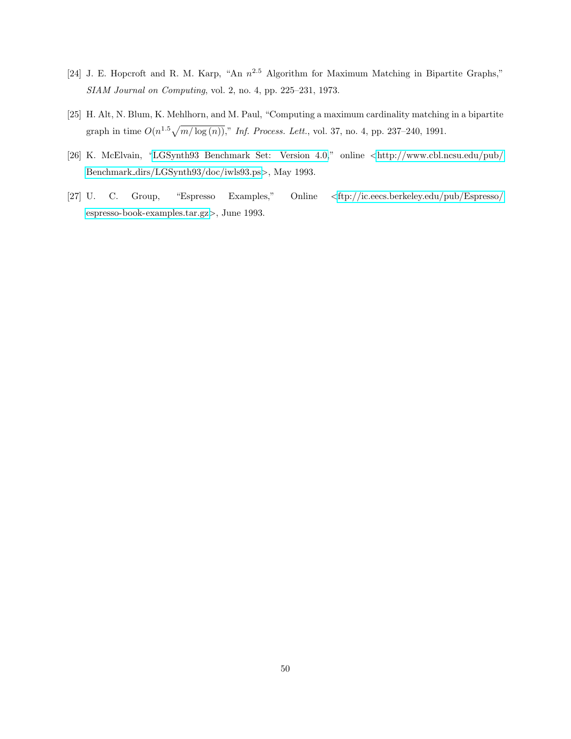[24] J. E. Hopcroft and R. M. Karp, "An $n^{2.5}$ Algorithm for Maximum Matching in Bipartite Graphs," *SIAM Journal on Computing*, vol. 2, no. 4, pp. 225–231, 1973.

[25] H. Alt, N. Blum, K. Mehlhorn, and M. Paul, "Computing a maximum cardinality matching in a bipartite graph in time $O(n^{1.5}\sqrt{m/\log(n)})$," *Inf. Process. Lett.*, vol. 37, no. 4, pp. 237–240, 1991.

[26] K. McElvain, "LGSynth93 Benchmark Set: Version 4.0," online <http://www.cbl.ncsu.edu/pub/Benchmark_dirs/LGSynth93/doc/iwls93.ps>, May 1993.

[27] U. C. Group, "Espresso Examples," Online <ftp://ic.eecs.berkeley.edu/pub/Espresso/espresso-book-examples.tar.gz>, June 1993.